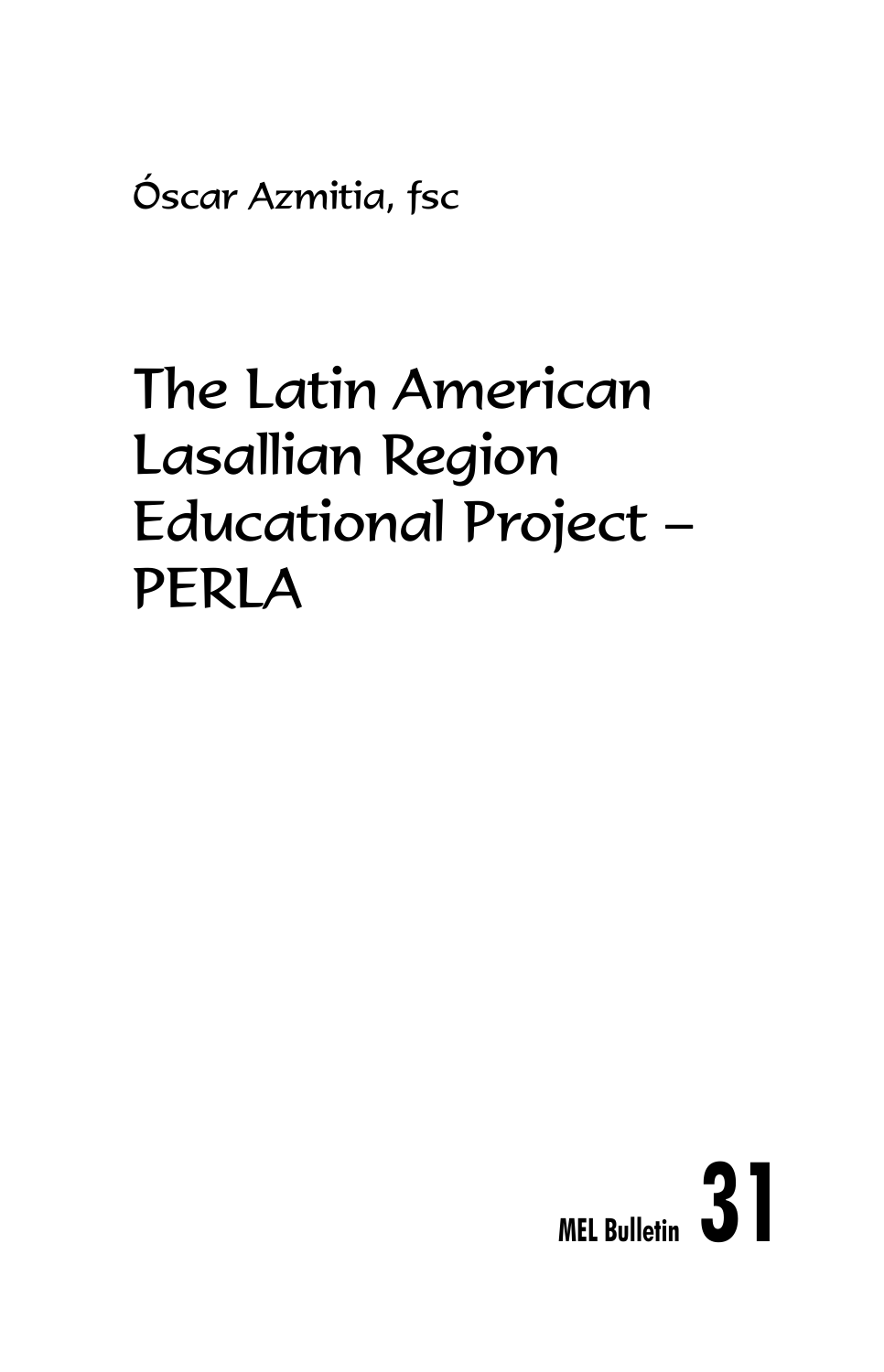Óscar Azmitia, fsc

# The Latin American Lasallian Region Educational Project – PERLA

MEL Bulletin **31**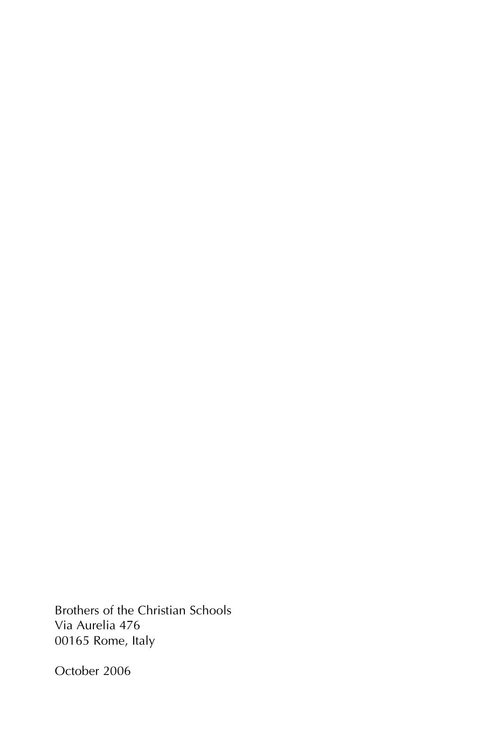Brothers of the Christian Schools
Via Aurelia 476
00165 Rome, Italy

October 2006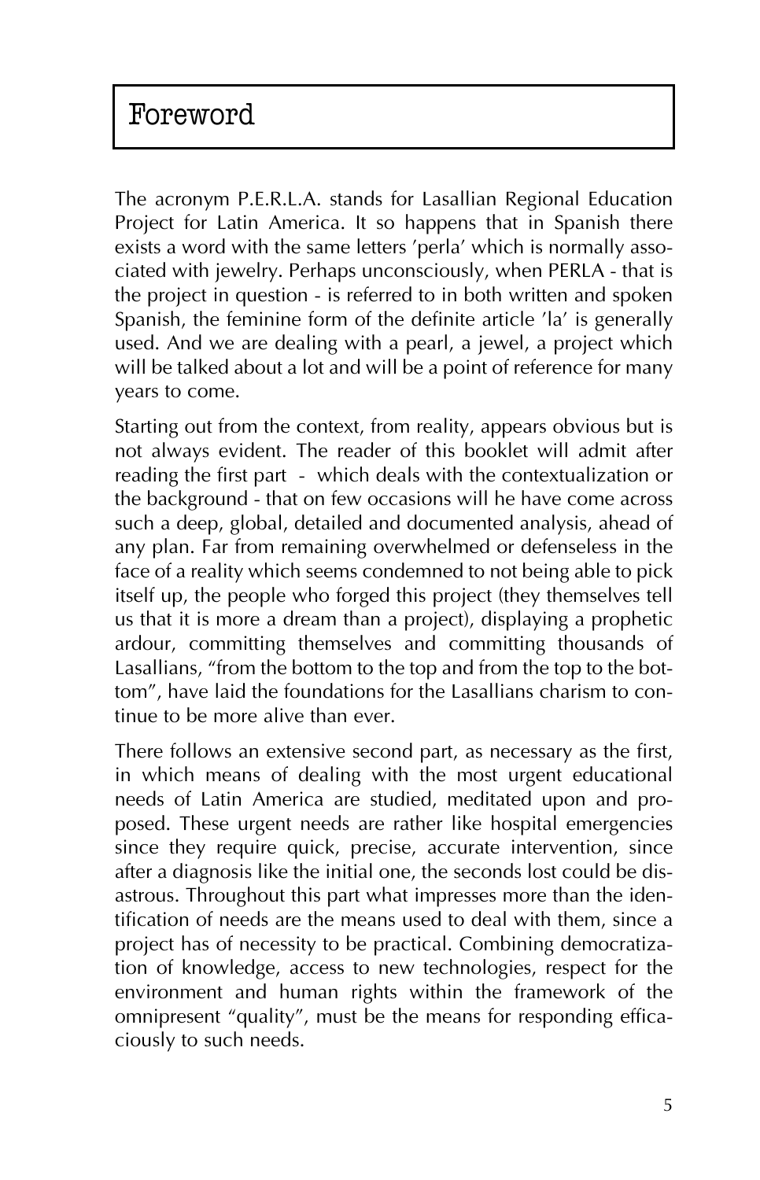# Foreword

The acronym P.E.R.L.A. stands for Lasallian Regional Education Project for Latin America. It so happens that in Spanish there exists a word with the same letters 'perla' which is normally associated with jewelry. Perhaps unconsciously, when PERLA - that is the project in question - is referred to in both written and spoken Spanish, the feminine form of the definite article 'la' is generally used. And we are dealing with a pearl, a jewel, a project which will be talked about a lot and will be a point of reference for many years to come.

Starting out from the context, from reality, appears obvious but is not always evident. The reader of this booklet will admit after reading the first part - which deals with the contextualization or the background - that on few occasions will he have come across such a deep, global, detailed and documented analysis, ahead of any plan. Far from remaining overwhelmed or defenseless in the face of a reality which seems condemned to not being able to pick itself up, the people who forged this project (they themselves tell us that it is more a dream than a project), displaying a prophetic ardour, committing themselves and committing thousands of Lasallians, "from the bottom to the top and from the top to the bottom", have laid the foundations for the Lasallians charism to continue to be more alive than ever.

There follows an extensive second part, as necessary as the first, in which means of dealing with the most urgent educational needs of Latin America are studied, meditated upon and proposed. These urgent needs are rather like hospital emergencies since they require quick, precise, accurate intervention, since after a diagnosis like the initial one, the seconds lost could be disastrous. Throughout this part what impresses more than the identification of needs are the means used to deal with them, since a project has of necessity to be practical. Combining democratization of knowledge, access to new technologies, respect for the environment and human rights within the framework of the omnipresent "quality", must be the means for responding efficaciously to such needs.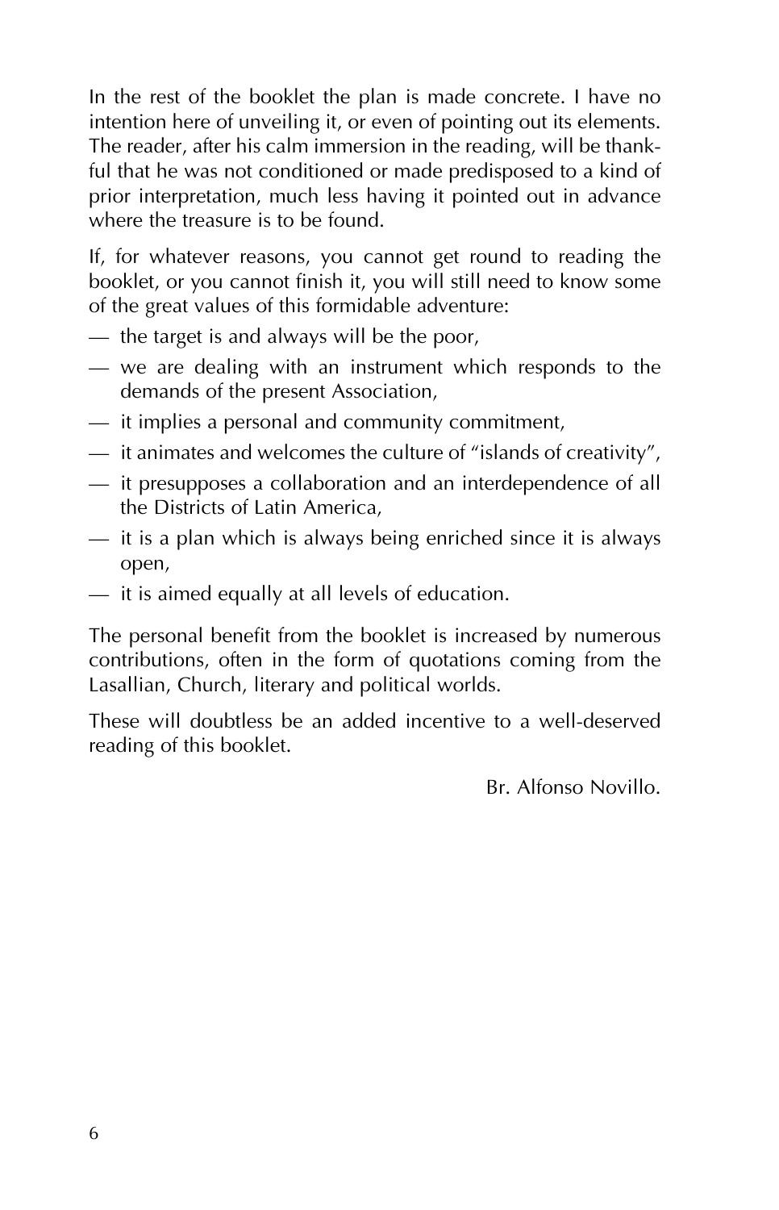In the rest of the booklet the plan is made concrete. I have no intention here of unveiling it, or even of pointing out its elements. The reader, after his calm immersion in the reading, will be thankful that he was not conditioned or made predisposed to a kind of prior interpretation, much less having it pointed out in advance where the treasure is to be found.

If, for whatever reasons, you cannot get round to reading the booklet, or you cannot finish it, you will still need to know some of the great values of this formidable adventure:

- the target is and always will be the poor,
- we are dealing with an instrument which responds to the demands of the present Association,
- it implies a personal and community commitment,
- it animates and welcomes the culture of "islands of creativity",
- it presupposes a collaboration and an interdependence of all the Districts of Latin America,
- it is a plan which is always being enriched since it is always open,
- it is aimed equally at all levels of education.

The personal benefit from the booklet is increased by numerous contributions, often in the form of quotations coming from the Lasallian, Church, literary and political worlds.

These will doubtless be an added incentive to a well-deserved reading of this booklet.

Br. Alfonso Novillo.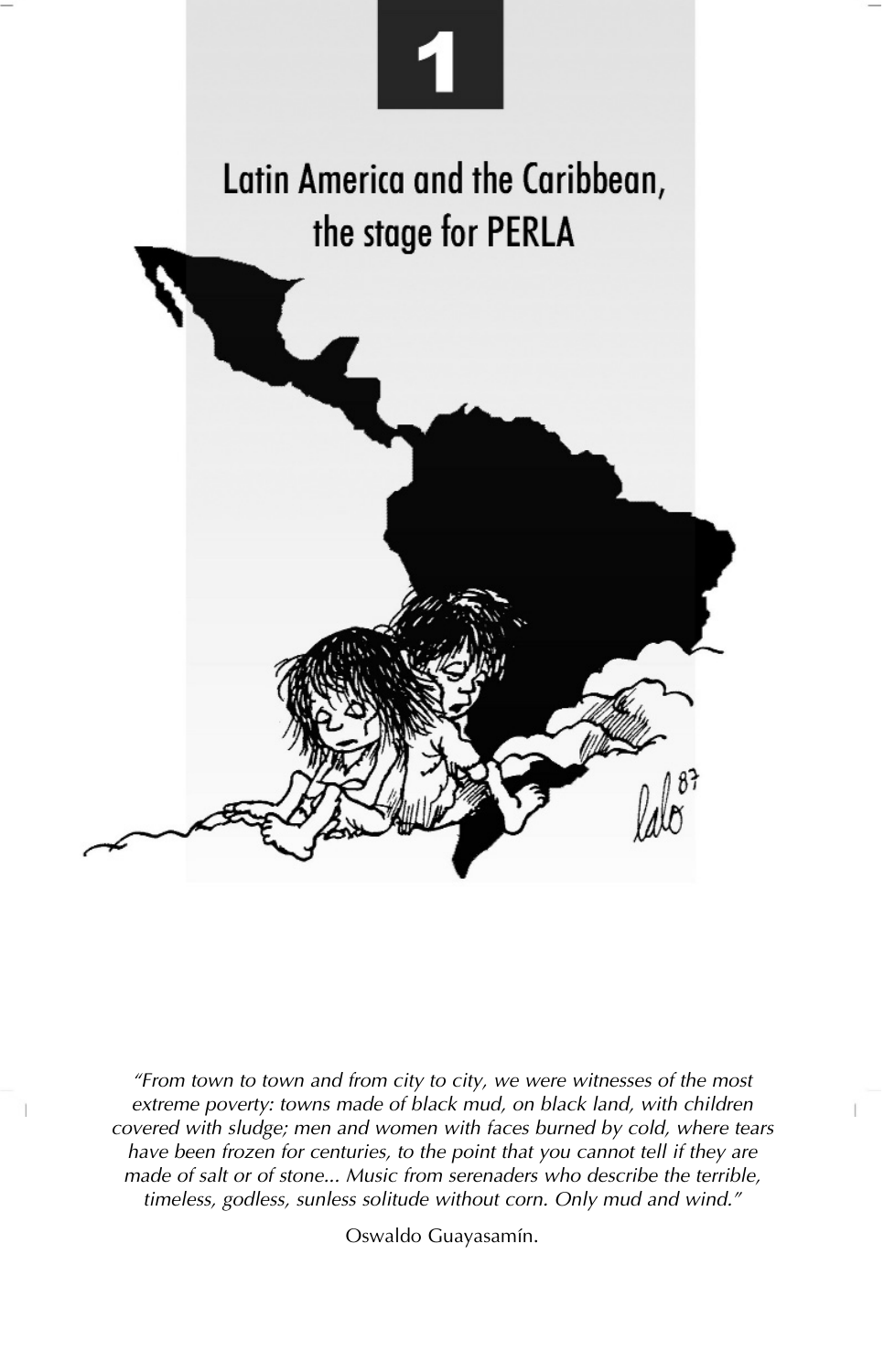# 1

## Latin America and the Caribbean, the stage for PERLA

*"From town to town and from city to city, we were witnesses of the most extreme poverty: towns made of black mud, on black land, with children covered with sludge; men and women with faces burned by cold, where tears have been frozen for centuries, to the point that you cannot tell if they are made of salt or of stone... Music from serenaders who describe the terrible, timeless, godless, sunless solitude without corn. Only mud and wind."*

Oswaldo Guayasamín.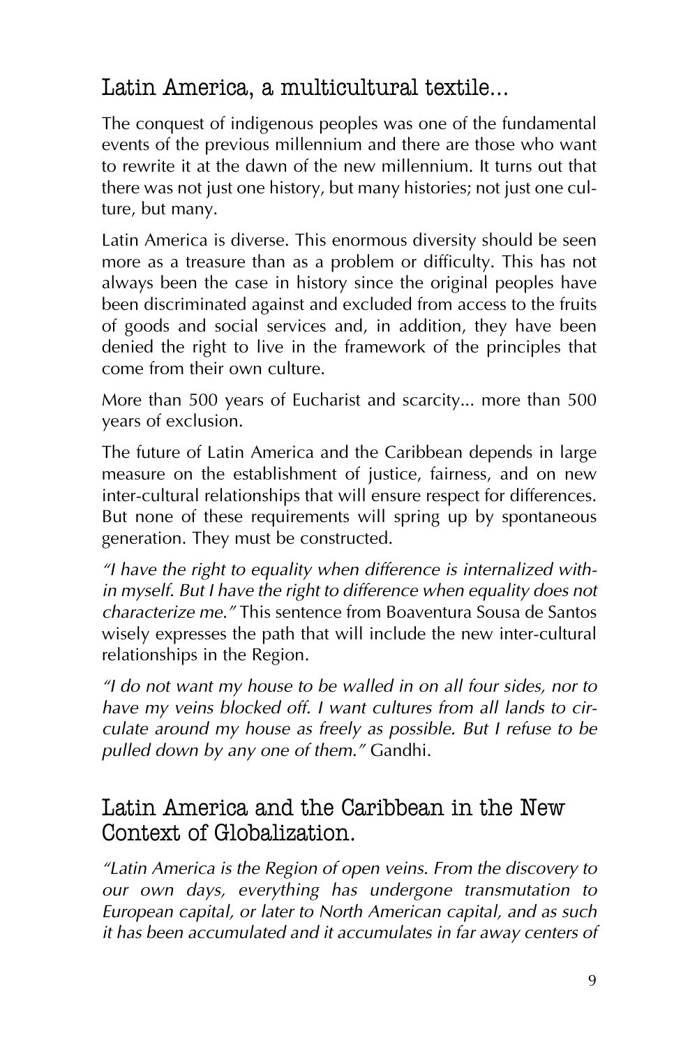## Latin America, a multicultural textile...

The conquest of indigenous peoples was one of the fundamental events of the previous millennium and there are those who want to rewrite it at the dawn of the new millennium. It turns out that there was not just one history, but many histories; not just one culture, but many.

Latin America is diverse. This enormous diversity should be seen more as a treasure than as a problem or difficulty. This has not always been the case in history since the original peoples have been discriminated against and excluded from access to the fruits of goods and social services and, in addition, they have been denied the right to live in the framework of the principles that come from their own culture.

More than 500 years of Eucharist and scarcity... more than 500 years of exclusion.

The future of Latin America and the Caribbean depends in large measure on the establishment of justice, fairness, and on new inter-cultural relationships that will ensure respect for differences. But none of these requirements will spring up by spontaneous generation. They must be constructed.

*"I have the right to equality when difference is internalized within myself. But I have the right to difference when equality does not characterize me."* This sentence from Boaventura Sousa de Santos wisely expresses the path that will include the new inter-cultural relationships in the Region.

*"I do not want my house to be walled in on all four sides, nor to have my veins blocked off. I want cultures from all lands to circulate around my house as freely as possible. But I refuse to be pulled down by any one of them."* Gandhi.

## Latin America and the Caribbean in the New Context of Globalization.

*"Latin America is the Region of open veins. From the discovery to our own days, everything has undergone transmutation to European capital, or later to North American capital, and as such it has been accumulated and it accumulates in far away centers of*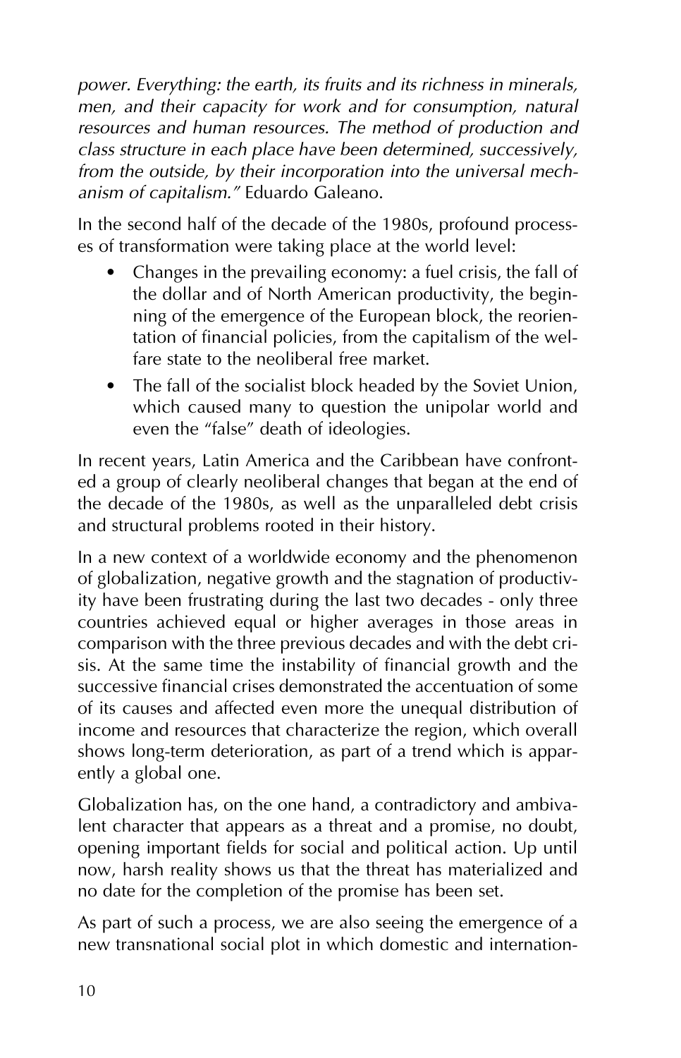*power. Everything: the earth, its fruits and its richness in minerals, men, and their capacity for work and for consumption, natural resources and human resources. The method of production and class structure in each place have been determined, successively, from the outside, by their incorporation into the universal mechanism of capitalism."* Eduardo Galeano.

In the second half of the decade of the 1980s, profound processes of transformation were taking place at the world level:

- Changes in the prevailing economy: a fuel crisis, the fall of the dollar and of North American productivity, the beginning of the emergence of the European block, the reorientation of financial policies, from the capitalism of the welfare state to the neoliberal free market.
- The fall of the socialist block headed by the Soviet Union, which caused many to question the unipolar world and even the "false" death of ideologies.

In recent years, Latin America and the Caribbean have confronted a group of clearly neoliberal changes that began at the end of the decade of the 1980s, as well as the unparalleled debt crisis and structural problems rooted in their history.

In a new context of a worldwide economy and the phenomenon of globalization, negative growth and the stagnation of productivity have been frustrating during the last two decades - only three countries achieved equal or higher averages in those areas in comparison with the three previous decades and with the debt crisis. At the same time the instability of financial growth and the successive financial crises demonstrated the accentuation of some of its causes and affected even more the unequal distribution of income and resources that characterize the region, which overall shows long-term deterioration, as part of a trend which is apparently a global one.

Globalization has, on the one hand, a contradictory and ambivalent character that appears as a threat and a promise, no doubt, opening important fields for social and political action. Up until now, harsh reality shows us that the threat has materialized and no date for the completion of the promise has been set.

As part of such a process, we are also seeing the emergence of a new transnational social plot in which domestic and internation-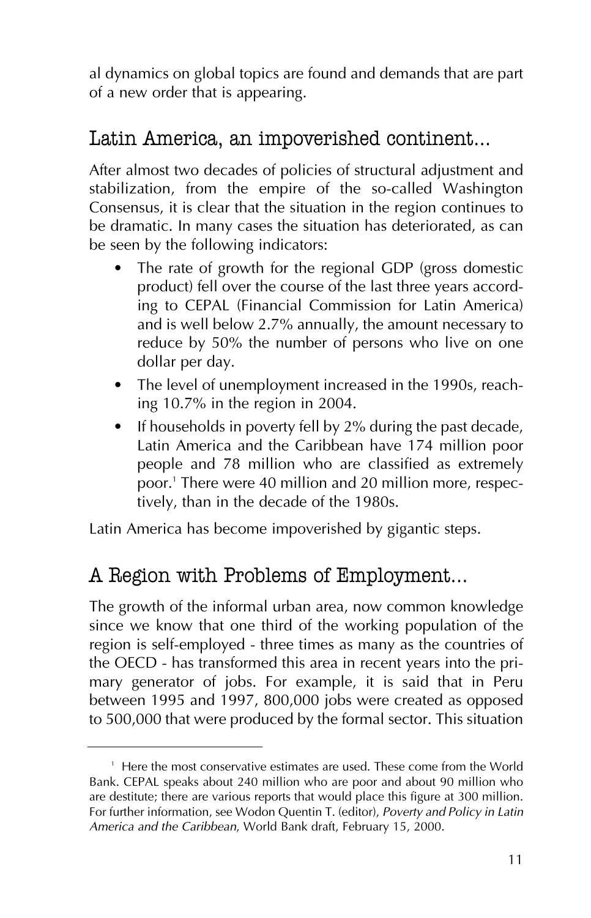al dynamics on global topics are found and demands that are part of a new order that is appearing.

## Latin America, an impoverished continent...

After almost two decades of policies of structural adjustment and stabilization, from the empire of the so-called Washington Consensus, it is clear that the situation in the region continues to be dramatic. In many cases the situation has deteriorated, as can be seen by the following indicators:

- The rate of growth for the regional GDP (gross domestic product) fell over the course of the last three years according to CEPAL (Financial Commission for Latin America) and is well below 2.7% annually, the amount necessary to reduce by 50% the number of persons who live on one dollar per day.
- The level of unemployment increased in the 1990s, reaching 10.7% in the region in 2004.
- If households in poverty fell by 2% during the past decade, Latin America and the Caribbean have 174 million poor people and 78 million who are classified as extremely poor.[1] There were 40 million and 20 million more, respectively, than in the decade of the 1980s.

Latin America has become impoverished by gigantic steps.

## A Region with Problems of Employment...

The growth of the informal urban area, now common knowledge since we know that one third of the working population of the region is self-employed - three times as many as the countries of the OECD - has transformed this area in recent years into the primary generator of jobs. For example, it is said that in Peru between 1995 and 1997, 800,000 jobs were created as opposed to 500,000 that were produced by the formal sector. This situation

---

[1] Here the most conservative estimates are used. These come from the World Bank. CEPAL speaks about 240 million who are poor and about 90 million who are destitute; there are various reports that would place this figure at 300 million. For further information, see Wodon Quentin T. (editor), *Poverty and Policy in Latin America and the Caribbean*, World Bank draft, February 15, 2000.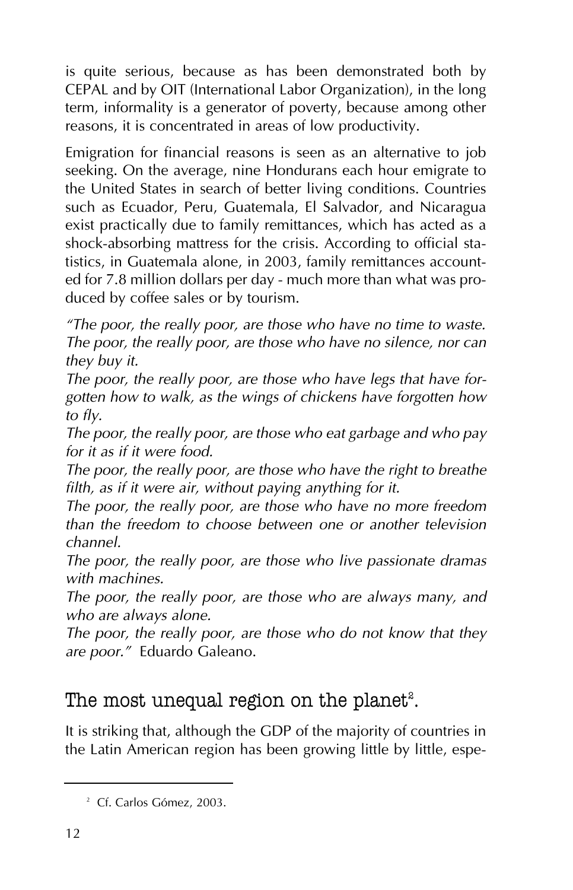is quite serious, because as has been demonstrated both by CEPAL and by OIT (International Labor Organization), in the long term, informality is a generator of poverty, because among other reasons, it is concentrated in areas of low productivity.

Emigration for financial reasons is seen as an alternative to job seeking. On the average, nine Hondurans each hour emigrate to the United States in search of better living conditions. Countries such as Ecuador, Peru, Guatemala, El Salvador, and Nicaragua exist practically due to family remittances, which has acted as a shock-absorbing mattress for the crisis. According to official statistics, in Guatemala alone, in 2003, family remittances accounted for 7.8 million dollars per day - much more than what was produced by coffee sales or by tourism.

*"The poor, the really poor, are those who have no time to waste.*
*The poor, the really poor, are those who have no silence, nor can they buy it.*
*The poor, the really poor, are those who have legs that have forgotten how to walk, as the wings of chickens have forgotten how to fly.*
*The poor, the really poor, are those who eat garbage and who pay for it as if it were food.*
*The poor, the really poor, are those who have the right to breathe filth, as if it were air, without paying anything for it.*
*The poor, the really poor, are those who have no more freedom than the freedom to choose between one or another television channel.*
*The poor, the really poor, are those who live passionate dramas with machines.*
*The poor, the really poor, are those who are always many, and who are always alone.*
*The poor, the really poor, are those who do not know that they are poor."* Eduardo Galeano.

## The most unequal region on the planet[2].

It is striking that, although the GDP of the majority of countries in the Latin American region has been growing little by little, espe-

[2] Cf. Carlos Gómez, 2003.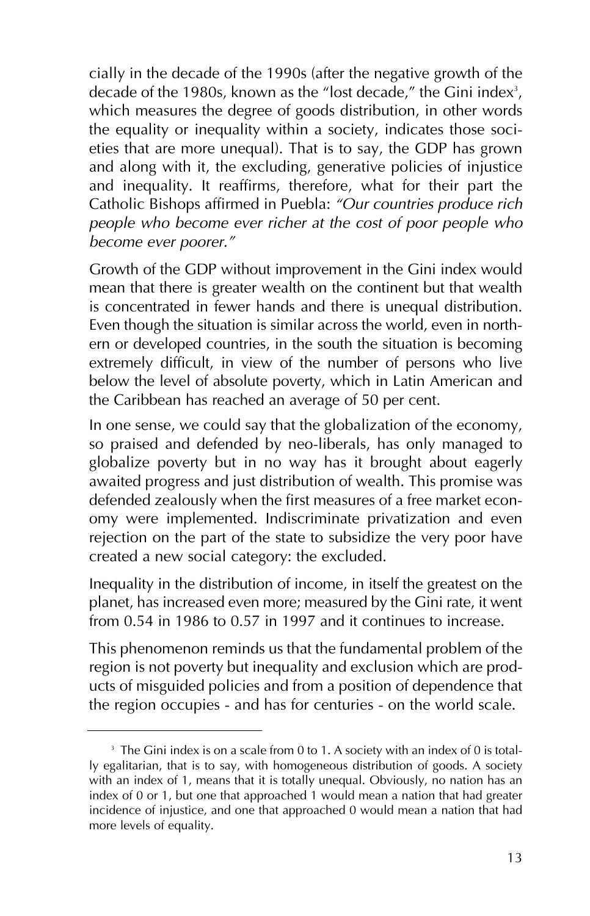cially in the decade of the 1990s (after the negative growth of the decade of the 1980s, known as the "lost decade," the Gini index[3], which measures the degree of goods distribution, in other words the equality or inequality within a society, indicates those societies that are more unequal). That is to say, the GDP has grown and along with it, the excluding, generative policies of injustice and inequality. It reaffirms, therefore, what for their part the Catholic Bishops affirmed in Puebla: *"Our countries produce rich people who become ever richer at the cost of poor people who become ever poorer."*

Growth of the GDP without improvement in the Gini index would mean that there is greater wealth on the continent but that wealth is concentrated in fewer hands and there is unequal distribution. Even though the situation is similar across the world, even in northern or developed countries, in the south the situation is becoming extremely difficult, in view of the number of persons who live below the level of absolute poverty, which in Latin American and the Caribbean has reached an average of 50 per cent.

In one sense, we could say that the globalization of the economy, so praised and defended by neo-liberals, has only managed to globalize poverty but in no way has it brought about eagerly awaited progress and just distribution of wealth. This promise was defended zealously when the first measures of a free market economy were implemented. Indiscriminate privatization and even rejection on the part of the state to subsidize the very poor have created a new social category: the excluded.

Inequality in the distribution of income, in itself the greatest on the planet, has increased even more; measured by the Gini rate, it went from 0.54 in 1986 to 0.57 in 1997 and it continues to increase.

This phenomenon reminds us that the fundamental problem of the region is not poverty but inequality and exclusion which are products of misguided policies and from a position of dependence that the region occupies - and has for centuries - on the world scale.

---

[3] The Gini index is on a scale from 0 to 1. A society with an index of 0 is totally egalitarian, that is to say, with homogeneous distribution of goods. A society with an index of 1, means that it is totally unequal. Obviously, no nation has an index of 0 or 1, but one that approached 1 would mean a nation that had greater incidence of injustice, and one that approached 0 would mean a nation that had more levels of equality.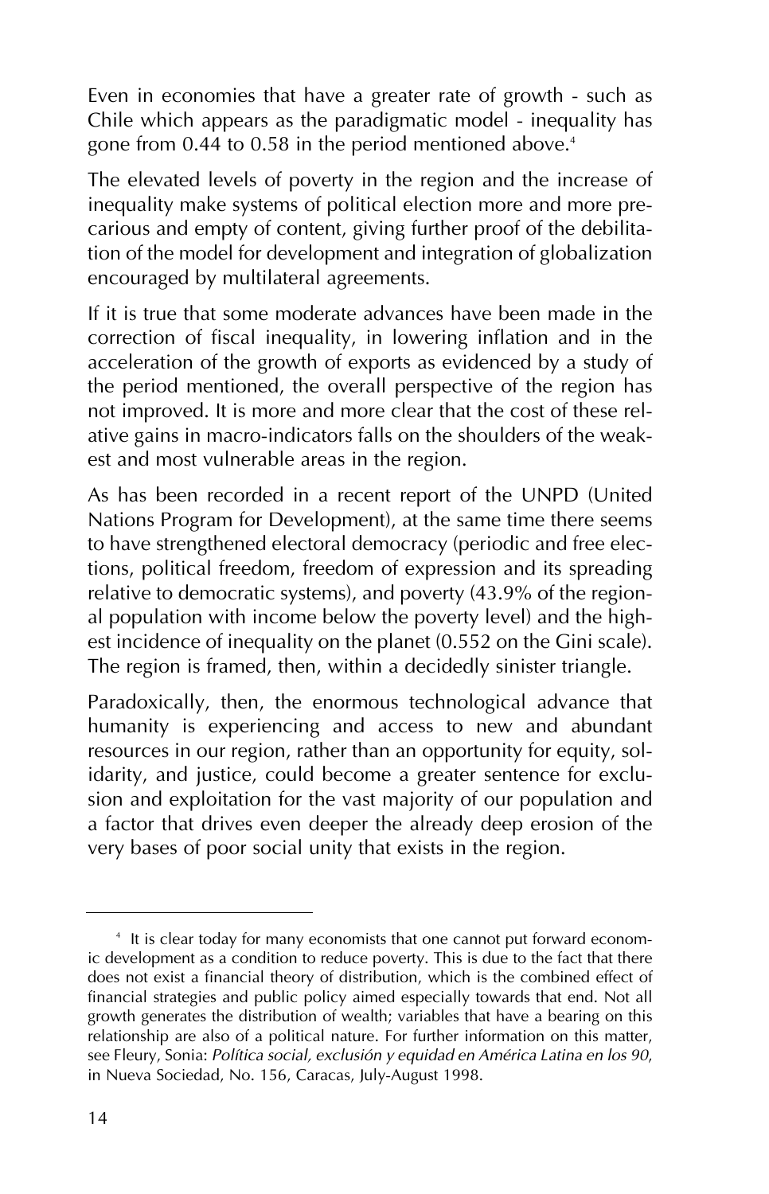Even in economies that have a greater rate of growth - such as Chile which appears as the paradigmatic model - inequality has gone from 0.44 to 0.58 in the period mentioned above.[4]

The elevated levels of poverty in the region and the increase of inequality make systems of political election more and more precarious and empty of content, giving further proof of the debilitation of the model for development and integration of globalization encouraged by multilateral agreements.

If it is true that some moderate advances have been made in the correction of fiscal inequality, in lowering inflation and in the acceleration of the growth of exports as evidenced by a study of the period mentioned, the overall perspective of the region has not improved. It is more and more clear that the cost of these relative gains in macro-indicators falls on the shoulders of the weakest and most vulnerable areas in the region.

As has been recorded in a recent report of the UNPD (United Nations Program for Development), at the same time there seems to have strengthened electoral democracy (periodic and free elections, political freedom, freedom of expression and its spreading relative to democratic systems), and poverty (43.9% of the regional population with income below the poverty level) and the highest incidence of inequality on the planet (0.552 on the Gini scale). The region is framed, then, within a decidedly sinister triangle.

Paradoxically, then, the enormous technological advance that humanity is experiencing and access to new and abundant resources in our region, rather than an opportunity for equity, solidarity, and justice, could become a greater sentence for exclusion and exploitation for the vast majority of our population and a factor that drives even deeper the already deep erosion of the very bases of poor social unity that exists in the region.

---

[4] It is clear today for many economists that one cannot put forward economic development as a condition to reduce poverty. This is due to the fact that there does not exist a financial theory of distribution, which is the combined effect of financial strategies and public policy aimed especially towards that end. Not all growth generates the distribution of wealth; variables that have a bearing on this relationship are also of a political nature. For further information on this matter, see Fleury, Sonia: *Política social, exclusión y equidad en América Latina en los 90*, in Nueva Sociedad, No. 156, Caracas, July-August 1998.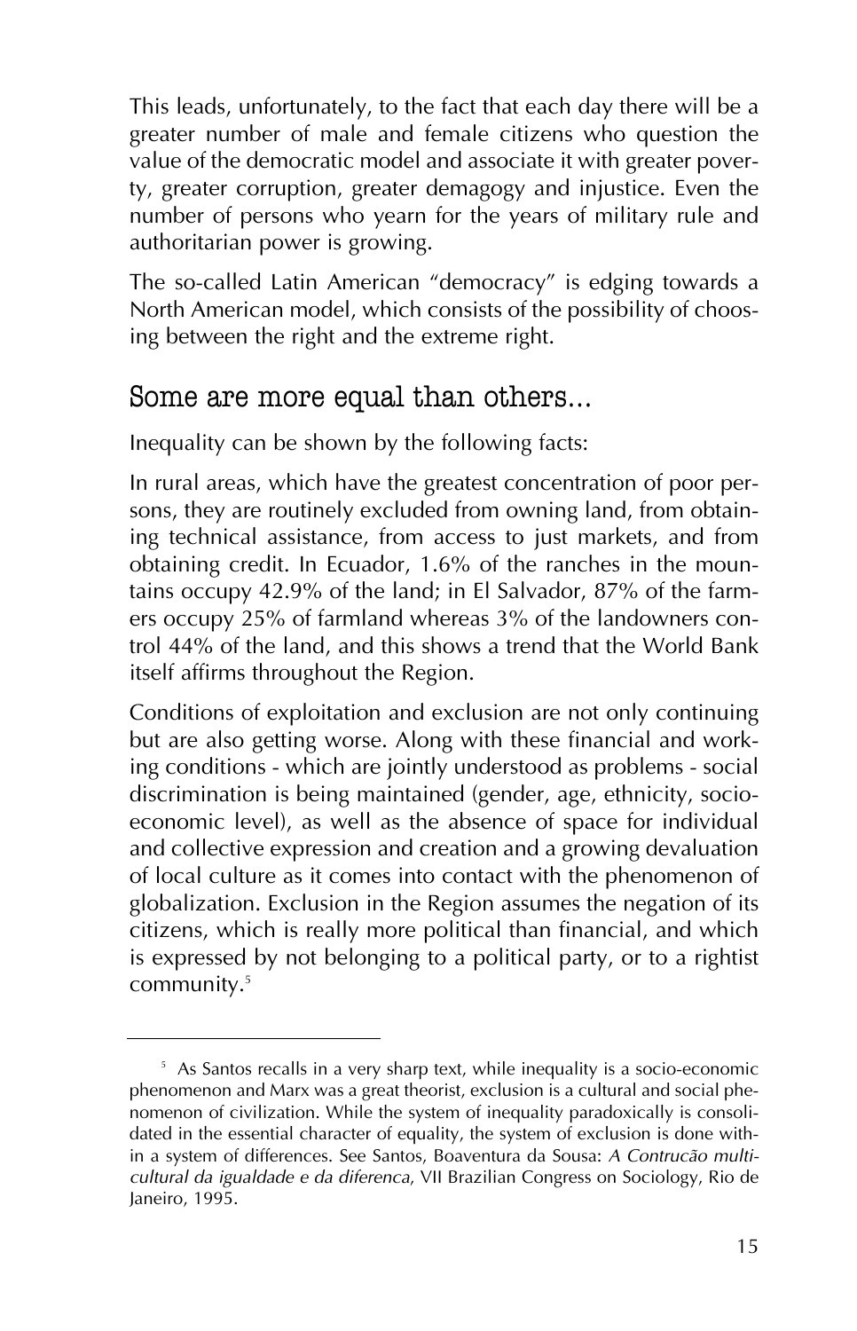This leads, unfortunately, to the fact that each day there will be a greater number of male and female citizens who question the value of the democratic model and associate it with greater poverty, greater corruption, greater demagogy and injustice. Even the number of persons who yearn for the years of military rule and authoritarian power is growing.

The so-called Latin American "democracy" is edging towards a North American model, which consists of the possibility of choosing between the right and the extreme right.

## Some are more equal than others...

Inequality can be shown by the following facts:

In rural areas, which have the greatest concentration of poor persons, they are routinely excluded from owning land, from obtaining technical assistance, from access to just markets, and from obtaining credit. In Ecuador, 1.6% of the ranches in the mountains occupy 42.9% of the land; in El Salvador, 87% of the farmers occupy 25% of farmland whereas 3% of the landowners control 44% of the land, and this shows a trend that the World Bank itself affirms throughout the Region.

Conditions of exploitation and exclusion are not only continuing but are also getting worse. Along with these financial and working conditions - which are jointly understood as problems - social discrimination is being maintained (gender, age, ethnicity, socio-economic level), as well as the absence of space for individual and collective expression and creation and a growing devaluation of local culture as it comes into contact with the phenomenon of globalization. Exclusion in the Region assumes the negation of its citizens, which is really more political than financial, and which is expressed by not belonging to a political party, or to a rightist community.[5]

---

[5] As Santos recalls in a very sharp text, while inequality is a socio-economic phenomenon and Marx was a great theorist, exclusion is a cultural and social phenomenon of civilization. While the system of inequality paradoxically is consolidated in the essential character of equality, the system of exclusion is done within a system of differences. See Santos, Boaventura da Sousa: *A Contrucão multicultural da igualdade e da diferenca*, VII Brazilian Congress on Sociology, Rio de Janeiro, 1995.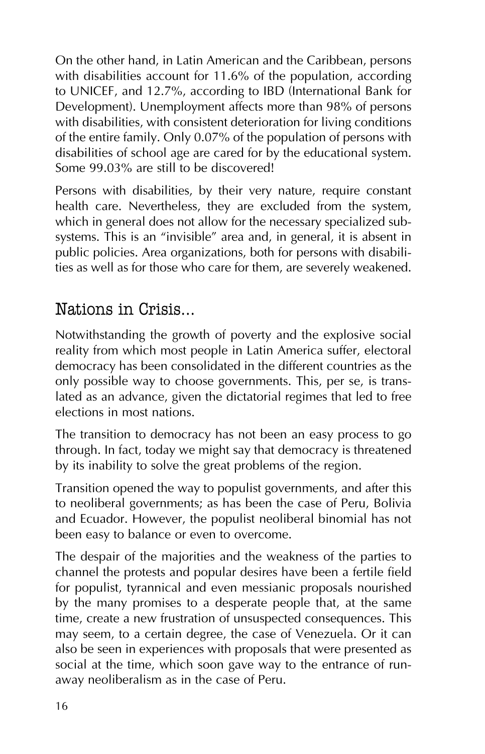On the other hand, in Latin American and the Caribbean, persons with disabilities account for 11.6% of the population, according to UNICEF, and 12.7%, according to IBD (International Bank for Development). Unemployment affects more than 98% of persons with disabilities, with consistent deterioration for living conditions of the entire family. Only 0.07% of the population of persons with disabilities of school age are cared for by the educational system. Some 99.03% are still to be discovered!

Persons with disabilities, by their very nature, require constant health care. Nevertheless, they are excluded from the system, which in general does not allow for the necessary specialized subsystems. This is an "invisible" area and, in general, it is absent in public policies. Area organizations, both for persons with disabilities as well as for those who care for them, are severely weakened.

## Nations in Crisis...

Notwithstanding the growth of poverty and the explosive social reality from which most people in Latin America suffer, electoral democracy has been consolidated in the different countries as the only possible way to choose governments. This, per se, is translated as an advance, given the dictatorial regimes that led to free elections in most nations.

The transition to democracy has not been an easy process to go through. In fact, today we might say that democracy is threatened by its inability to solve the great problems of the region.

Transition opened the way to populist governments, and after this to neoliberal governments; as has been the case of Peru, Bolivia and Ecuador. However, the populist neoliberal binomial has not been easy to balance or even to overcome.

The despair of the majorities and the weakness of the parties to channel the protests and popular desires have been a fertile field for populist, tyrannical and even messianic proposals nourished by the many promises to a desperate people that, at the same time, create a new frustration of unsuspected consequences. This may seem, to a certain degree, the case of Venezuela. Or it can also be seen in experiences with proposals that were presented as social at the time, which soon gave way to the entrance of runaway neoliberalism as in the case of Peru.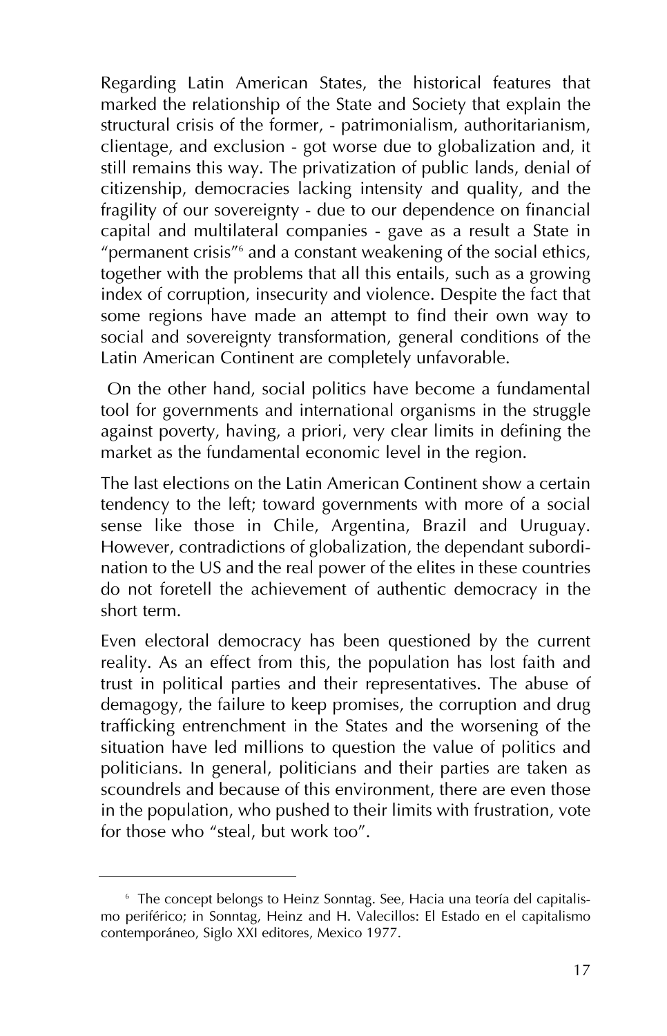Regarding Latin American States, the historical features that marked the relationship of the State and Society that explain the structural crisis of the former, - patrimonialism, authoritarianism, clientage, and exclusion - got worse due to globalization and, it still remains this way. The privatization of public lands, denial of citizenship, democracies lacking intensity and quality, and the fragility of our sovereignty - due to our dependence on financial capital and multilateral companies - gave as a result a State in "permanent crisis"[6] and a constant weakening of the social ethics, together with the problems that all this entails, such as a growing index of corruption, insecurity and violence. Despite the fact that some regions have made an attempt to find their own way to social and sovereignty transformation, general conditions of the Latin American Continent are completely unfavorable.

On the other hand, social politics have become a fundamental tool for governments and international organisms in the struggle against poverty, having, a priori, very clear limits in defining the market as the fundamental economic level in the region.

The last elections on the Latin American Continent show a certain tendency to the left; toward governments with more of a social sense like those in Chile, Argentina, Brazil and Uruguay. However, contradictions of globalization, the dependant subordination to the US and the real power of the elites in these countries do not foretell the achievement of authentic democracy in the short term.

Even electoral democracy has been questioned by the current reality. As an effect from this, the population has lost faith and trust in political parties and their representatives. The abuse of demagogy, the failure to keep promises, the corruption and drug trafficking entrenchment in the States and the worsening of the situation have led millions to question the value of politics and politicians. In general, politicians and their parties are taken as scoundrels and because of this environment, there are even those in the population, who pushed to their limits with frustration, vote for those who "steal, but work too".

---

[6] The concept belongs to Heinz Sonntag. See, Hacia una teoría del capitalismo periférico; in Sonntag, Heinz and H. Valecillos: El Estado en el capitalismo contemporáneo, Siglo XXI editores, Mexico 1977.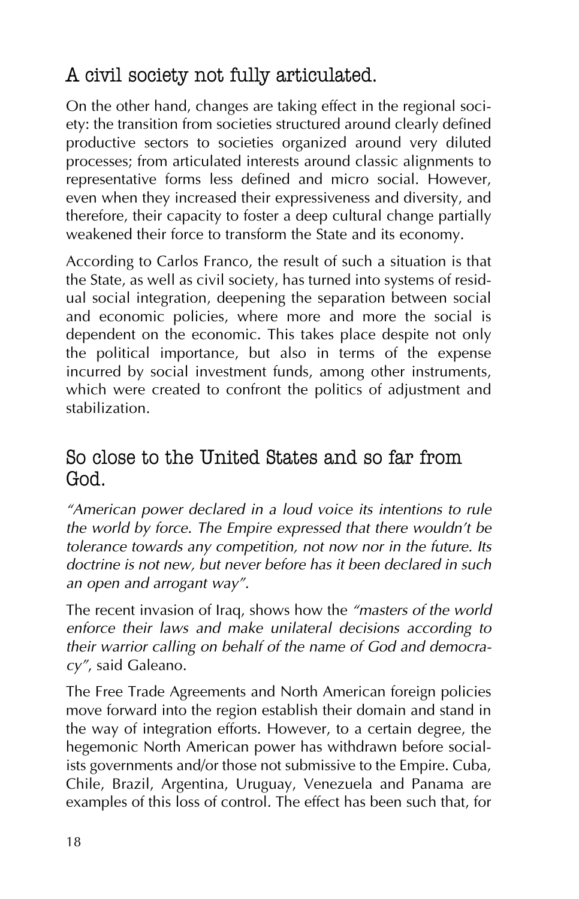## A civil society not fully articulated.

On the other hand, changes are taking effect in the regional society: the transition from societies structured around clearly defined productive sectors to societies organized around very diluted processes; from articulated interests around classic alignments to representative forms less defined and micro social. However, even when they increased their expressiveness and diversity, and therefore, their capacity to foster a deep cultural change partially weakened their force to transform the State and its economy.

According to Carlos Franco, the result of such a situation is that the State, as well as civil society, has turned into systems of residual social integration, deepening the separation between social and economic policies, where more and more the social is dependent on the economic. This takes place despite not only the political importance, but also in terms of the expense incurred by social investment funds, among other instruments, which were created to confront the politics of adjustment and stabilization.

## So close to the United States and so far from God.

*"American power declared in a loud voice its intentions to rule the world by force. The Empire expressed that there wouldn't be tolerance towards any competition, not now nor in the future. Its doctrine is not new, but never before has it been declared in such an open and arrogant way".*

The recent invasion of Iraq, shows how the *"masters of the world enforce their laws and make unilateral decisions according to their warrior calling on behalf of the name of God and democracy"*, said Galeano.

The Free Trade Agreements and North American foreign policies move forward into the region establish their domain and stand in the way of integration efforts. However, to a certain degree, the hegemonic North American power has withdrawn before socialists governments and/or those not submissive to the Empire. Cuba, Chile, Brazil, Argentina, Uruguay, Venezuela and Panama are examples of this loss of control. The effect has been such that, for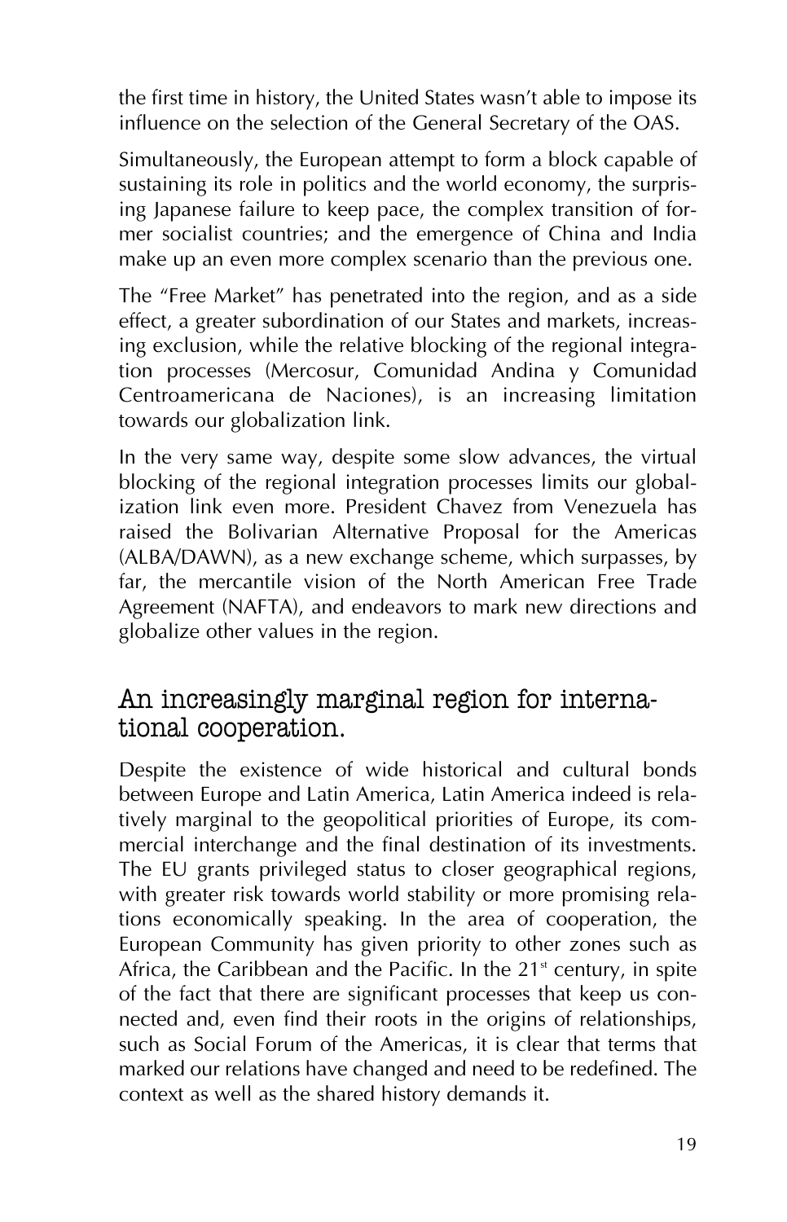the first time in history, the United States wasn't able to impose its influence on the selection of the General Secretary of the OAS.

Simultaneously, the European attempt to form a block capable of sustaining its role in politics and the world economy, the surprising Japanese failure to keep pace, the complex transition of former socialist countries; and the emergence of China and India make up an even more complex scenario than the previous one.

The "Free Market" has penetrated into the region, and as a side effect, a greater subordination of our States and markets, increasing exclusion, while the relative blocking of the regional integration processes (Mercosur, Comunidad Andina y Comunidad Centroamericana de Naciones), is an increasing limitation towards our globalization link.

In the very same way, despite some slow advances, the virtual blocking of the regional integration processes limits our globalization link even more. President Chavez from Venezuela has raised the Bolivarian Alternative Proposal for the Americas (ALBA/DAWN), as a new exchange scheme, which surpasses, by far, the mercantile vision of the North American Free Trade Agreement (NAFTA), and endeavors to mark new directions and globalize other values in the region.

## An increasingly marginal region for international cooperation.

Despite the existence of wide historical and cultural bonds between Europe and Latin America, Latin America indeed is relatively marginal to the geopolitical priorities of Europe, its commercial interchange and the final destination of its investments. The EU grants privileged status to closer geographical regions, with greater risk towards world stability or more promising relations economically speaking. In the area of cooperation, the European Community has given priority to other zones such as Africa, the Caribbean and the Pacific. In the 21st century, in spite of the fact that there are significant processes that keep us connected and, even find their roots in the origins of relationships, such as Social Forum of the Americas, it is clear that terms that marked our relations have changed and need to be redefined. The context as well as the shared history demands it.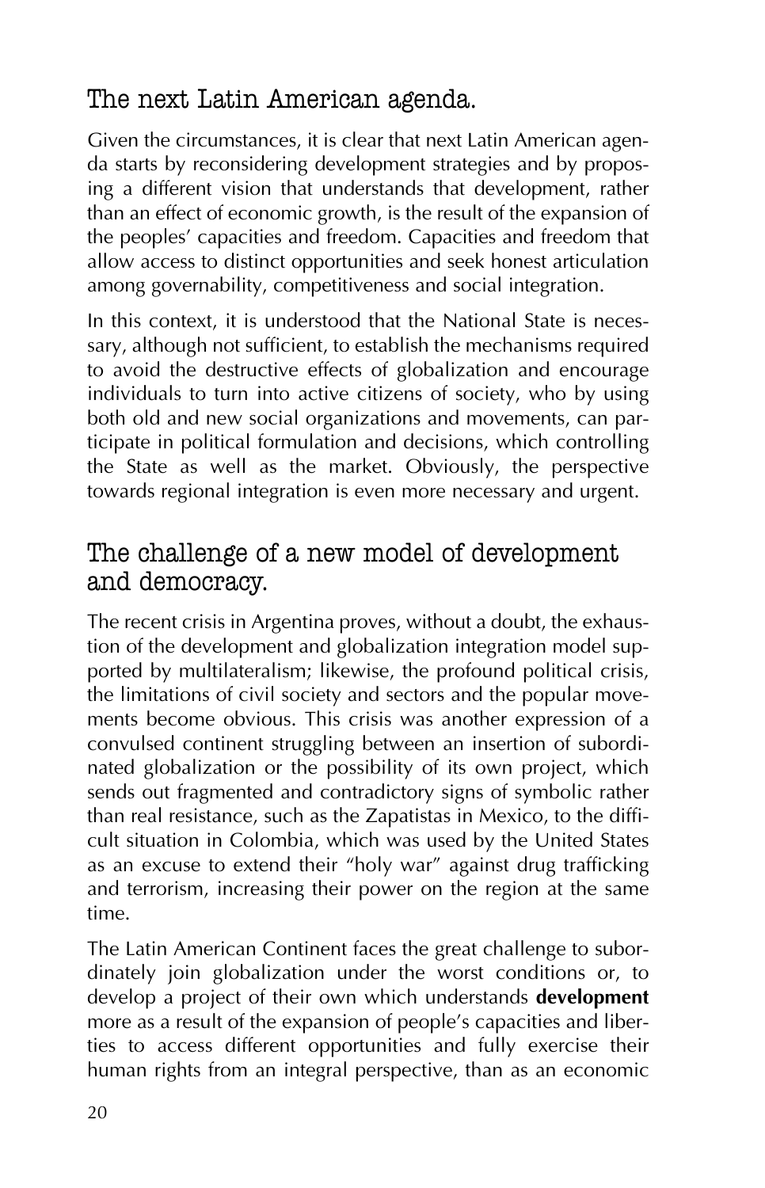## The next Latin American agenda.

Given the circumstances, it is clear that next Latin American agenda starts by reconsidering development strategies and by proposing a different vision that understands that development, rather than an effect of economic growth, is the result of the expansion of the peoples' capacities and freedom. Capacities and freedom that allow access to distinct opportunities and seek honest articulation among governability, competitiveness and social integration.

In this context, it is understood that the National State is necessary, although not sufficient, to establish the mechanisms required to avoid the destructive effects of globalization and encourage individuals to turn into active citizens of society, who by using both old and new social organizations and movements, can participate in political formulation and decisions, which controlling the State as well as the market. Obviously, the perspective towards regional integration is even more necessary and urgent.

## The challenge of a new model of development and democracy.

The recent crisis in Argentina proves, without a doubt, the exhaustion of the development and globalization integration model supported by multilateralism; likewise, the profound political crisis, the limitations of civil society and sectors and the popular movements become obvious. This crisis was another expression of a convulsed continent struggling between an insertion of subordinated globalization or the possibility of its own project, which sends out fragmented and contradictory signs of symbolic rather than real resistance, such as the Zapatistas in Mexico, to the difficult situation in Colombia, which was used by the United States as an excuse to extend their "holy war" against drug trafficking and terrorism, increasing their power on the region at the same time.

The Latin American Continent faces the great challenge to subordinately join globalization under the worst conditions or, to develop a project of their own which understands **development** more as a result of the expansion of people's capacities and liberties to access different opportunities and fully exercise their human rights from an integral perspective, than as an economic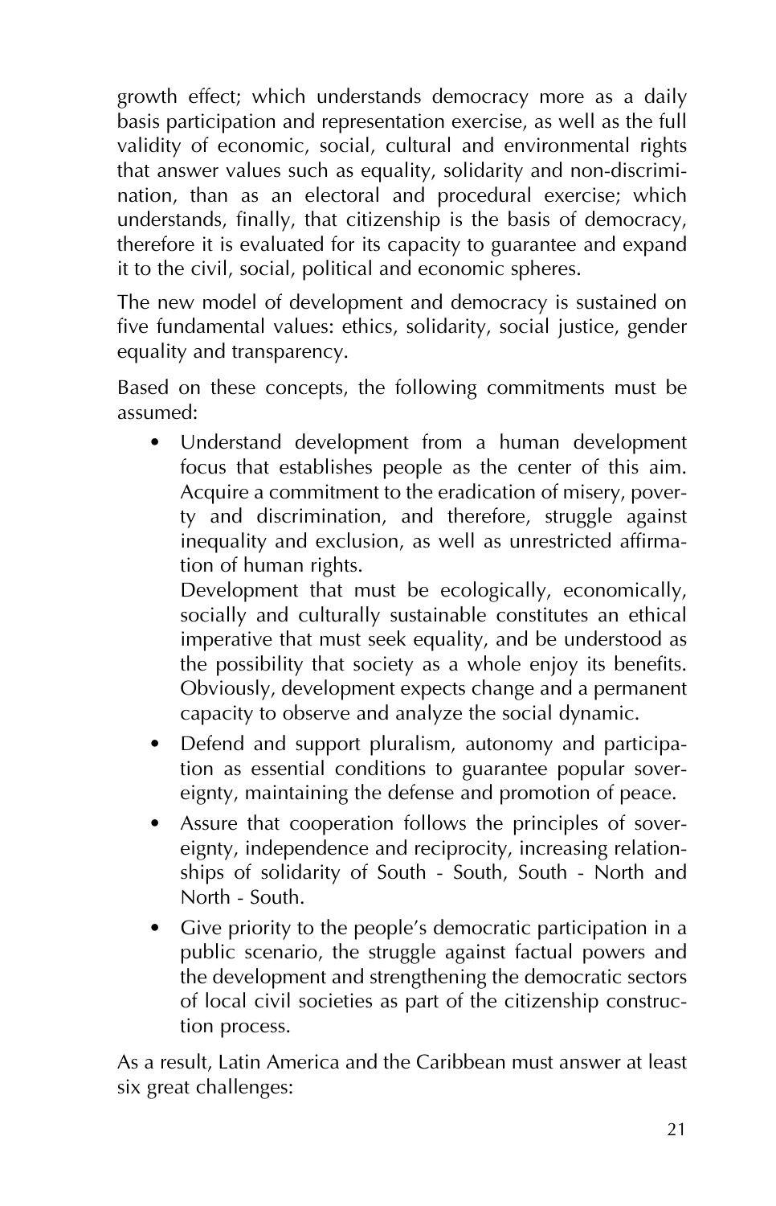growth effect; which understands democracy more as a daily basis participation and representation exercise, as well as the full validity of economic, social, cultural and environmental rights that answer values such as equality, solidarity and non-discrimination, than as an electoral and procedural exercise; which understands, finally, that citizenship is the basis of democracy, therefore it is evaluated for its capacity to guarantee and expand it to the civil, social, political and economic spheres.

The new model of development and democracy is sustained on five fundamental values: ethics, solidarity, social justice, gender equality and transparency.

Based on these concepts, the following commitments must be assumed:

- Understand development from a human development focus that establishes people as the center of this aim. Acquire a commitment to the eradication of misery, poverty and discrimination, and therefore, struggle against inequality and exclusion, as well as unrestricted affirmation of human rights.

  Development that must be ecologically, economically, socially and culturally sustainable constitutes an ethical imperative that must seek equality, and be understood as the possibility that society as a whole enjoy its benefits. Obviously, development expects change and a permanent capacity to observe and analyze the social dynamic.
- Defend and support pluralism, autonomy and participation as essential conditions to guarantee popular sovereignty, maintaining the defense and promotion of peace.
- Assure that cooperation follows the principles of sovereignty, independence and reciprocity, increasing relationships of solidarity of South - South, South - North and North - South.
- Give priority to the people's democratic participation in a public scenario, the struggle against factual powers and the development and strengthening the democratic sectors of local civil societies as part of the citizenship construction process.

As a result, Latin America and the Caribbean must answer at least six great challenges: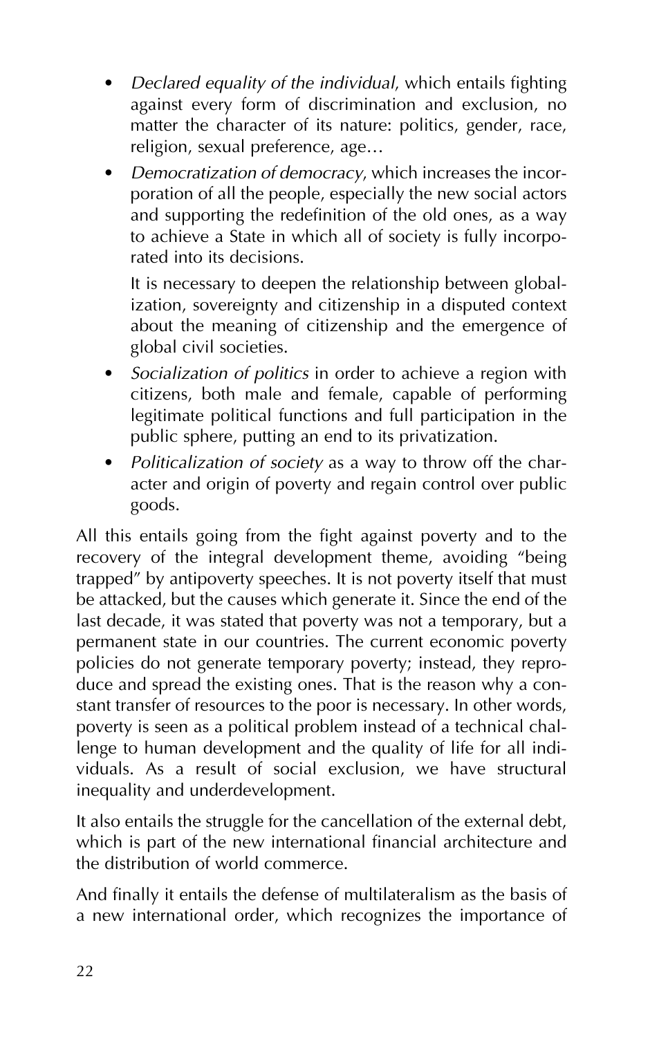- *Declared equality of the individual*, which entails fighting against every form of discrimination and exclusion, no matter the character of its nature: politics, gender, race, religion, sexual preference, age…
- *Democratization of democracy*, which increases the incorporation of all the people, especially the new social actors and supporting the redefinition of the old ones, as a way to achieve a State in which all of society is fully incorporated into its decisions.

  It is necessary to deepen the relationship between globalization, sovereignty and citizenship in a disputed context about the meaning of citizenship and the emergence of global civil societies.
- *Socialization of politics* in order to achieve a region with citizens, both male and female, capable of performing legitimate political functions and full participation in the public sphere, putting an end to its privatization.
- *Politicalization of society* as a way to throw off the character and origin of poverty and regain control over public goods.

All this entails going from the fight against poverty and to the recovery of the integral development theme, avoiding "being trapped" by antipoverty speeches. It is not poverty itself that must be attacked, but the causes which generate it. Since the end of the last decade, it was stated that poverty was not a temporary, but a permanent state in our countries. The current economic poverty policies do not generate temporary poverty; instead, they reproduce and spread the existing ones. That is the reason why a constant transfer of resources to the poor is necessary. In other words, poverty is seen as a political problem instead of a technical challenge to human development and the quality of life for all individuals. As a result of social exclusion, we have structural inequality and underdevelopment.

It also entails the struggle for the cancellation of the external debt, which is part of the new international financial architecture and the distribution of world commerce.

And finally it entails the defense of multilateralism as the basis of a new international order, which recognizes the importance of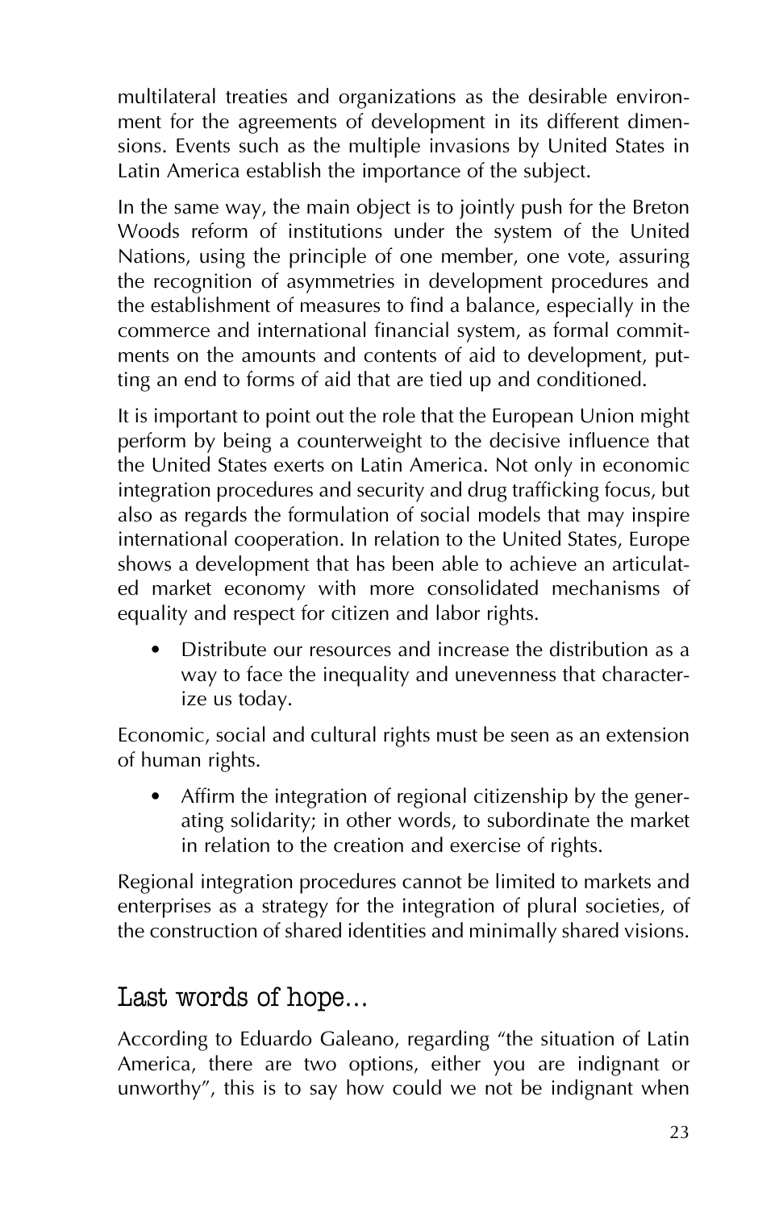multilateral treaties and organizations as the desirable environment for the agreements of development in its different dimensions. Events such as the multiple invasions by United States in Latin America establish the importance of the subject.

In the same way, the main object is to jointly push for the Breton Woods reform of institutions under the system of the United Nations, using the principle of one member, one vote, assuring the recognition of asymmetries in development procedures and the establishment of measures to find a balance, especially in the commerce and international financial system, as formal commitments on the amounts and contents of aid to development, putting an end to forms of aid that are tied up and conditioned.

It is important to point out the role that the European Union might perform by being a counterweight to the decisive influence that the United States exerts on Latin America. Not only in economic integration procedures and security and drug trafficking focus, but also as regards the formulation of social models that may inspire international cooperation. In relation to the United States, Europe shows a development that has been able to achieve an articulated market economy with more consolidated mechanisms of equality and respect for citizen and labor rights.

- Distribute our resources and increase the distribution as a way to face the inequality and unevenness that characterize us today.

Economic, social and cultural rights must be seen as an extension of human rights.

- Affirm the integration of regional citizenship by the generating solidarity; in other words, to subordinate the market in relation to the creation and exercise of rights.

Regional integration procedures cannot be limited to markets and enterprises as a strategy for the integration of plural societies, of the construction of shared identities and minimally shared visions.

## Last words of hope...

According to Eduardo Galeano, regarding "the situation of Latin America, there are two options, either you are indignant or unworthy", this is to say how could we not be indignant when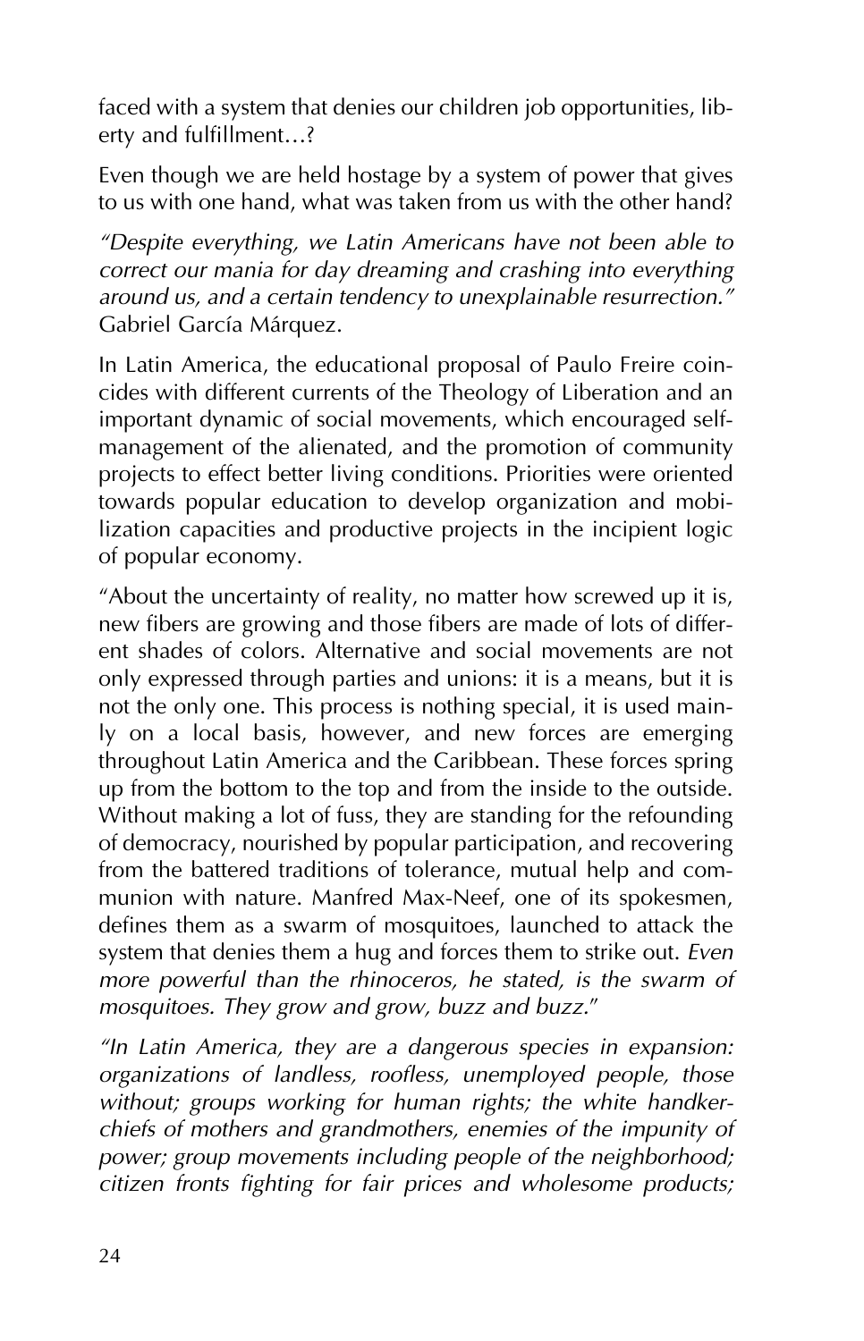faced with a system that denies our children job opportunities, liberty and fulfillment…?

Even though we are held hostage by a system of power that gives to us with one hand, what was taken from us with the other hand?

*"Despite everything, we Latin Americans have not been able to correct our mania for day dreaming and crashing into everything around us, and a certain tendency to unexplainable resurrection."* Gabriel García Márquez.

In Latin America, the educational proposal of Paulo Freire coincides with different currents of the Theology of Liberation and an important dynamic of social movements, which encouraged self-management of the alienated, and the promotion of community projects to effect better living conditions. Priorities were oriented towards popular education to develop organization and mobilization capacities and productive projects in the incipient logic of popular economy.

"About the uncertainty of reality, no matter how screwed up it is, new fibers are growing and those fibers are made of lots of different shades of colors. Alternative and social movements are not only expressed through parties and unions: it is a means, but it is not the only one. This process is nothing special, it is used mainly on a local basis, however, and new forces are emerging throughout Latin America and the Caribbean. These forces spring up from the bottom to the top and from the inside to the outside. Without making a lot of fuss, they are standing for the refounding of democracy, nourished by popular participation, and recovering from the battered traditions of tolerance, mutual help and communion with nature. Manfred Max-Neef, one of its spokesmen, defines them as a swarm of mosquitoes, launched to attack the system that denies them a hug and forces them to strike out. *Even more powerful than the rhinoceros, he stated, is the swarm of mosquitoes. They grow and grow, buzz and buzz.*"

*"In Latin America, they are a dangerous species in expansion: organizations of landless, roofless, unemployed people, those without; groups working for human rights; the white handkerchiefs of mothers and grandmothers, enemies of the impunity of power; group movements including people of the neighborhood; citizen fronts fighting for fair prices and wholesome products;*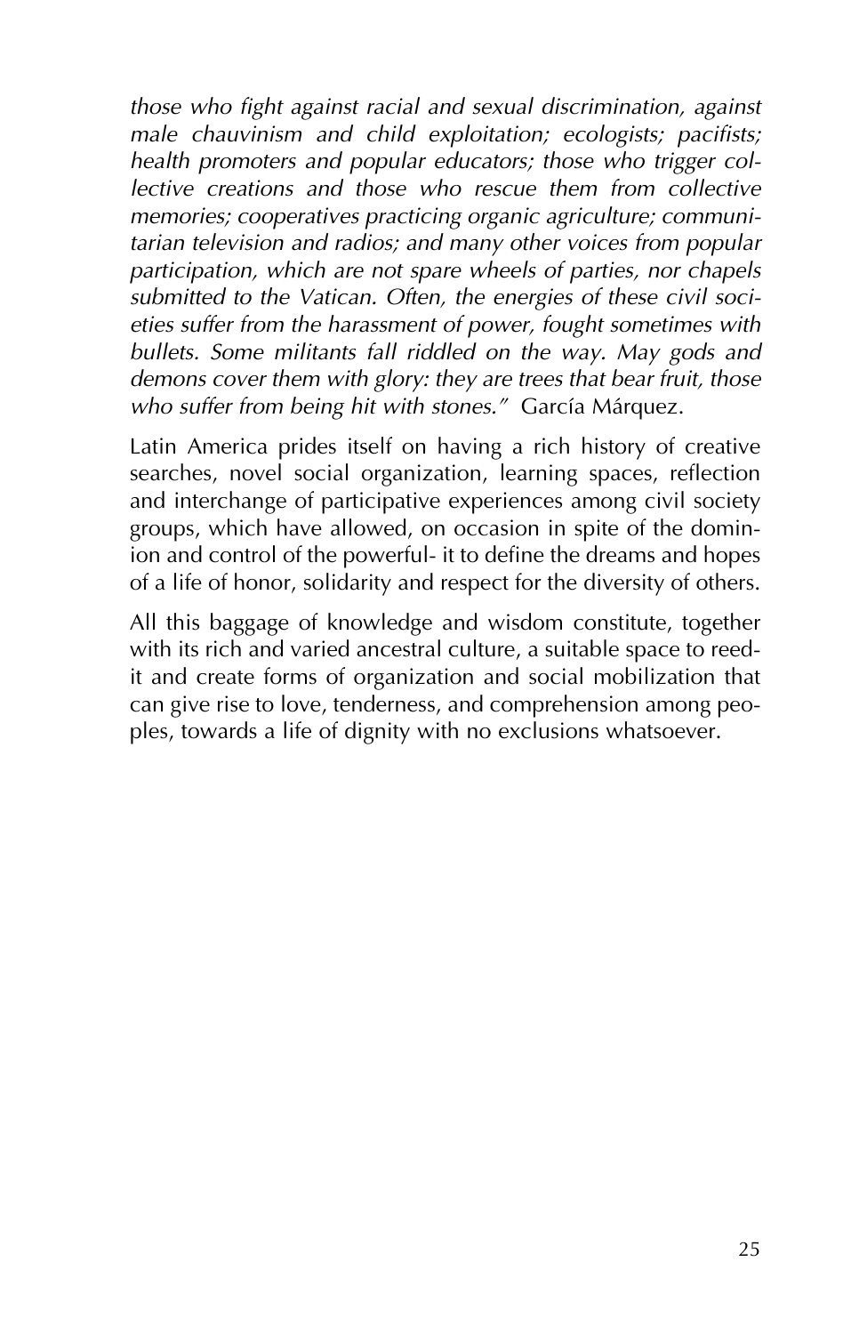*those who fight against racial and sexual discrimination, against male chauvinism and child exploitation; ecologists; pacifists; health promoters and popular educators; those who trigger collective creations and those who rescue them from collective memories; cooperatives practicing organic agriculture; communitarian television and radios; and many other voices from popular participation, which are not spare wheels of parties, nor chapels submitted to the Vatican. Often, the energies of these civil societies suffer from the harassment of power, fought sometimes with bullets. Some militants fall riddled on the way. May gods and demons cover them with glory: they are trees that bear fruit, those who suffer from being hit with stones."* García Márquez.

Latin America prides itself on having a rich history of creative searches, novel social organization, learning spaces, reflection and interchange of participative experiences among civil society groups, which have allowed, on occasion in spite of the dominion and control of the powerful- it to define the dreams and hopes of a life of honor, solidarity and respect for the diversity of others.

All this baggage of knowledge and wisdom constitute, together with its rich and varied ancestral culture, a suitable space to reedit and create forms of organization and social mobilization that can give rise to love, tenderness, and comprehension among peoples, towards a life of dignity with no exclusions whatsoever.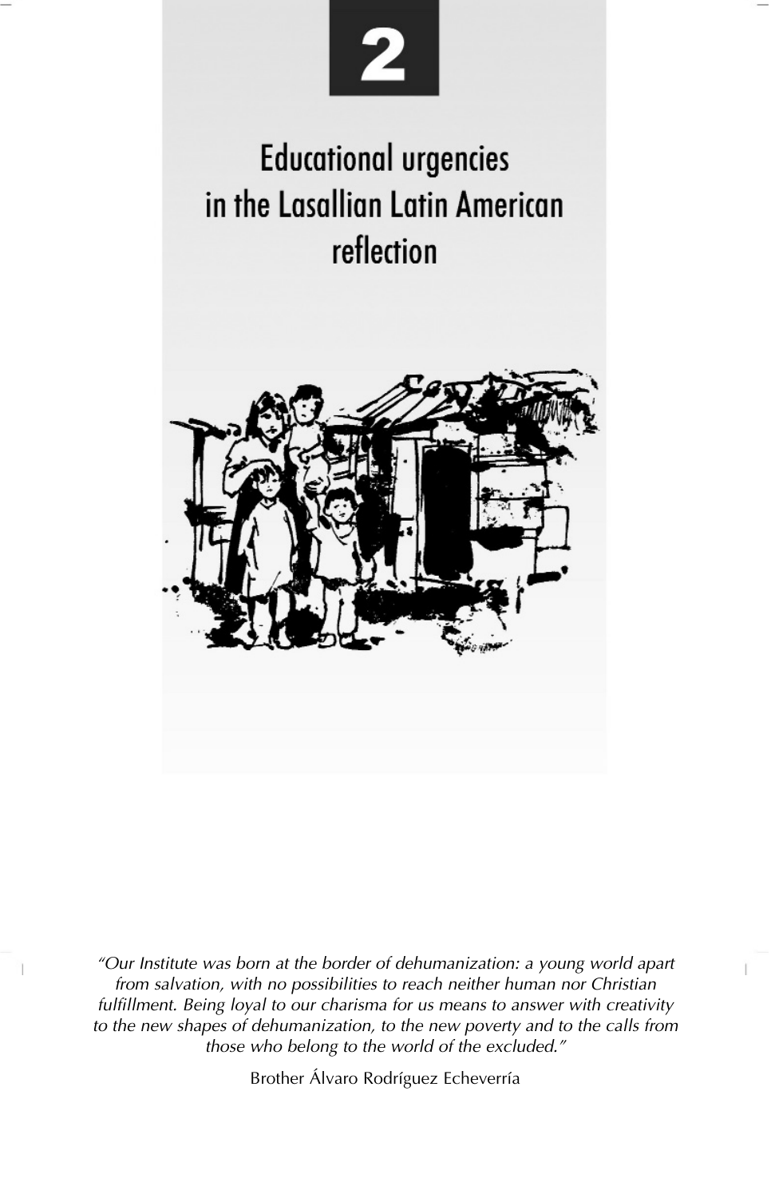# 2

# Educational urgencies in the Lasallian Latin American reflection

*"Our Institute was born at the border of dehumanization: a young world apart from salvation, with no possibilities to reach neither human nor Christian fulfillment. Being loyal to our charisma for us means to answer with creativity to the new shapes of dehumanization, to the new poverty and to the calls from those who belong to the world of the excluded."*

Brother Álvaro Rodríguez Echeverría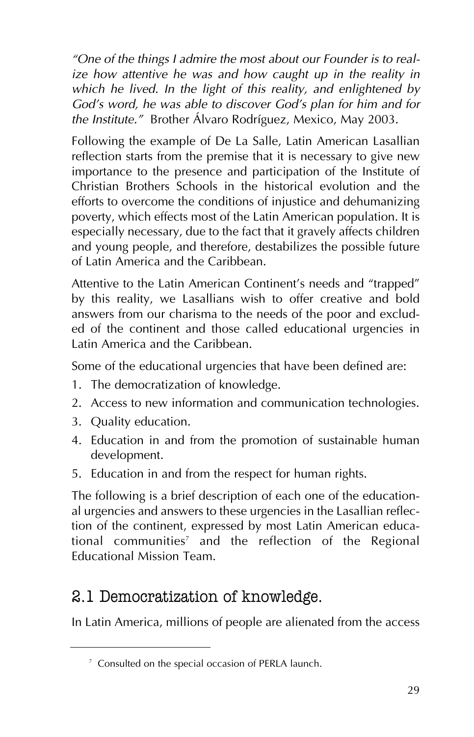*"One of the things I admire the most about our Founder is to realize how attentive he was and how caught up in the reality in which he lived. In the light of this reality, and enlightened by God's word, he was able to discover God's plan for him and for the Institute."* Brother Álvaro Rodríguez, Mexico, May 2003.

Following the example of De La Salle, Latin American Lasallian reflection starts from the premise that it is necessary to give new importance to the presence and participation of the Institute of Christian Brothers Schools in the historical evolution and the efforts to overcome the conditions of injustice and dehumanizing poverty, which effects most of the Latin American population. It is especially necessary, due to the fact that it gravely affects children and young people, and therefore, destabilizes the possible future of Latin America and the Caribbean.

Attentive to the Latin American Continent's needs and "trapped" by this reality, we Lasallians wish to offer creative and bold answers from our charisma to the needs of the poor and excluded of the continent and those called educational urgencies in Latin America and the Caribbean.

Some of the educational urgencies that have been defined are:

1. The democratization of knowledge.
2. Access to new information and communication technologies.
3. Quality education.
4. Education in and from the promotion of sustainable human development.
5. Education in and from the respect for human rights.

The following is a brief description of each one of the educational urgencies and answers to these urgencies in the Lasallian reflection of the continent, expressed by most Latin American educational communities[7] and the reflection of the Regional Educational Mission Team.

## 2.1 Democratization of knowledge.

In Latin America, millions of people are alienated from the access

[7] Consulted on the special occasion of PERLA launch.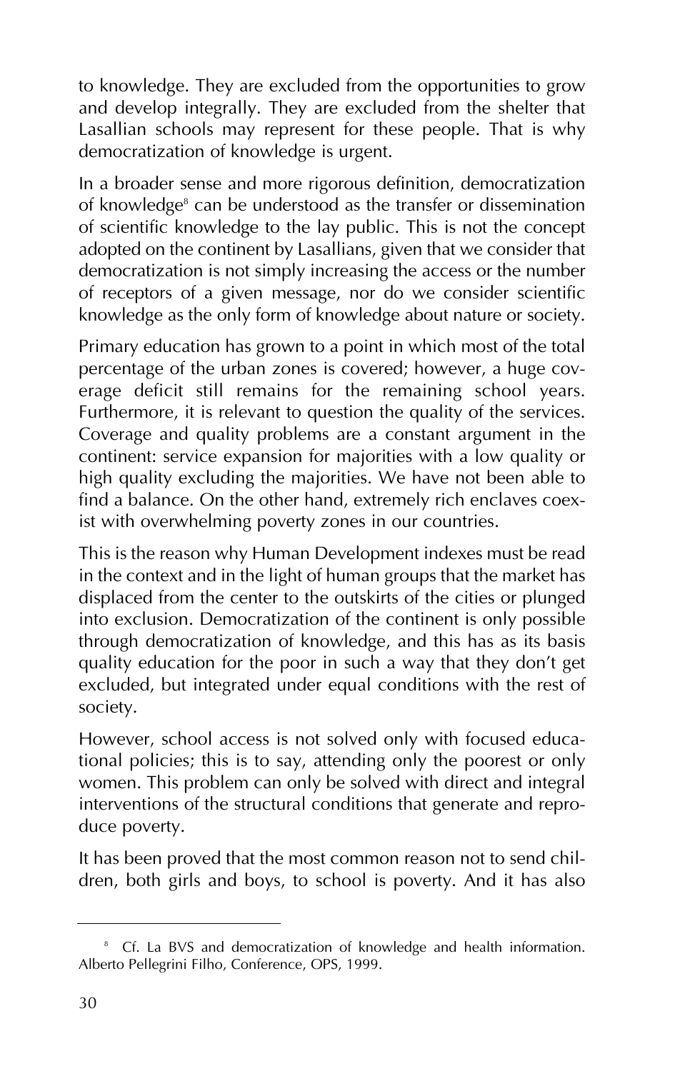to knowledge. They are excluded from the opportunities to grow and develop integrally. They are excluded from the shelter that Lasallian schools may represent for these people. That is why democratization of knowledge is urgent.

In a broader sense and more rigorous definition, democratization of knowledge[8] can be understood as the transfer or dissemination of scientific knowledge to the lay public. This is not the concept adopted on the continent by Lasallians, given that we consider that democratization is not simply increasing the access or the number of receptors of a given message, nor do we consider scientific knowledge as the only form of knowledge about nature or society.

Primary education has grown to a point in which most of the total percentage of the urban zones is covered; however, a huge coverage deficit still remains for the remaining school years. Furthermore, it is relevant to question the quality of the services. Coverage and quality problems are a constant argument in the continent: service expansion for majorities with a low quality or high quality excluding the majorities. We have not been able to find a balance. On the other hand, extremely rich enclaves coexist with overwhelming poverty zones in our countries.

This is the reason why Human Development indexes must be read in the context and in the light of human groups that the market has displaced from the center to the outskirts of the cities or plunged into exclusion. Democratization of the continent is only possible through democratization of knowledge, and this has as its basis quality education for the poor in such a way that they don't get excluded, but integrated under equal conditions with the rest of society.

However, school access is not solved only with focused educational policies; this is to say, attending only the poorest or only women. This problem can only be solved with direct and integral interventions of the structural conditions that generate and reproduce poverty.

It has been proved that the most common reason not to send children, both girls and boys, to school is poverty. And it has also

---

[8] Cf. La BVS and democratization of knowledge and health information. Alberto Pellegrini Filho, Conference, OPS, 1999.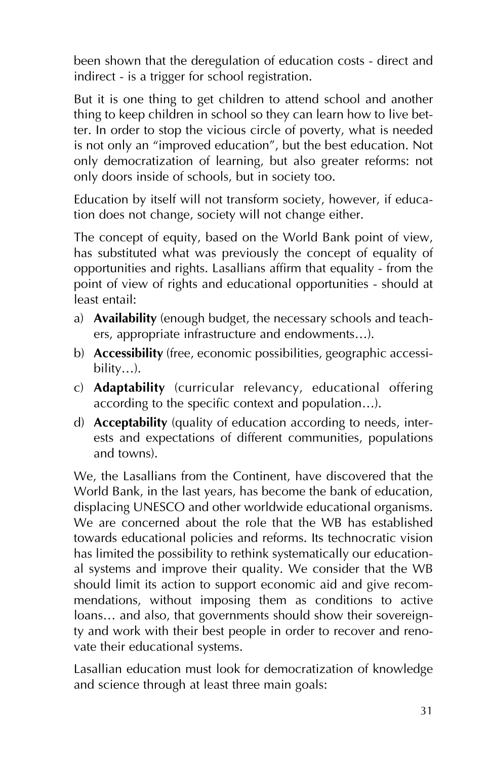been shown that the deregulation of education costs - direct and indirect - is a trigger for school registration.

But it is one thing to get children to attend school and another thing to keep children in school so they can learn how to live better. In order to stop the vicious circle of poverty, what is needed is not only an "improved education", but the best education. Not only democratization of learning, but also greater reforms: not only doors inside of schools, but in society too.

Education by itself will not transform society, however, if education does not change, society will not change either.

The concept of equity, based on the World Bank point of view, has substituted what was previously the concept of equality of opportunities and rights. Lasallians affirm that equality - from the point of view of rights and educational opportunities - should at least entail:

a) **Availability** (enough budget, the necessary schools and teachers, appropriate infrastructure and endowments…).
b) **Accessibility** (free, economic possibilities, geographic accessibility…).
c) **Adaptability** (curricular relevancy, educational offering according to the specific context and population…).
d) **Acceptability** (quality of education according to needs, interests and expectations of different communities, populations and towns).

We, the Lasallians from the Continent, have discovered that the World Bank, in the last years, has become the bank of education, displacing UNESCO and other worldwide educational organisms. We are concerned about the role that the WB has established towards educational policies and reforms. Its technocratic vision has limited the possibility to rethink systematically our educational systems and improve their quality. We consider that the WB should limit its action to support economic aid and give recommendations, without imposing them as conditions to active loans… and also, that governments should show their sovereignty and work with their best people in order to recover and renovate their educational systems.

Lasallian education must look for democratization of knowledge and science through at least three main goals: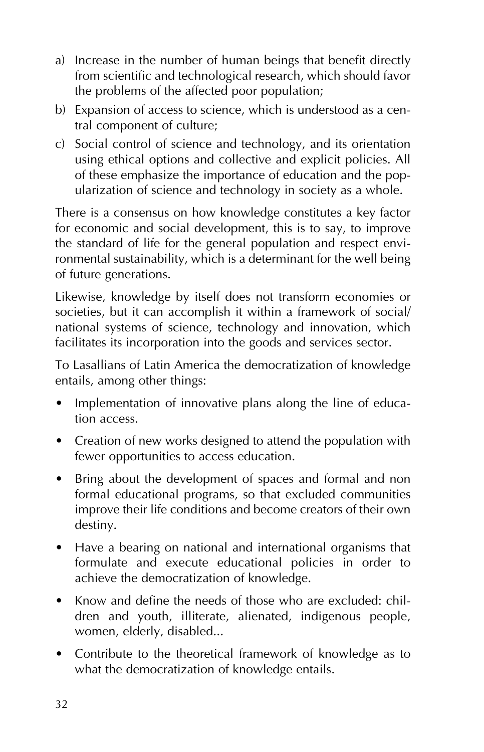a) Increase in the number of human beings that benefit directly from scientific and technological research, which should favor the problems of the affected poor population;
b) Expansion of access to science, which is understood as a central component of culture;
c) Social control of science and technology, and its orientation using ethical options and collective and explicit policies. All of these emphasize the importance of education and the popularization of science and technology in society as a whole.

There is a consensus on how knowledge constitutes a key factor for economic and social development, this is to say, to improve the standard of life for the general population and respect environmental sustainability, which is a determinant for the well being of future generations.

Likewise, knowledge by itself does not transform economies or societies, but it can accomplish it within a framework of social/national systems of science, technology and innovation, which facilitates its incorporation into the goods and services sector.

To Lasallians of Latin America the democratization of knowledge entails, among other things:

- Implementation of innovative plans along the line of education access.
- Creation of new works designed to attend the population with fewer opportunities to access education.
- Bring about the development of spaces and formal and non formal educational programs, so that excluded communities improve their life conditions and become creators of their own destiny.
- Have a bearing on national and international organisms that formulate and execute educational policies in order to achieve the democratization of knowledge.
- Know and define the needs of those who are excluded: children and youth, illiterate, alienated, indigenous people, women, elderly, disabled...
- Contribute to the theoretical framework of knowledge as to what the democratization of knowledge entails.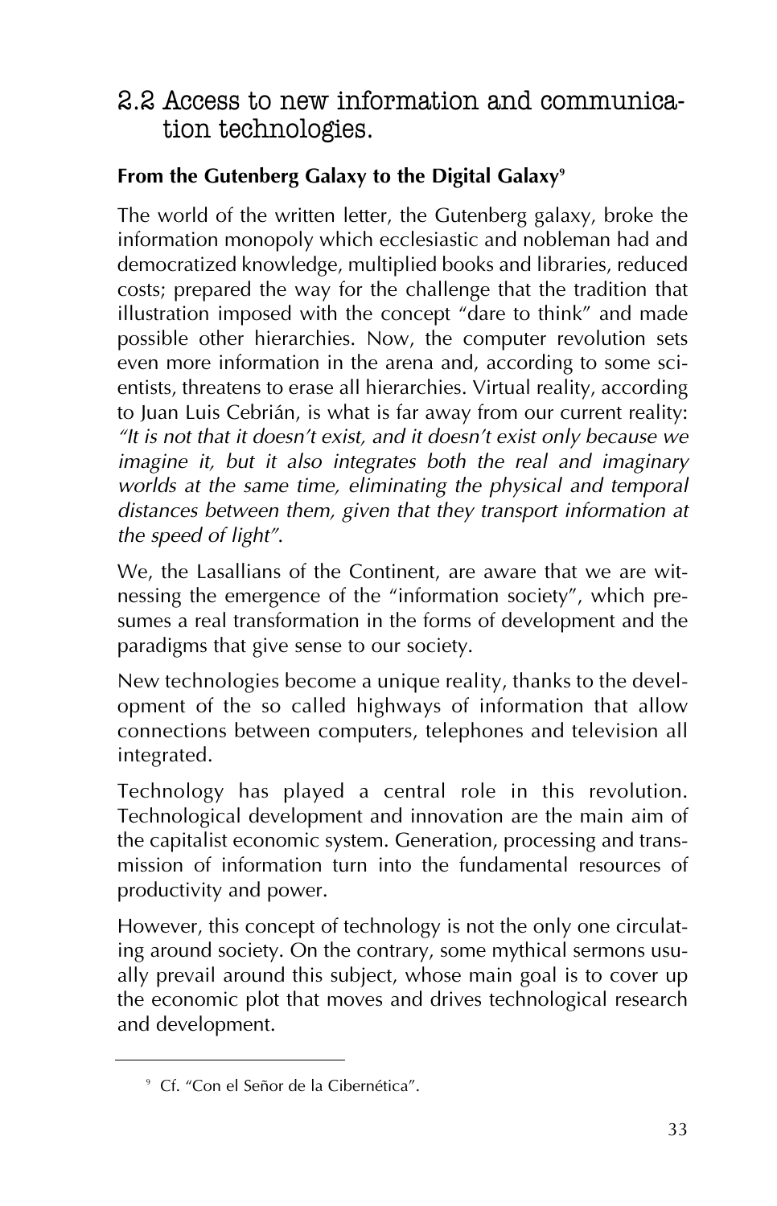## 2.2 Access to new information and communication technologies.

### From the Gutenberg Galaxy to the Digital Galaxy[9]

The world of the written letter, the Gutenberg galaxy, broke the information monopoly which ecclesiastic and nobleman had and democratized knowledge, multiplied books and libraries, reduced costs; prepared the way for the challenge that the tradition that illustration imposed with the concept "dare to think" and made possible other hierarchies. Now, the computer revolution sets even more information in the arena and, according to some scientists, threatens to erase all hierarchies. Virtual reality, according to Juan Luis Cebrián, is what is far away from our current reality: *"It is not that it doesn't exist, and it doesn't exist only because we imagine it, but it also integrates both the real and imaginary worlds at the same time, eliminating the physical and temporal distances between them, given that they transport information at the speed of light"*.

We, the Lasallians of the Continent, are aware that we are witnessing the emergence of the "information society", which presumes a real transformation in the forms of development and the paradigms that give sense to our society.

New technologies become a unique reality, thanks to the development of the so called highways of information that allow connections between computers, telephones and television all integrated.

Technology has played a central role in this revolution. Technological development and innovation are the main aim of the capitalist economic system. Generation, processing and transmission of information turn into the fundamental resources of productivity and power.

However, this concept of technology is not the only one circulating around society. On the contrary, some mythical sermons usually prevail around this subject, whose main goal is to cover up the economic plot that moves and drives technological research and development.

---

[9] Cf. "Con el Señor de la Cibernética".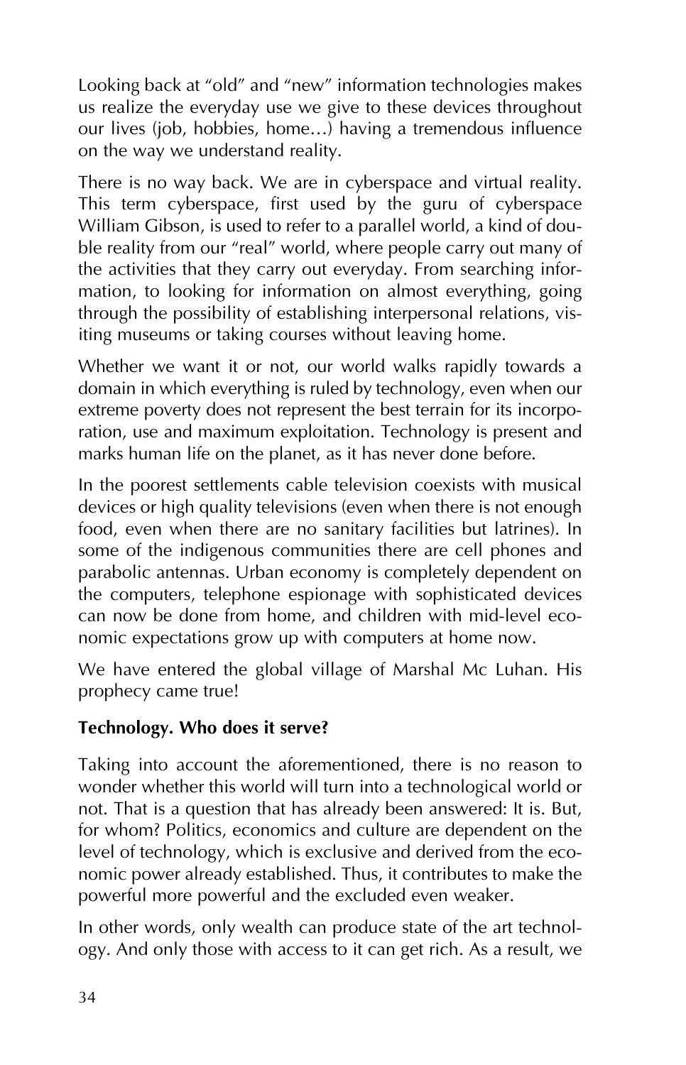Looking back at "old" and "new" information technologies makes us realize the everyday use we give to these devices throughout our lives (job, hobbies, home…) having a tremendous influence on the way we understand reality.

There is no way back. We are in cyberspace and virtual reality. This term cyberspace, first used by the guru of cyberspace William Gibson, is used to refer to a parallel world, a kind of double reality from our "real" world, where people carry out many of the activities that they carry out everyday. From searching information, to looking for information on almost everything, going through the possibility of establishing interpersonal relations, visiting museums or taking courses without leaving home.

Whether we want it or not, our world walks rapidly towards a domain in which everything is ruled by technology, even when our extreme poverty does not represent the best terrain for its incorporation, use and maximum exploitation. Technology is present and marks human life on the planet, as it has never done before.

In the poorest settlements cable television coexists with musical devices or high quality televisions (even when there is not enough food, even when there are no sanitary facilities but latrines). In some of the indigenous communities there are cell phones and parabolic antennas. Urban economy is completely dependent on the computers, telephone espionage with sophisticated devices can now be done from home, and children with mid-level economic expectations grow up with computers at home now.

We have entered the global village of Marshal Mc Luhan. His prophecy came true!

**Technology. Who does it serve?**

Taking into account the aforementioned, there is no reason to wonder whether this world will turn into a technological world or not. That is a question that has already been answered: It is. But, for whom? Politics, economics and culture are dependent on the level of technology, which is exclusive and derived from the economic power already established. Thus, it contributes to make the powerful more powerful and the excluded even weaker.

In other words, only wealth can produce state of the art technology. And only those with access to it can get rich. As a result, we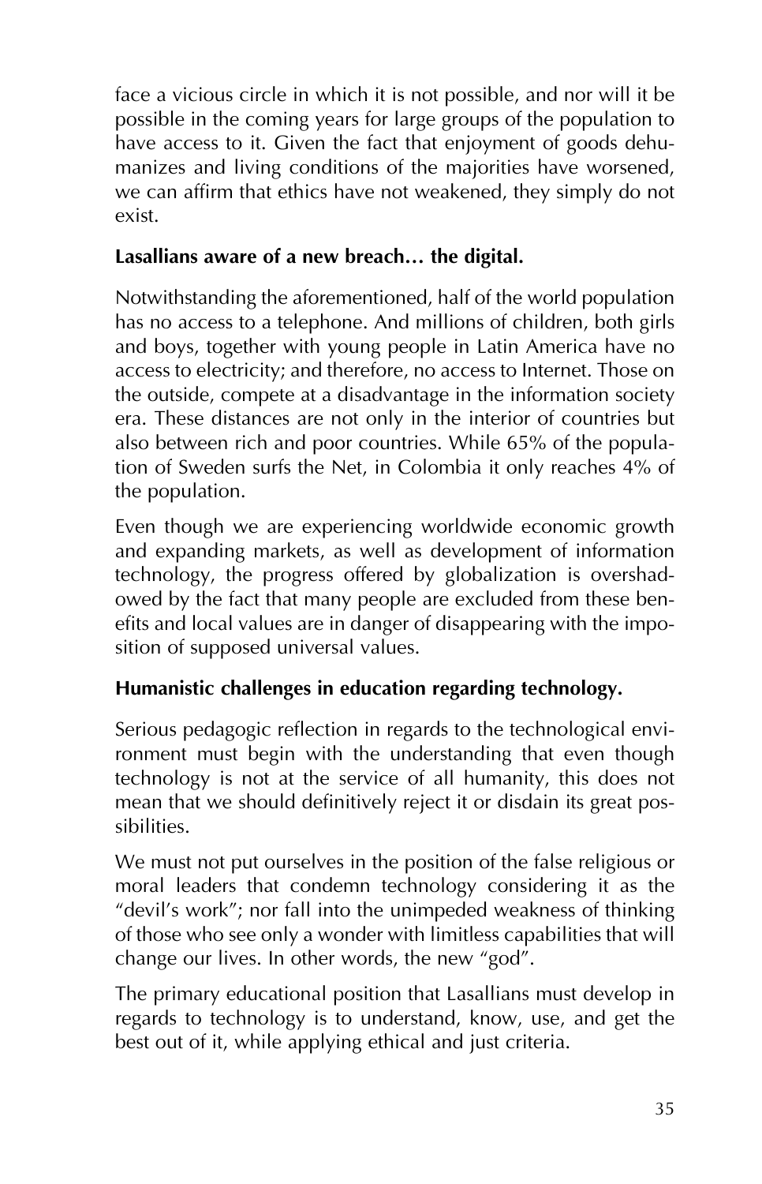face a vicious circle in which it is not possible, and nor will it be possible in the coming years for large groups of the population to have access to it. Given the fact that enjoyment of goods dehumanizes and living conditions of the majorities have worsened, we can affirm that ethics have not weakened, they simply do not exist.

**Lasallians aware of a new breach… the digital.**

Notwithstanding the aforementioned, half of the world population has no access to a telephone. And millions of children, both girls and boys, together with young people in Latin America have no access to electricity; and therefore, no access to Internet. Those on the outside, compete at a disadvantage in the information society era. These distances are not only in the interior of countries but also between rich and poor countries. While 65% of the population of Sweden surfs the Net, in Colombia it only reaches 4% of the population.

Even though we are experiencing worldwide economic growth and expanding markets, as well as development of information technology, the progress offered by globalization is overshadowed by the fact that many people are excluded from these benefits and local values are in danger of disappearing with the imposition of supposed universal values.

**Humanistic challenges in education regarding technology.**

Serious pedagogic reflection in regards to the technological environment must begin with the understanding that even though technology is not at the service of all humanity, this does not mean that we should definitively reject it or disdain its great possibilities.

We must not put ourselves in the position of the false religious or moral leaders that condemn technology considering it as the "devil's work"; nor fall into the unimpeded weakness of thinking of those who see only a wonder with limitless capabilities that will change our lives. In other words, the new "god".

The primary educational position that Lasallians must develop in regards to technology is to understand, know, use, and get the best out of it, while applying ethical and just criteria.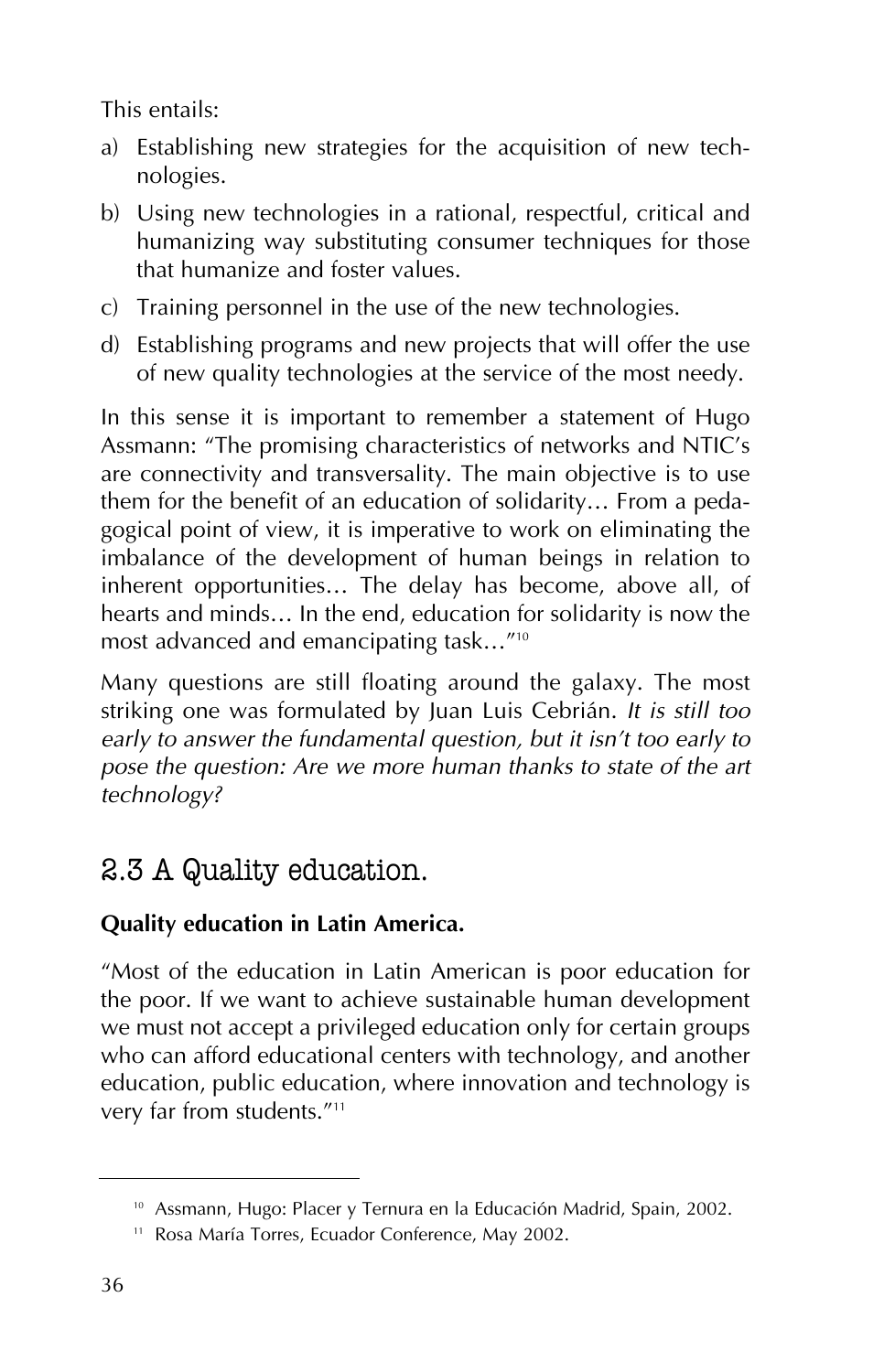This entails:

a) Establishing new strategies for the acquisition of new technologies.
b) Using new technologies in a rational, respectful, critical and humanizing way substituting consumer techniques for those that humanize and foster values.
c) Training personnel in the use of the new technologies.
d) Establishing programs and new projects that will offer the use of new quality technologies at the service of the most needy.

In this sense it is important to remember a statement of Hugo Assmann: "The promising characteristics of networks and NTIC's are connectivity and transversality. The main objective is to use them for the benefit of an education of solidarity… From a pedagogical point of view, it is imperative to work on eliminating the imbalance of the development of human beings in relation to inherent opportunities… The delay has become, above all, of hearts and minds… In the end, education for solidarity is now the most advanced and emancipating task…"[10]

Many questions are still floating around the galaxy. The most striking one was formulated by Juan Luis Cebrián. *It is still too early to answer the fundamental question, but it isn't too early to pose the question: Are we more human thanks to state of the art technology?*

## 2.3 A Quality education.

**Quality education in Latin America.**

"Most of the education in Latin American is poor education for the poor. If we want to achieve sustainable human development we must not accept a privileged education only for certain groups who can afford educational centers with technology, and another education, public education, where innovation and technology is very far from students."[11]

---

[10] Assmann, Hugo: Placer y Ternura en la Educación Madrid, Spain, 2002.

[11] Rosa María Torres, Ecuador Conference, May 2002.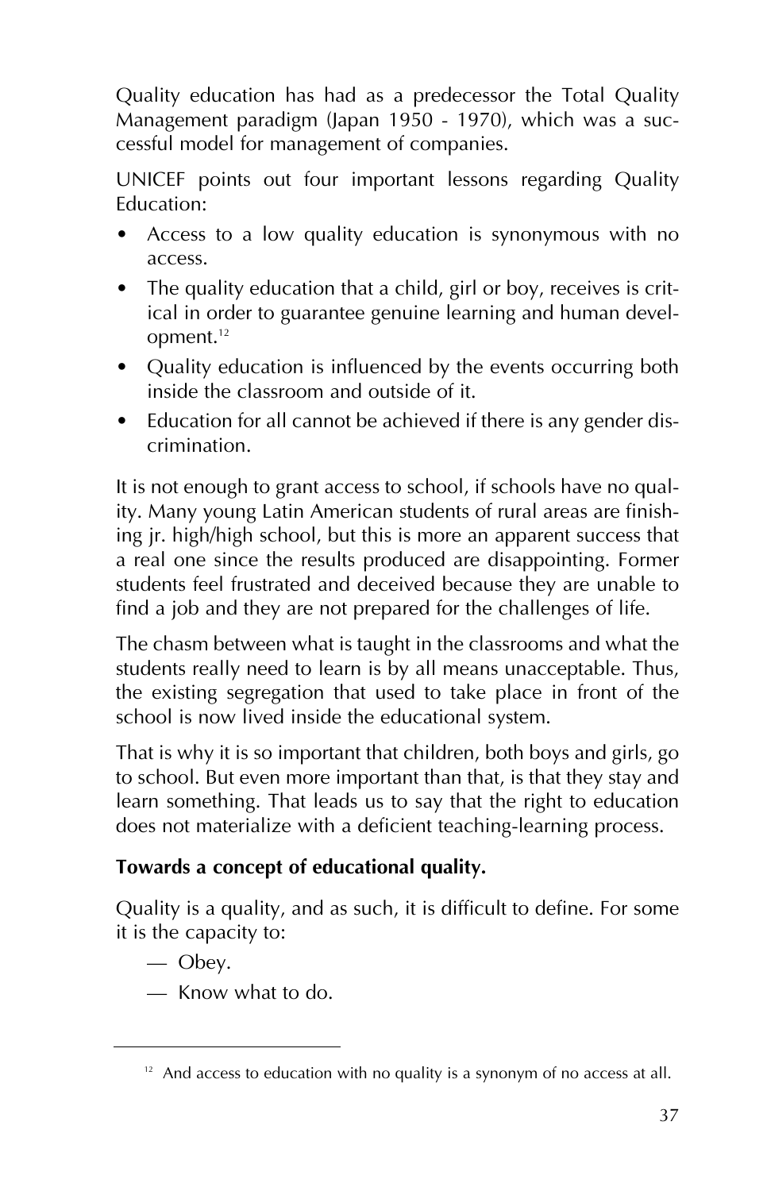Quality education has had as a predecessor the Total Quality Management paradigm (Japan 1950 - 1970), which was a successful model for management of companies.

UNICEF points out four important lessons regarding Quality Education:

- Access to a low quality education is synonymous with no access.
- The quality education that a child, girl or boy, receives is critical in order to guarantee genuine learning and human development.[12]
- Quality education is influenced by the events occurring both inside the classroom and outside of it.
- Education for all cannot be achieved if there is any gender discrimination.

It is not enough to grant access to school, if schools have no quality. Many young Latin American students of rural areas are finishing jr. high/high school, but this is more an apparent success that a real one since the results produced are disappointing. Former students feel frustrated and deceived because they are unable to find a job and they are not prepared for the challenges of life.

The chasm between what is taught in the classrooms and what the students really need to learn is by all means unacceptable. Thus, the existing segregation that used to take place in front of the school is now lived inside the educational system.

That is why it is so important that children, both boys and girls, go to school. But even more important than that, is that they stay and learn something. That leads us to say that the right to education does not materialize with a deficient teaching-learning process.

**Towards a concept of educational quality.**

Quality is a quality, and as such, it is difficult to define. For some it is the capacity to:

— Obey.

— Know what to do.

[12] And access to education with no quality is a synonym of no access at all.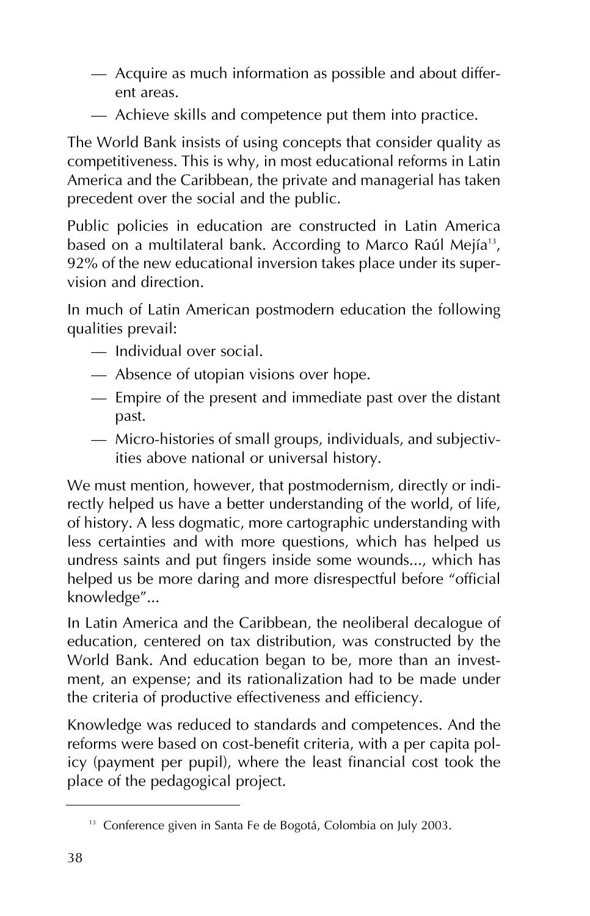- Acquire as much information as possible and about different areas.
- Achieve skills and competence put them into practice.

The World Bank insists of using concepts that consider quality as competitiveness. This is why, in most educational reforms in Latin America and the Caribbean, the private and managerial has taken precedent over the social and the public.

Public policies in education are constructed in Latin America based on a multilateral bank. According to Marco Raúl Mejía[13], 92% of the new educational inversion takes place under its supervision and direction.

In much of Latin American postmodern education the following qualities prevail:

- Individual over social.
- Absence of utopian visions over hope.
- Empire of the present and immediate past over the distant past.
- Micro-histories of small groups, individuals, and subjectivities above national or universal history.

We must mention, however, that postmodernism, directly or indirectly helped us have a better understanding of the world, of life, of history. A less dogmatic, more cartographic understanding with less certainties and with more questions, which has helped us undress saints and put fingers inside some wounds..., which has helped us be more daring and more disrespectful before "official knowledge"...

In Latin America and the Caribbean, the neoliberal decalogue of education, centered on tax distribution, was constructed by the World Bank. And education began to be, more than an investment, an expense; and its rationalization had to be made under the criteria of productive effectiveness and efficiency.

Knowledge was reduced to standards and competences. And the reforms were based on cost-benefit criteria, with a per capita policy (payment per pupil), where the least financial cost took the place of the pedagogical project.

---

[13] Conference given in Santa Fe de Bogotá, Colombia on July 2003.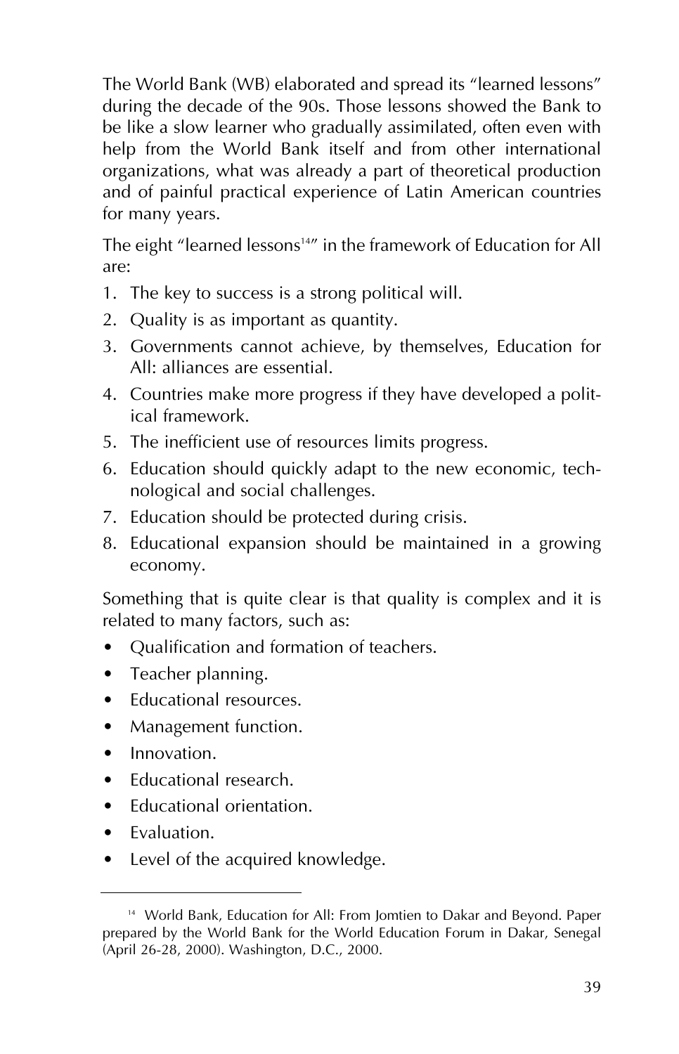The World Bank (WB) elaborated and spread its "learned lessons" during the decade of the 90s. Those lessons showed the Bank to be like a slow learner who gradually assimilated, often even with help from the World Bank itself and from other international organizations, what was already a part of theoretical production and of painful practical experience of Latin American countries for many years.

The eight "learned lessons[14]" in the framework of Education for All are:

1. The key to success is a strong political will.
2. Quality is as important as quantity.
3. Governments cannot achieve, by themselves, Education for All: alliances are essential.
4. Countries make more progress if they have developed a political framework.
5. The inefficient use of resources limits progress.
6. Education should quickly adapt to the new economic, technological and social challenges.
7. Education should be protected during crisis.
8. Educational expansion should be maintained in a growing economy.

Something that is quite clear is that quality is complex and it is related to many factors, such as:

- Qualification and formation of teachers.
- Teacher planning.
- Educational resources.
- Management function.
- Innovation.
- Educational research.
- Educational orientation.
- Evaluation.
- Level of the acquired knowledge.

---

[14] World Bank, Education for All: From Jomtien to Dakar and Beyond. Paper prepared by the World Bank for the World Education Forum in Dakar, Senegal (April 26-28, 2000). Washington, D.C., 2000.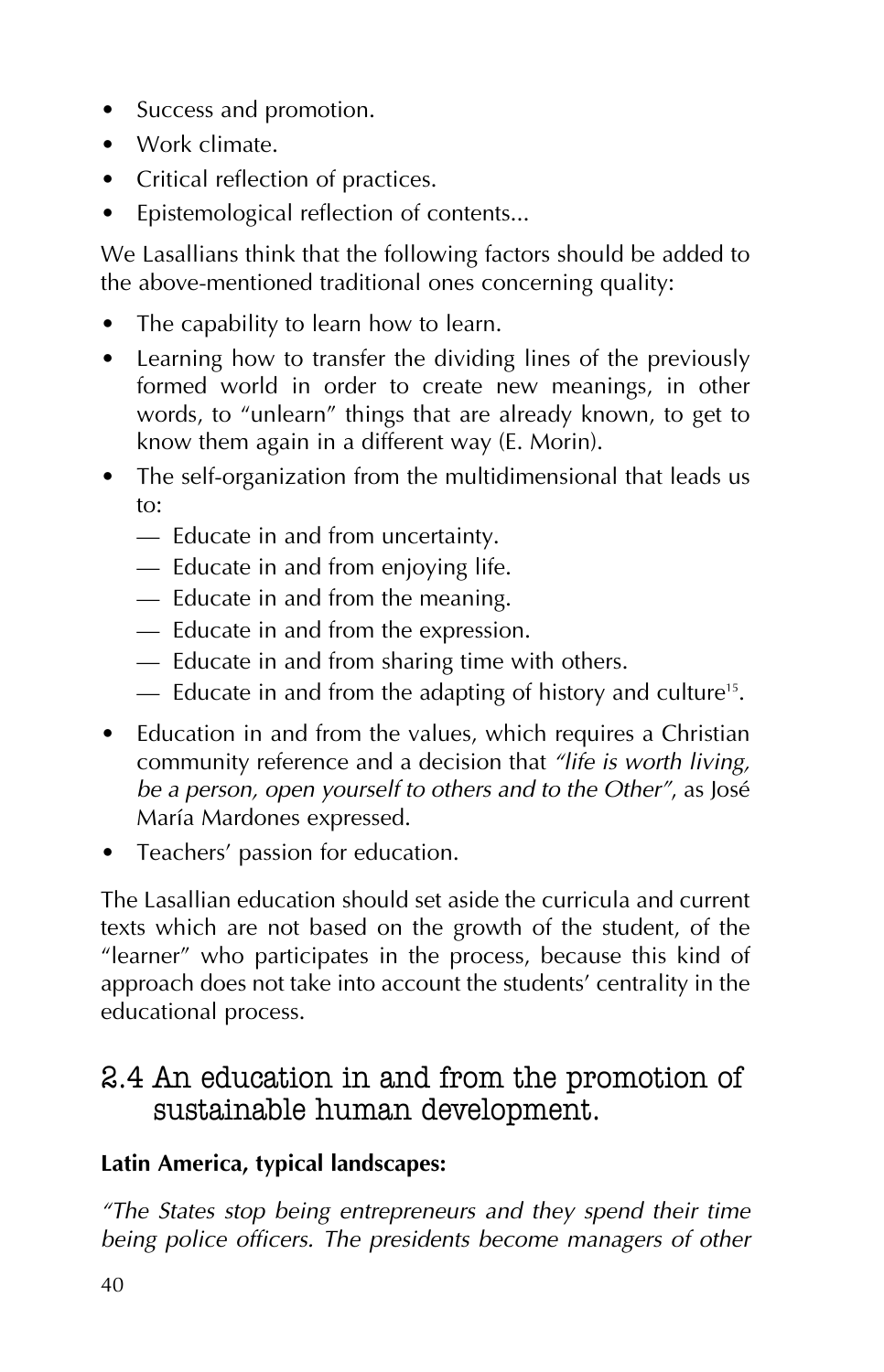- Success and promotion.
- Work climate.
- Critical reflection of practices.
- Epistemological reflection of contents...

We Lasallians think that the following factors should be added to the above-mentioned traditional ones concerning quality:

- The capability to learn how to learn.
- Learning how to transfer the dividing lines of the previously formed world in order to create new meanings, in other words, to "unlearn" things that are already known, to get to know them again in a different way (E. Morin).
- The self-organization from the multidimensional that leads us to:
  - — Educate in and from uncertainty.
  - — Educate in and from enjoying life.
  - — Educate in and from the meaning.
  - — Educate in and from the expression.
  - — Educate in and from sharing time with others.
  - — Educate in and from the adapting of history and culture[15].
- Education in and from the values, which requires a Christian community reference and a decision that *"life is worth living, be a person, open yourself to others and to the Other"*, as José María Mardones expressed.
- Teachers' passion for education.

The Lasallian education should set aside the curricula and current texts which are not based on the growth of the student, of the "learner" who participates in the process, because this kind of approach does not take into account the students' centrality in the educational process.

## 2.4 An education in and from the promotion of sustainable human development.

**Latin America, typical landscapes:**

*"The States stop being entrepreneurs and they spend their time being police officers. The presidents become managers of other*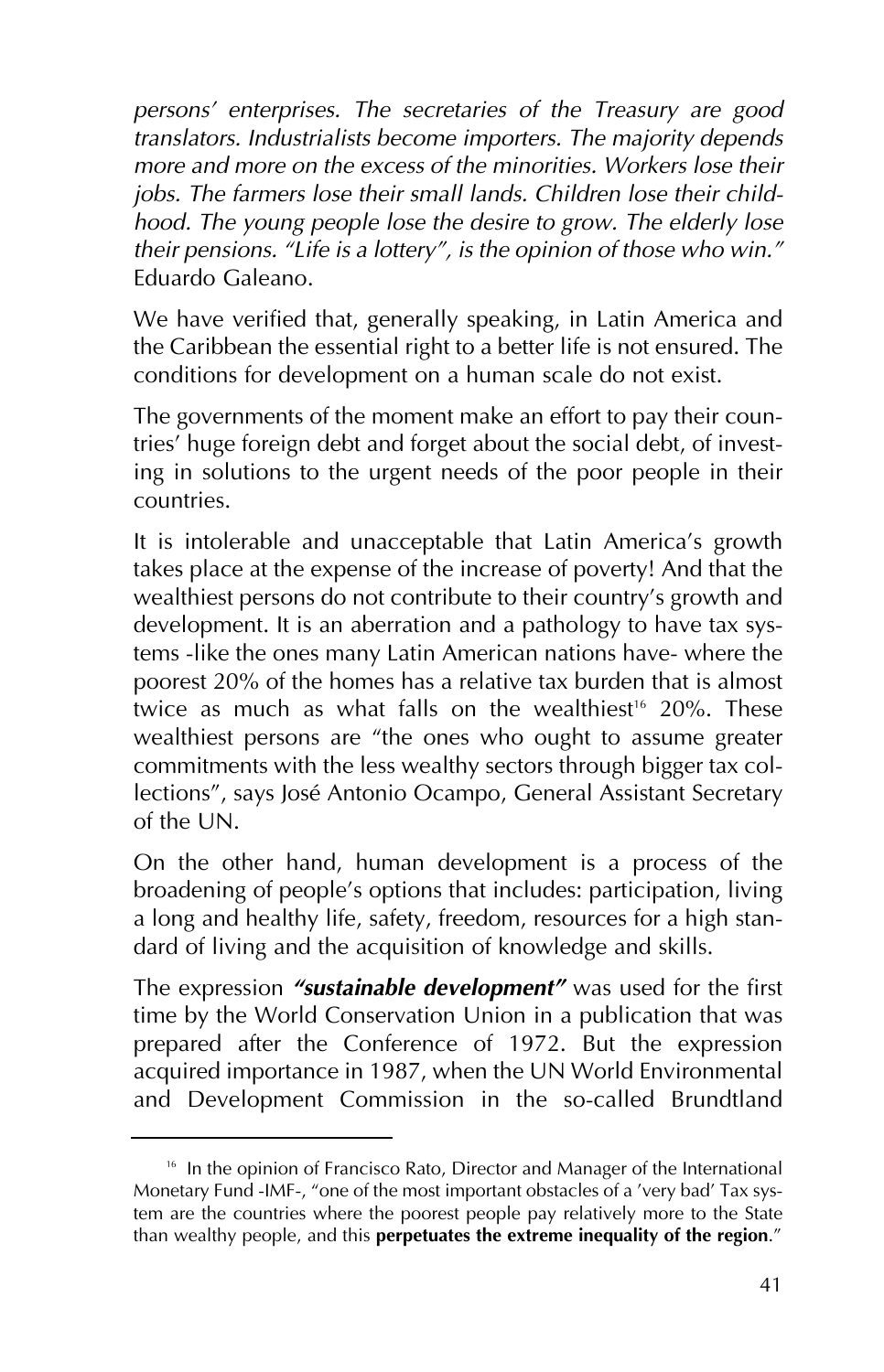*persons' enterprises. The secretaries of the Treasury are good translators. Industrialists become importers. The majority depends more and more on the excess of the minorities. Workers lose their jobs. The farmers lose their small lands. Children lose their childhood. The young people lose the desire to grow. The elderly lose their pensions. "Life is a lottery", is the opinion of those who win."* Eduardo Galeano.

We have verified that, generally speaking, in Latin America and the Caribbean the essential right to a better life is not ensured. The conditions for development on a human scale do not exist.

The governments of the moment make an effort to pay their countries' huge foreign debt and forget about the social debt, of investing in solutions to the urgent needs of the poor people in their countries.

It is intolerable and unacceptable that Latin America's growth takes place at the expense of the increase of poverty! And that the wealthiest persons do not contribute to their country's growth and development. It is an aberration and a pathology to have tax systems -like the ones many Latin American nations have- where the poorest 20% of the homes has a relative tax burden that is almost twice as much as what falls on the wealthiest[16] 20%. These wealthiest persons are "the ones who ought to assume greater commitments with the less wealthy sectors through bigger tax collections", says José Antonio Ocampo, General Assistant Secretary of the UN.

On the other hand, human development is a process of the broadening of people's options that includes: participation, living a long and healthy life, safety, freedom, resources for a high standard of living and the acquisition of knowledge and skills.

The expression ***"sustainable development"*** was used for the first time by the World Conservation Union in a publication that was prepared after the Conference of 1972. But the expression acquired importance in 1987, when the UN World Environmental and Development Commission in the so-called Brundtland

---

[16] In the opinion of Francisco Rato, Director and Manager of the International Monetary Fund -IMF-, "one of the most important obstacles of a 'very bad' Tax system are the countries where the poorest people pay relatively more to the State than wealthy people, and this **perpetuates the extreme inequality of the region**."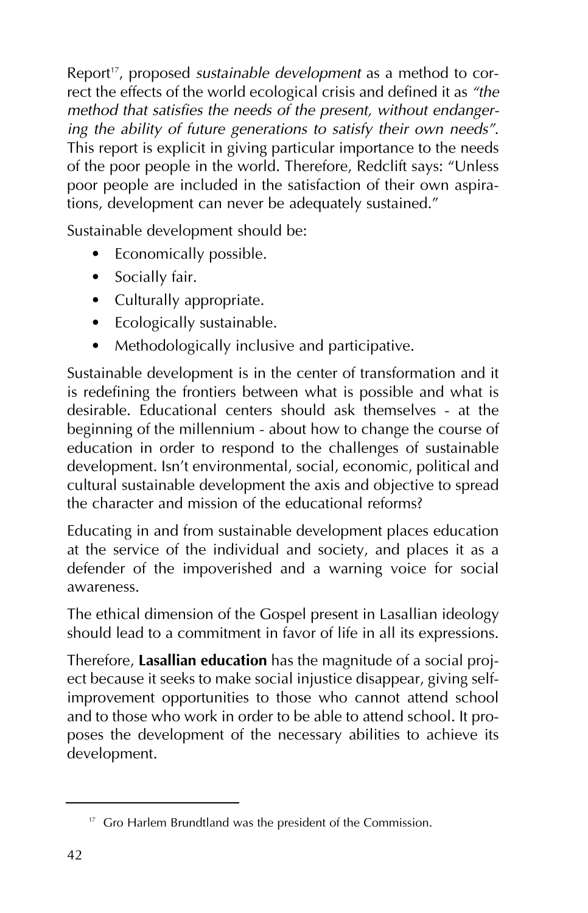Report[17], proposed *sustainable development* as a method to correct the effects of the world ecological crisis and defined it as *"the method that satisfies the needs of the present, without endangering the ability of future generations to satisfy their own needs"*. This report is explicit in giving particular importance to the needs of the poor people in the world. Therefore, Redclift says: "Unless poor people are included in the satisfaction of their own aspirations, development can never be adequately sustained."

Sustainable development should be:

- Economically possible.
- Socially fair.
- Culturally appropriate.
- Ecologically sustainable.
- Methodologically inclusive and participative.

Sustainable development is in the center of transformation and it is redefining the frontiers between what is possible and what is desirable. Educational centers should ask themselves - at the beginning of the millennium - about how to change the course of education in order to respond to the challenges of sustainable development. Isn't environmental, social, economic, political and cultural sustainable development the axis and objective to spread the character and mission of the educational reforms?

Educating in and from sustainable development places education at the service of the individual and society, and places it as a defender of the impoverished and a warning voice for social awareness.

The ethical dimension of the Gospel present in Lasallian ideology should lead to a commitment in favor of life in all its expressions.

Therefore, **Lasallian education** has the magnitude of a social project because it seeks to make social injustice disappear, giving self-improvement opportunities to those who cannot attend school and to those who work in order to be able to attend school. It proposes the development of the necessary abilities to achieve its development.

---

[17] Gro Harlem Brundtland was the president of the Commission.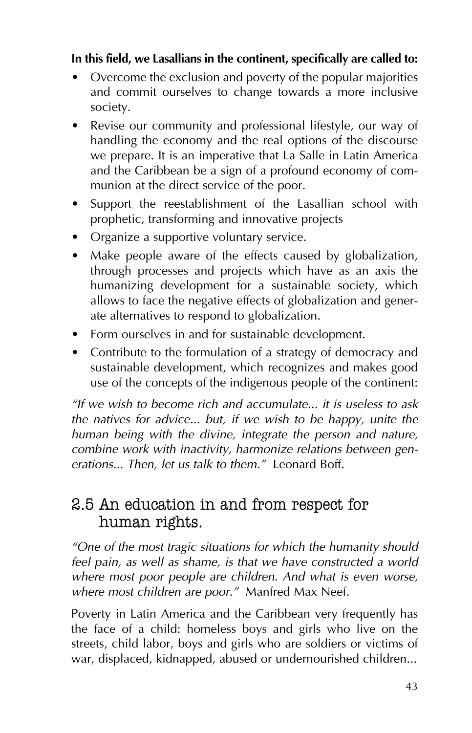**In this field, we Lasallians in the continent, specifically are called to:**

- Overcome the exclusion and poverty of the popular majorities and commit ourselves to change towards a more inclusive society.
- Revise our community and professional lifestyle, our way of handling the economy and the real options of the discourse we prepare. It is an imperative that La Salle in Latin America and the Caribbean be a sign of a profound economy of communion at the direct service of the poor.
- Support the reestablishment of the Lasallian school with prophetic, transforming and innovative projects
- Organize a supportive voluntary service.
- Make people aware of the effects caused by globalization, through processes and projects which have as an axis the humanizing development for a sustainable society, which allows to face the negative effects of globalization and generate alternatives to respond to globalization.
- Form ourselves in and for sustainable development.
- Contribute to the formulation of a strategy of democracy and sustainable development, which recognizes and makes good use of the concepts of the indigenous people of the continent:

*"If we wish to become rich and accumulate... it is useless to ask the natives for advice... but, if we wish to be happy, unite the human being with the divine, integrate the person and nature, combine work with inactivity, harmonize relations between generations... Then, let us talk to them."* Leonard Boff.

## 2.5 An education in and from respect for human rights.

*"One of the most tragic situations for which the humanity should feel pain, as well as shame, is that we have constructed a world where most poor people are children. And what is even worse, where most children are poor."* Manfred Max Neef.

Poverty in Latin America and the Caribbean very frequently has the face of a child: homeless boys and girls who live on the streets, child labor, boys and girls who are soldiers or victims of war, displaced, kidnapped, abused or undernourished children...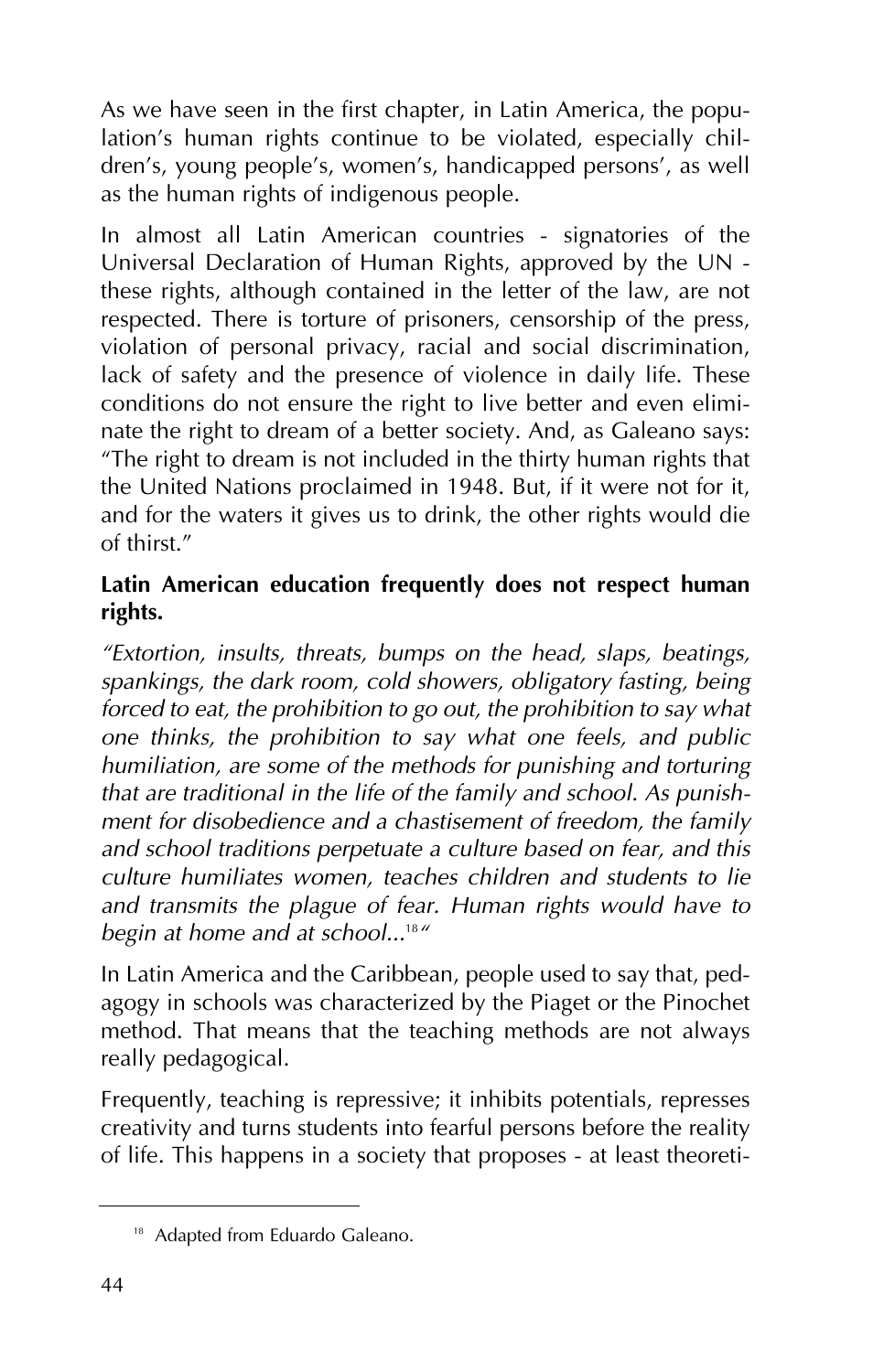As we have seen in the first chapter, in Latin America, the population's human rights continue to be violated, especially children's, young people's, women's, handicapped persons', as well as the human rights of indigenous people.

In almost all Latin American countries - signatories of the Universal Declaration of Human Rights, approved by the UN - these rights, although contained in the letter of the law, are not respected. There is torture of prisoners, censorship of the press, violation of personal privacy, racial and social discrimination, lack of safety and the presence of violence in daily life. These conditions do not ensure the right to live better and even eliminate the right to dream of a better society. And, as Galeano says: "The right to dream is not included in the thirty human rights that the United Nations proclaimed in 1948. But, if it were not for it, and for the waters it gives us to drink, the other rights would die of thirst."

**Latin American education frequently does not respect human rights.**

*"Extortion, insults, threats, bumps on the head, slaps, beatings, spankings, the dark room, cold showers, obligatory fasting, being forced to eat, the prohibition to go out, the prohibition to say what one thinks, the prohibition to say what one feels, and public humiliation, are some of the methods for punishing and torturing that are traditional in the life of the family and school. As punishment for disobedience and a chastisement of freedom, the family and school traditions perpetuate a culture based on fear, and this culture humiliates women, teaches children and students to lie and transmits the plague of fear. Human rights would have to begin at home and at school...*[18]*"*

In Latin America and the Caribbean, people used to say that, pedagogy in schools was characterized by the Piaget or the Pinochet method. That means that the teaching methods are not always really pedagogical.

Frequently, teaching is repressive; it inhibits potentials, represses creativity and turns students into fearful persons before the reality of life. This happens in a society that proposes - at least theoreti-

[18] Adapted from Eduardo Galeano.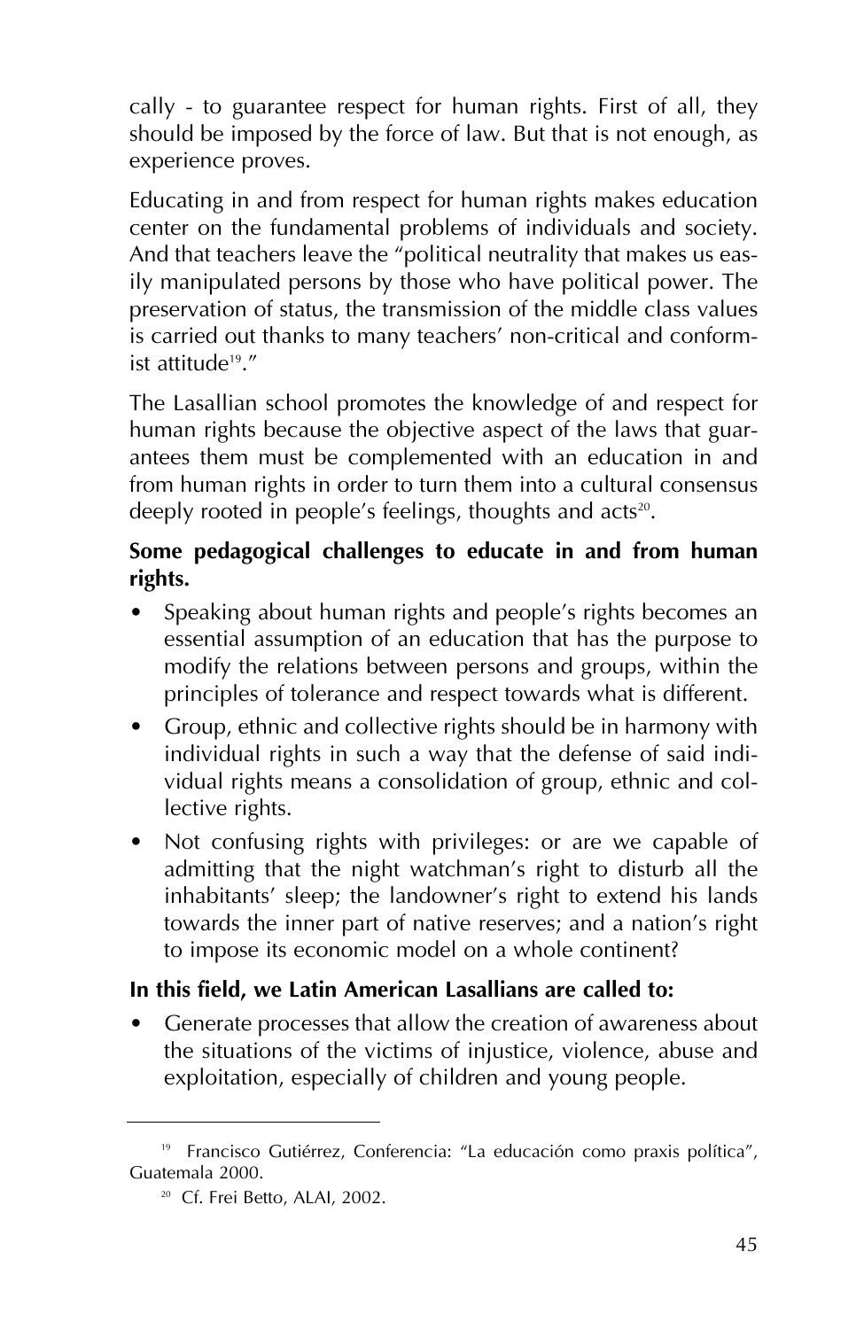cally - to guarantee respect for human rights. First of all, they should be imposed by the force of law. But that is not enough, as experience proves.

Educating in and from respect for human rights makes education center on the fundamental problems of individuals and society. And that teachers leave the "political neutrality that makes us easily manipulated persons by those who have political power. The preservation of status, the transmission of the middle class values is carried out thanks to many teachers' non-critical and conformist attitude[19]."

The Lasallian school promotes the knowledge of and respect for human rights because the objective aspect of the laws that guarantees them must be complemented with an education in and from human rights in order to turn them into a cultural consensus deeply rooted in people's feelings, thoughts and acts[20].

**Some pedagogical challenges to educate in and from human rights.**

- Speaking about human rights and people's rights becomes an essential assumption of an education that has the purpose to modify the relations between persons and groups, within the principles of tolerance and respect towards what is different.
- Group, ethnic and collective rights should be in harmony with individual rights in such a way that the defense of said individual rights means a consolidation of group, ethnic and collective rights.
- Not confusing rights with privileges: or are we capable of admitting that the night watchman's right to disturb all the inhabitants' sleep; the landowner's right to extend his lands towards the inner part of native reserves; and a nation's right to impose its economic model on a whole continent?

**In this field, we Latin American Lasallians are called to:**

- Generate processes that allow the creation of awareness about the situations of the victims of injustice, violence, abuse and exploitation, especially of children and young people.

---

[19] Francisco Gutiérrez, Conferencia: "La educación como praxis política", Guatemala 2000.

[20] Cf. Frei Betto, ALAI, 2002.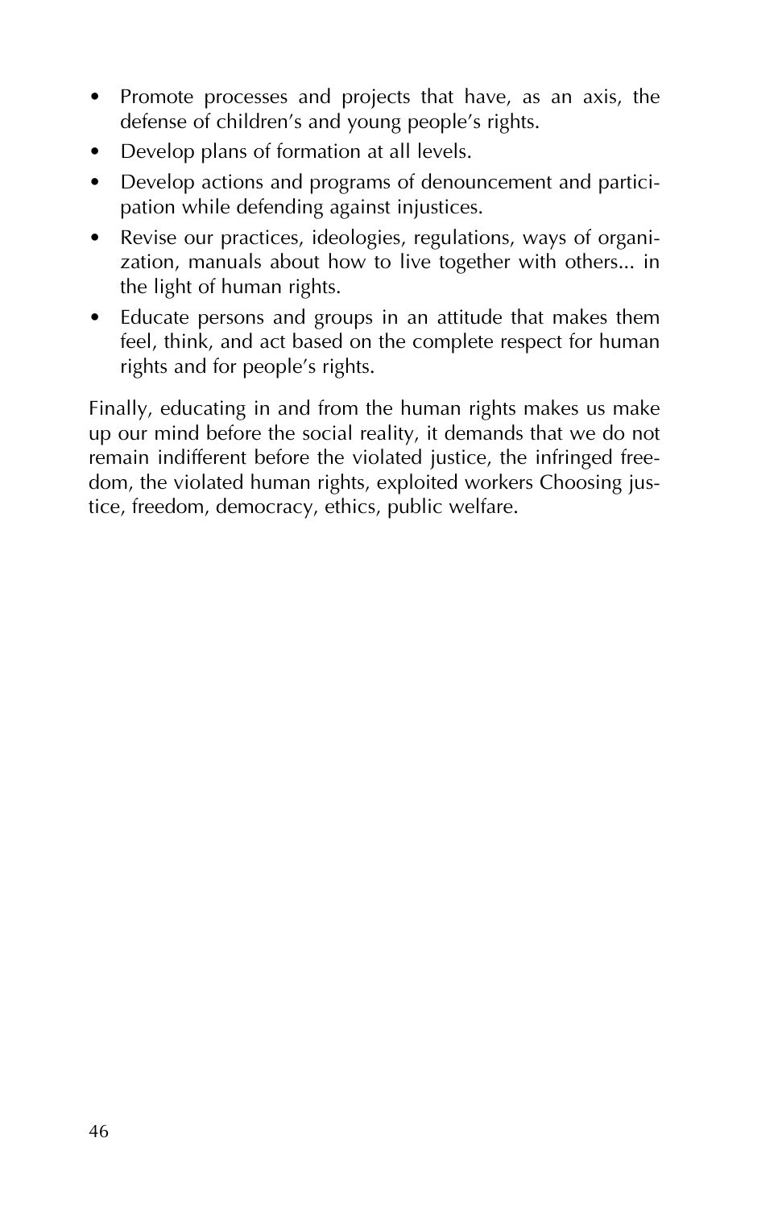- Promote processes and projects that have, as an axis, the defense of children's and young people's rights.
- Develop plans of formation at all levels.
- Develop actions and programs of denouncement and participation while defending against injustices.
- Revise our practices, ideologies, regulations, ways of organization, manuals about how to live together with others... in the light of human rights.
- Educate persons and groups in an attitude that makes them feel, think, and act based on the complete respect for human rights and for people's rights.

Finally, educating in and from the human rights makes us make up our mind before the social reality, it demands that we do not remain indifferent before the violated justice, the infringed freedom, the violated human rights, exploited workers Choosing justice, freedom, democracy, ethics, public welfare.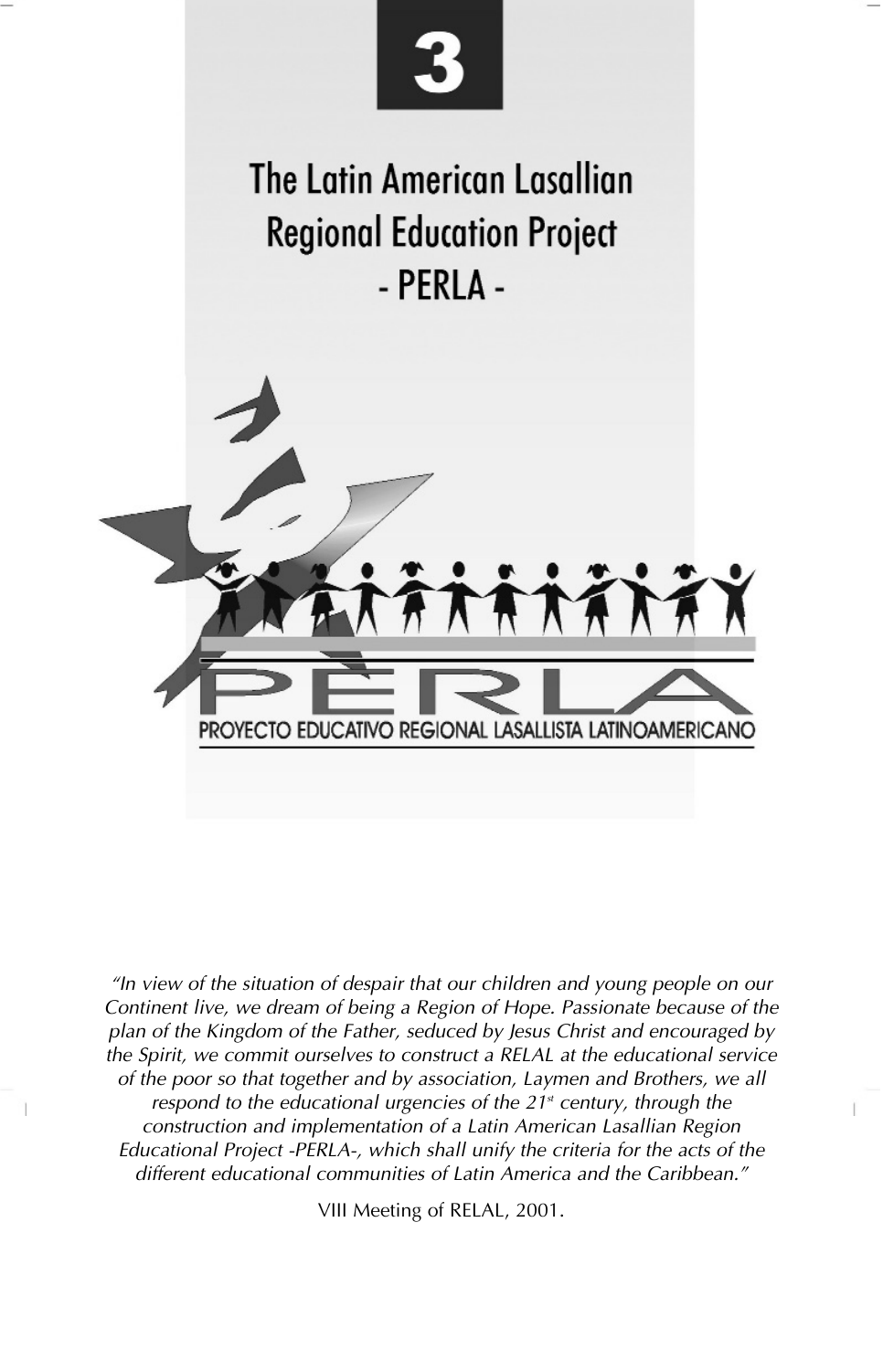# 3

# The Latin American Lasallian Regional Education Project - PERLA -

PERLA

PROYECTO EDUCATIVO REGIONAL LASALLISTA LATINOAMERICANO

*"In view of the situation of despair that our children and young people on our Continent live, we dream of being a Region of Hope. Passionate because of the plan of the Kingdom of the Father, seduced by Jesus Christ and encouraged by the Spirit, we commit ourselves to construct a RELAL at the educational service of the poor so that together and by association, Laymen and Brothers, we all respond to the educational urgencies of the 21st century, through the construction and implementation of a Latin American Lasallian Region Educational Project -PERLA-, which shall unify the criteria for the acts of the different educational communities of Latin America and the Caribbean."*

VIII Meeting of RELAL, 2001.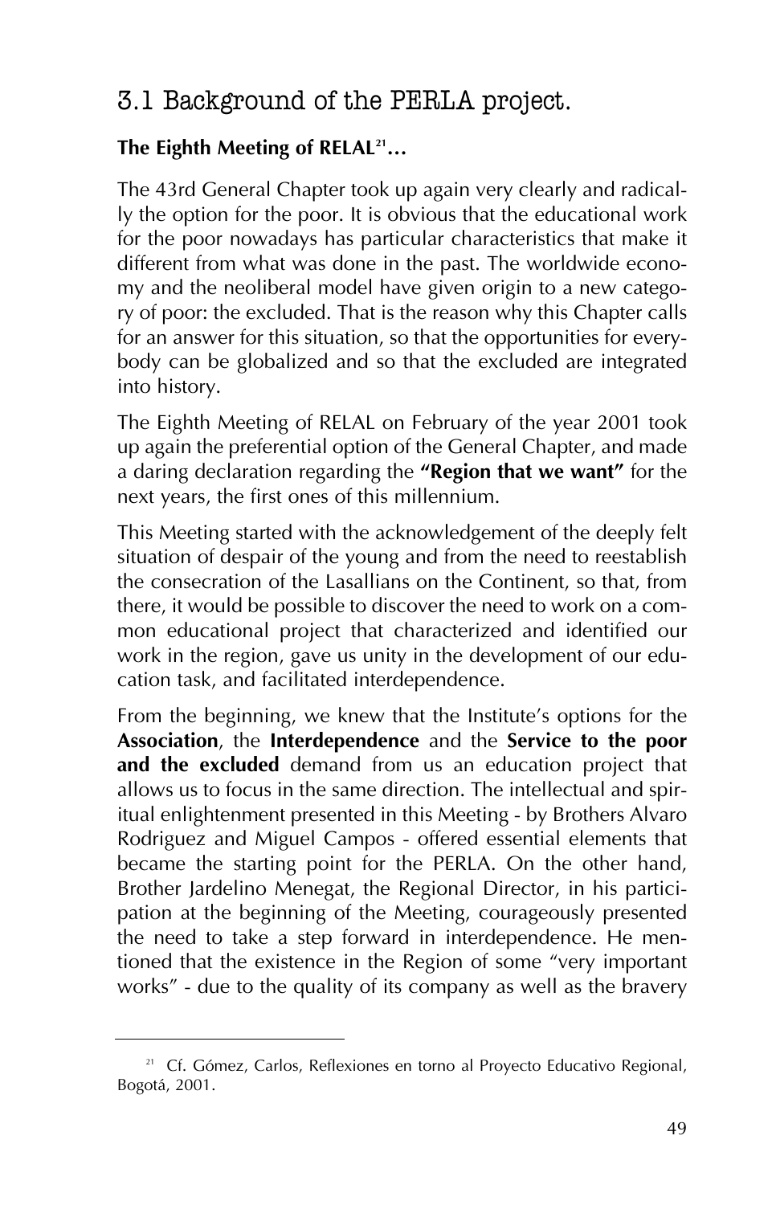## 3.1 Background of the PERLA project.

### The Eighth Meeting of RELAL[21]...

The 43rd General Chapter took up again very clearly and radically the option for the poor. It is obvious that the educational work for the poor nowadays has particular characteristics that make it different from what was done in the past. The worldwide economy and the neoliberal model have given origin to a new category of poor: the excluded. That is the reason why this Chapter calls for an answer for this situation, so that the opportunities for everybody can be globalized and so that the excluded are integrated into history.

The Eighth Meeting of RELAL on February of the year 2001 took up again the preferential option of the General Chapter, and made a daring declaration regarding the **"Region that we want"** for the next years, the first ones of this millennium.

This Meeting started with the acknowledgement of the deeply felt situation of despair of the young and from the need to reestablish the consecration of the Lasallians on the Continent, so that, from there, it would be possible to discover the need to work on a common educational project that characterized and identified our work in the region, gave us unity in the development of our education task, and facilitated interdependence.

From the beginning, we knew that the Institute's options for the **Association**, the **Interdependence** and the **Service to the poor and the excluded** demand from us an education project that allows us to focus in the same direction. The intellectual and spiritual enlightenment presented in this Meeting - by Brothers Alvaro Rodriguez and Miguel Campos - offered essential elements that became the starting point for the PERLA. On the other hand, Brother Jardelino Menegat, the Regional Director, in his participation at the beginning of the Meeting, courageously presented the need to take a step forward in interdependence. He mentioned that the existence in the Region of some "very important works" - due to the quality of its company as well as the bravery

---

[21] Cf. Gómez, Carlos, Reflexiones en torno al Proyecto Educativo Regional, Bogotá, 2001.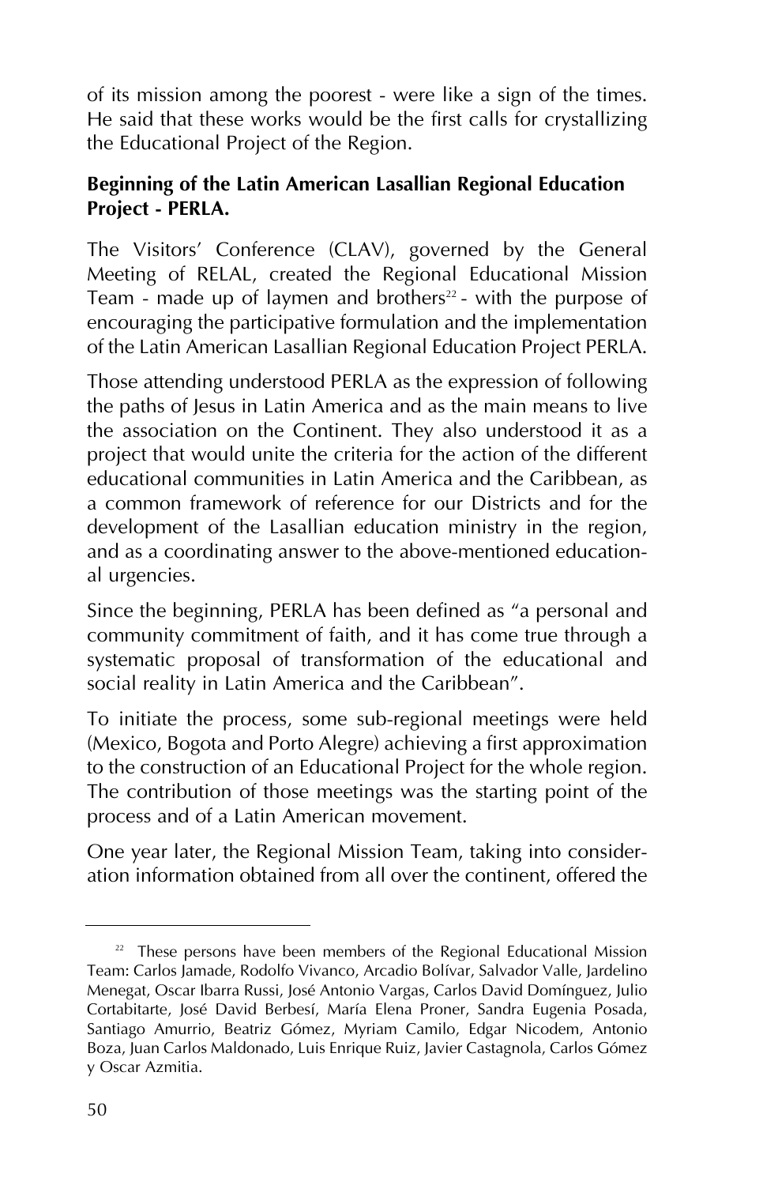of its mission among the poorest - were like a sign of the times. He said that these works would be the first calls for crystallizing the Educational Project of the Region.

**Beginning of the Latin American Lasallian Regional Education Project - PERLA.**

The Visitors' Conference (CLAV), governed by the General Meeting of RELAL, created the Regional Educational Mission Team - made up of laymen and brothers[22] - with the purpose of encouraging the participative formulation and the implementation of the Latin American Lasallian Regional Education Project PERLA.

Those attending understood PERLA as the expression of following the paths of Jesus in Latin America and as the main means to live the association on the Continent. They also understood it as a project that would unite the criteria for the action of the different educational communities in Latin America and the Caribbean, as a common framework of reference for our Districts and for the development of the Lasallian education ministry in the region, and as a coordinating answer to the above-mentioned educational urgencies.

Since the beginning, PERLA has been defined as "a personal and community commitment of faith, and it has come true through a systematic proposal of transformation of the educational and social reality in Latin America and the Caribbean".

To initiate the process, some sub-regional meetings were held (Mexico, Bogota and Porto Alegre) achieving a first approximation to the construction of an Educational Project for the whole region. The contribution of those meetings was the starting point of the process and of a Latin American movement.

One year later, the Regional Mission Team, taking into consideration information obtained from all over the continent, offered the

[22] These persons have been members of the Regional Educational Mission Team: Carlos Jamade, Rodolfo Vivanco, Arcadio Bolívar, Salvador Valle, Jardelino Menegat, Oscar Ibarra Russi, José Antonio Vargas, Carlos David Domínguez, Julio Cortabitarte, José David Berbesí, María Elena Proner, Sandra Eugenia Posada, Santiago Amurrio, Beatriz Gómez, Myriam Camilo, Edgar Nicodem, Antonio Boza, Juan Carlos Maldonado, Luis Enrique Ruiz, Javier Castagnola, Carlos Gómez y Oscar Azmitia.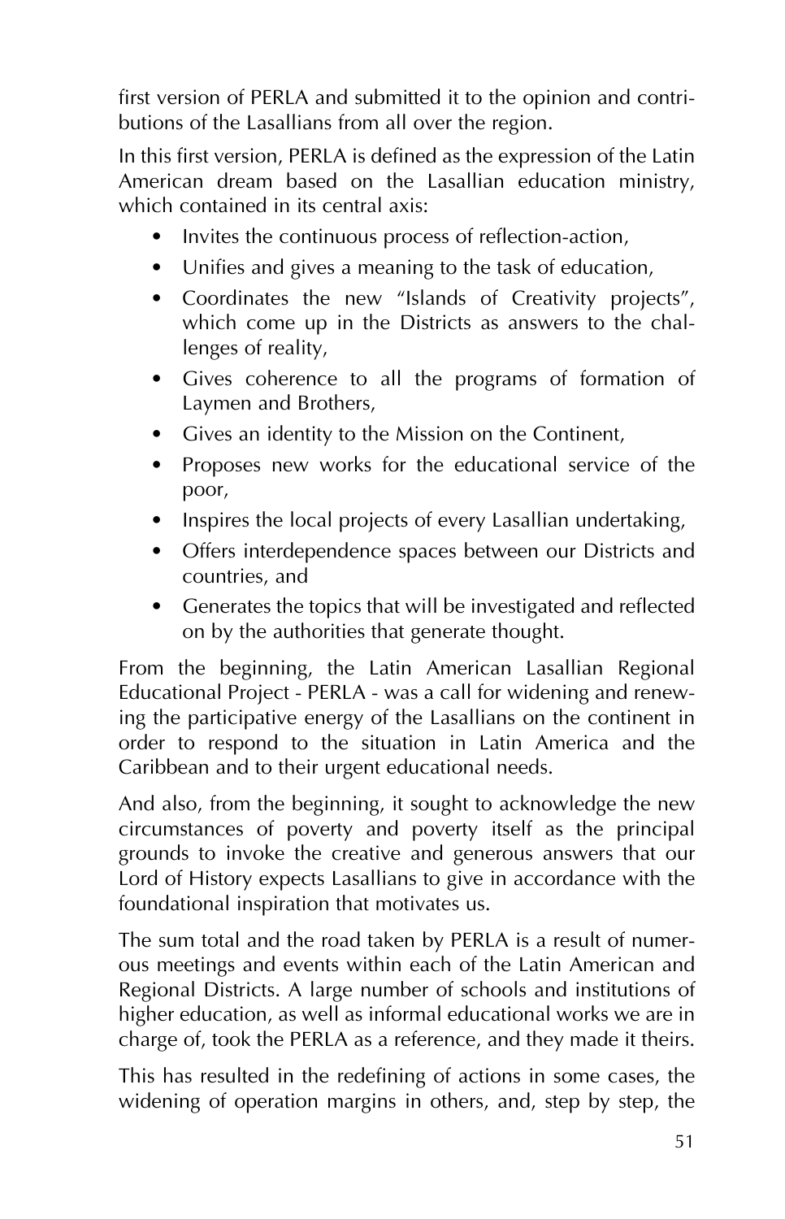first version of PERLA and submitted it to the opinion and contributions of the Lasallians from all over the region.

In this first version, PERLA is defined as the expression of the Latin American dream based on the Lasallian education ministry, which contained in its central axis:

- Invites the continuous process of reflection-action,
- Unifies and gives a meaning to the task of education,
- Coordinates the new "Islands of Creativity projects", which come up in the Districts as answers to the challenges of reality,
- Gives coherence to all the programs of formation of Laymen and Brothers,
- Gives an identity to the Mission on the Continent,
- Proposes new works for the educational service of the poor,
- Inspires the local projects of every Lasallian undertaking,
- Offers interdependence spaces between our Districts and countries, and
- Generates the topics that will be investigated and reflected on by the authorities that generate thought.

From the beginning, the Latin American Lasallian Regional Educational Project - PERLA - was a call for widening and renewing the participative energy of the Lasallians on the continent in order to respond to the situation in Latin America and the Caribbean and to their urgent educational needs.

And also, from the beginning, it sought to acknowledge the new circumstances of poverty and poverty itself as the principal grounds to invoke the creative and generous answers that our Lord of History expects Lasallians to give in accordance with the foundational inspiration that motivates us.

The sum total and the road taken by PERLA is a result of numerous meetings and events within each of the Latin American and Regional Districts. A large number of schools and institutions of higher education, as well as informal educational works we are in charge of, took the PERLA as a reference, and they made it theirs.

This has resulted in the redefining of actions in some cases, the widening of operation margins in others, and, step by step, the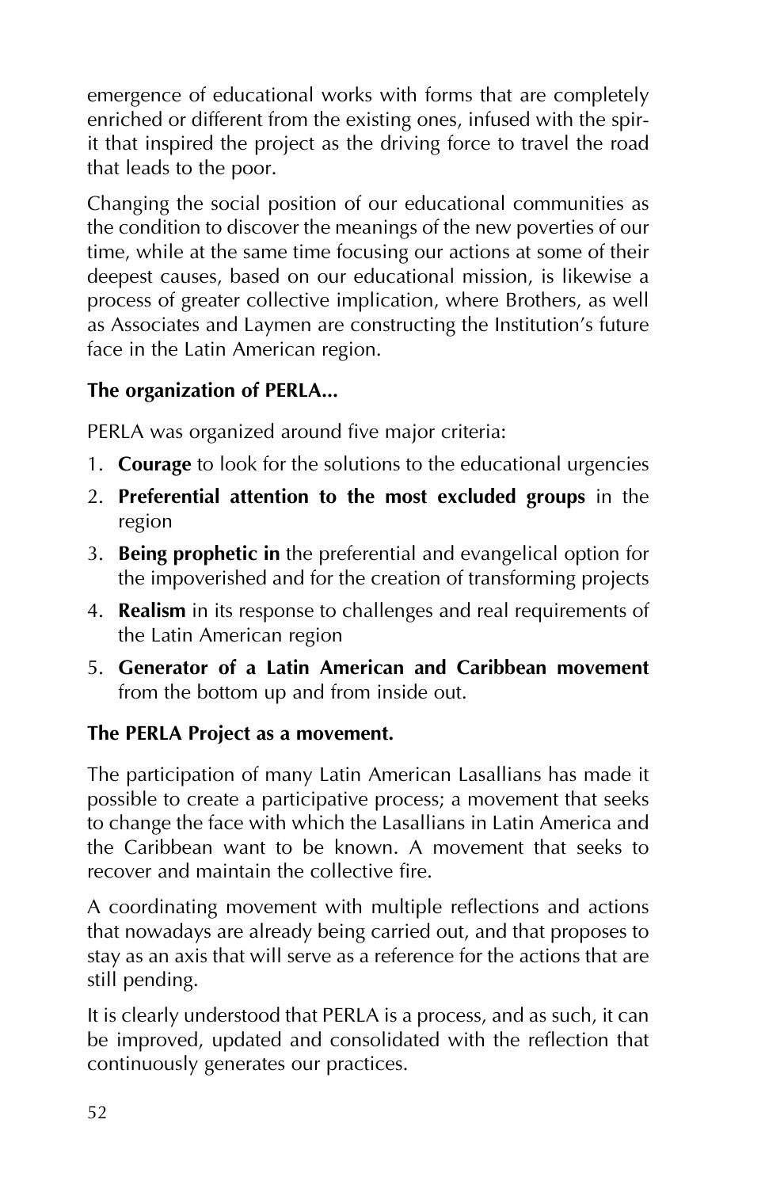emergence of educational works with forms that are completely enriched or different from the existing ones, infused with the spirit that inspired the project as the driving force to travel the road that leads to the poor.

Changing the social position of our educational communities as the condition to discover the meanings of the new poverties of our time, while at the same time focusing our actions at some of their deepest causes, based on our educational mission, is likewise a process of greater collective implication, where Brothers, as well as Associates and Laymen are constructing the Institution's future face in the Latin American region.

**The organization of PERLA...**

PERLA was organized around five major criteria:

1. **Courage** to look for the solutions to the educational urgencies
2. **Preferential attention to the most excluded groups** in the region
3. **Being prophetic in** the preferential and evangelical option for the impoverished and for the creation of transforming projects
4. **Realism** in its response to challenges and real requirements of the Latin American region
5. **Generator of a Latin American and Caribbean movement** from the bottom up and from inside out.

**The PERLA Project as a movement.**

The participation of many Latin American Lasallians has made it possible to create a participative process; a movement that seeks to change the face with which the Lasallians in Latin America and the Caribbean want to be known. A movement that seeks to recover and maintain the collective fire.

A coordinating movement with multiple reflections and actions that nowadays are already being carried out, and that proposes to stay as an axis that will serve as a reference for the actions that are still pending.

It is clearly understood that PERLA is a process, and as such, it can be improved, updated and consolidated with the reflection that continuously generates our practices.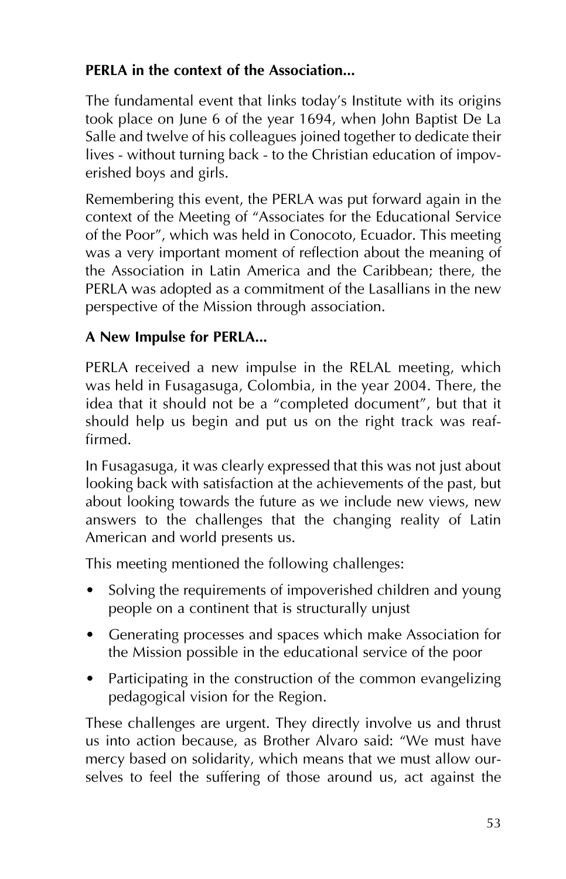**PERLA in the context of the Association...**

The fundamental event that links today's Institute with its origins took place on June 6 of the year 1694, when John Baptist De La Salle and twelve of his colleagues joined together to dedicate their lives - without turning back - to the Christian education of impoverished boys and girls.

Remembering this event, the PERLA was put forward again in the context of the Meeting of "Associates for the Educational Service of the Poor", which was held in Conocoto, Ecuador. This meeting was a very important moment of reflection about the meaning of the Association in Latin America and the Caribbean; there, the PERLA was adopted as a commitment of the Lasallians in the new perspective of the Mission through association.

**A New Impulse for PERLA...**

PERLA received a new impulse in the RELAL meeting, which was held in Fusagasuga, Colombia, in the year 2004. There, the idea that it should not be a "completed document", but that it should help us begin and put us on the right track was reaffirmed.

In Fusagasuga, it was clearly expressed that this was not just about looking back with satisfaction at the achievements of the past, but about looking towards the future as we include new views, new answers to the challenges that the changing reality of Latin American and world presents us.

This meeting mentioned the following challenges:

- Solving the requirements of impoverished children and young people on a continent that is structurally unjust
- Generating processes and spaces which make Association for the Mission possible in the educational service of the poor
- Participating in the construction of the common evangelizing pedagogical vision for the Region.

These challenges are urgent. They directly involve us and thrust us into action because, as Brother Alvaro said: "We must have mercy based on solidarity, which means that we must allow ourselves to feel the suffering of those around us, act against the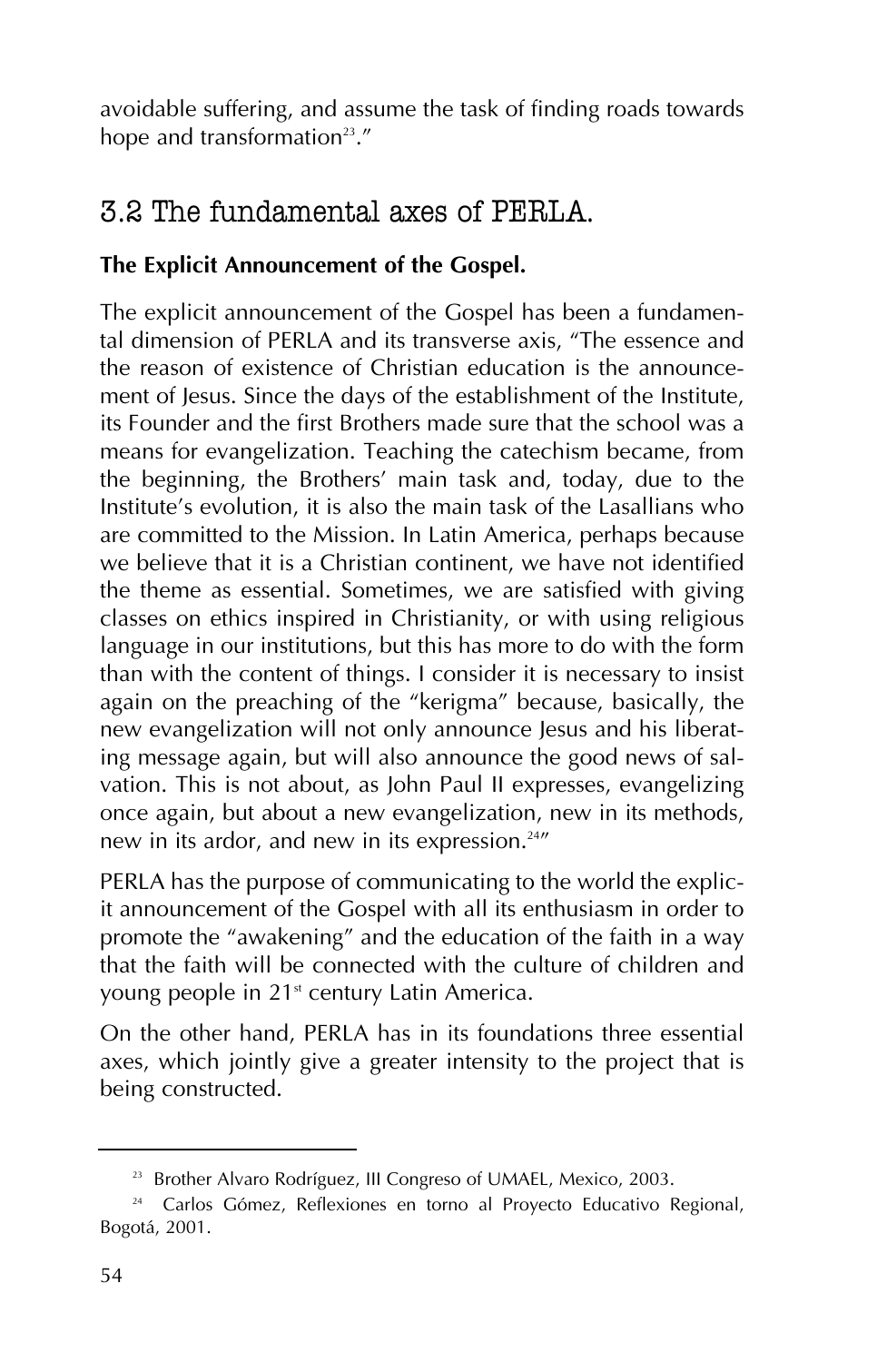avoidable suffering, and assume the task of finding roads towards hope and transformation[23]."

## 3.2 The fundamental axes of PERLA.

**The Explicit Announcement of the Gospel.**

The explicit announcement of the Gospel has been a fundamental dimension of PERLA and its transverse axis, "The essence and the reason of existence of Christian education is the announcement of Jesus. Since the days of the establishment of the Institute, its Founder and the first Brothers made sure that the school was a means for evangelization. Teaching the catechism became, from the beginning, the Brothers' main task and, today, due to the Institute's evolution, it is also the main task of the Lasallians who are committed to the Mission. In Latin America, perhaps because we believe that it is a Christian continent, we have not identified the theme as essential. Sometimes, we are satisfied with giving classes on ethics inspired in Christianity, or with using religious language in our institutions, but this has more to do with the form than with the content of things. I consider it is necessary to insist again on the preaching of the "kerigma" because, basically, the new evangelization will not only announce Jesus and his liberating message again, but will also announce the good news of salvation. This is not about, as John Paul II expresses, evangelizing once again, but about a new evangelization, new in its methods, new in its ardor, and new in its expression.[24]"

PERLA has the purpose of communicating to the world the explicit announcement of the Gospel with all its enthusiasm in order to promote the "awakening" and the education of the faith in a way that the faith will be connected with the culture of children and young people in 21st century Latin America.

On the other hand, PERLA has in its foundations three essential axes, which jointly give a greater intensity to the project that is being constructed.

---

[23] Brother Alvaro Rodríguez, III Congreso of UMAEL, Mexico, 2003.

[24] Carlos Gómez, Reflexiones en torno al Proyecto Educativo Regional, Bogotá, 2001.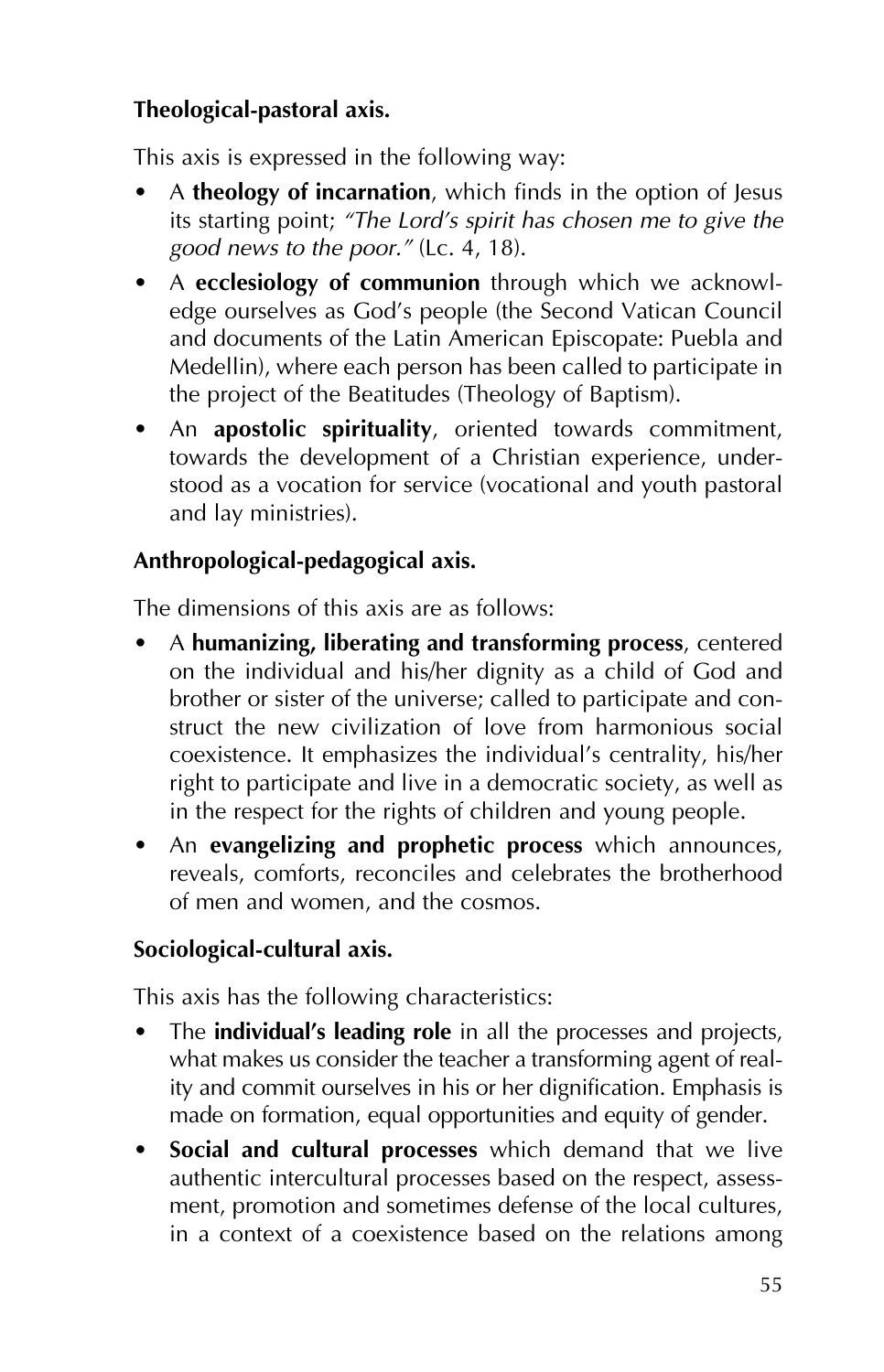**Theological-pastoral axis.**

This axis is expressed in the following way:

- A **theology of incarnation**, which finds in the option of Jesus its starting point; *"The Lord's spirit has chosen me to give the good news to the poor."* (Lc. 4, 18).
- A **ecclesiology of communion** through which we acknowledge ourselves as God's people (the Second Vatican Council and documents of the Latin American Episcopate: Puebla and Medellin), where each person has been called to participate in the project of the Beatitudes (Theology of Baptism).
- An **apostolic spirituality**, oriented towards commitment, towards the development of a Christian experience, understood as a vocation for service (vocational and youth pastoral and lay ministries).

**Anthropological-pedagogical axis.**

The dimensions of this axis are as follows:

- A **humanizing, liberating and transforming process**, centered on the individual and his/her dignity as a child of God and brother or sister of the universe; called to participate and construct the new civilization of love from harmonious social coexistence. It emphasizes the individual's centrality, his/her right to participate and live in a democratic society, as well as in the respect for the rights of children and young people.
- An **evangelizing and prophetic process** which announces, reveals, comforts, reconciles and celebrates the brotherhood of men and women, and the cosmos.

**Sociological-cultural axis.**

This axis has the following characteristics:

- The **individual's leading role** in all the processes and projects, what makes us consider the teacher a transforming agent of reality and commit ourselves in his or her dignification. Emphasis is made on formation, equal opportunities and equity of gender.
- **Social and cultural processes** which demand that we live authentic intercultural processes based on the respect, assessment, promotion and sometimes defense of the local cultures, in a context of a coexistence based on the relations among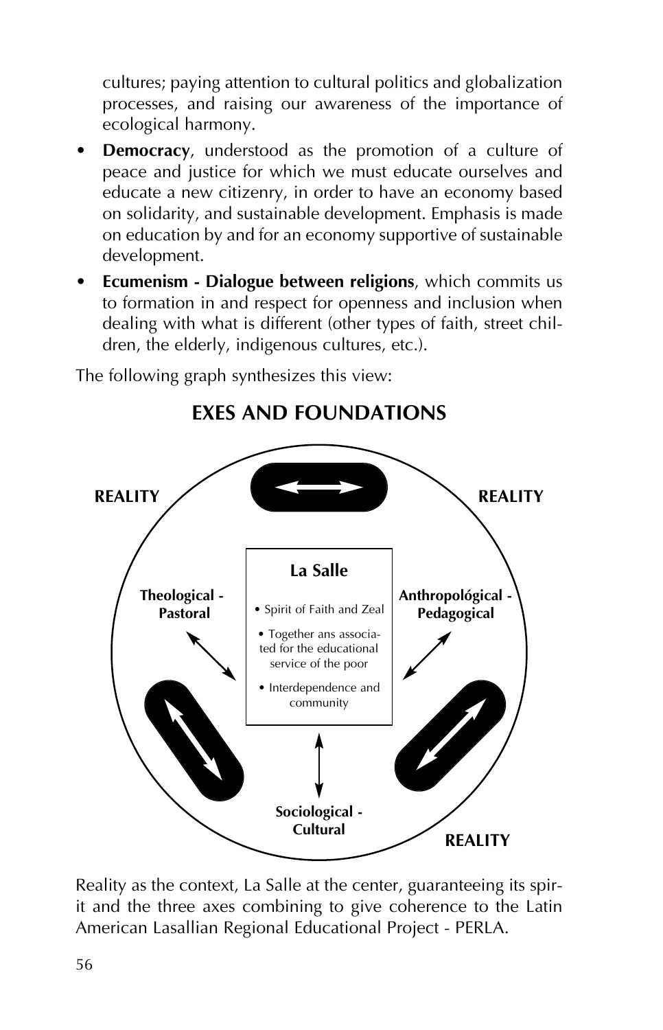cultures; paying attention to cultural politics and globalization processes, and raising our awareness of the importance of ecological harmony.

- **Democracy**, understood as the promotion of a culture of peace and justice for which we must educate ourselves and educate a new citizenry, in order to have an economy based on solidarity, and sustainable development. Emphasis is made on education by and for an economy supportive of sustainable development.
- **Ecumenism - Dialogue between religions**, which commits us to formation in and respect for openness and inclusion when dealing with what is different (other types of faith, street children, the elderly, indigenous cultures, etc.).

The following graph synthesizes this view:

## EXES AND FOUNDATIONS

REALITY

REALITY

La Salle

- Spirit of Faith and Zeal
- Together ans associated for the educational service of the poor
- Interdependence and community

Theological - Pastoral

Anthropológical - Pedagogical

Sociological - Cultural

REALITY

Reality as the context, La Salle at the center, guaranteeing its spirit and the three axes combining to give coherence to the Latin American Lasallian Regional Educational Project - PERLA.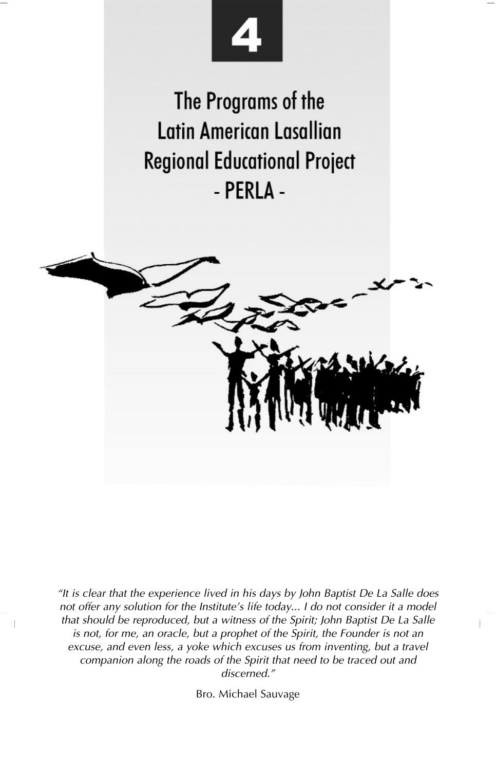# 4

# The Programs of the Latin American Lasallian Regional Educational Project - PERLA -

*"It is clear that the experience lived in his days by John Baptist De La Salle does not offer any solution for the Institute's life today... I do not consider it a model that should be reproduced, but a witness of the Spirit; John Baptist De La Salle is not, for me, an oracle, but a prophet of the Spirit, the Founder is not an excuse, and even less, a yoke which excuses us from inventing, but a travel companion along the roads of the Spirit that need to be traced out and discerned."*

Bro. Michael Sauvage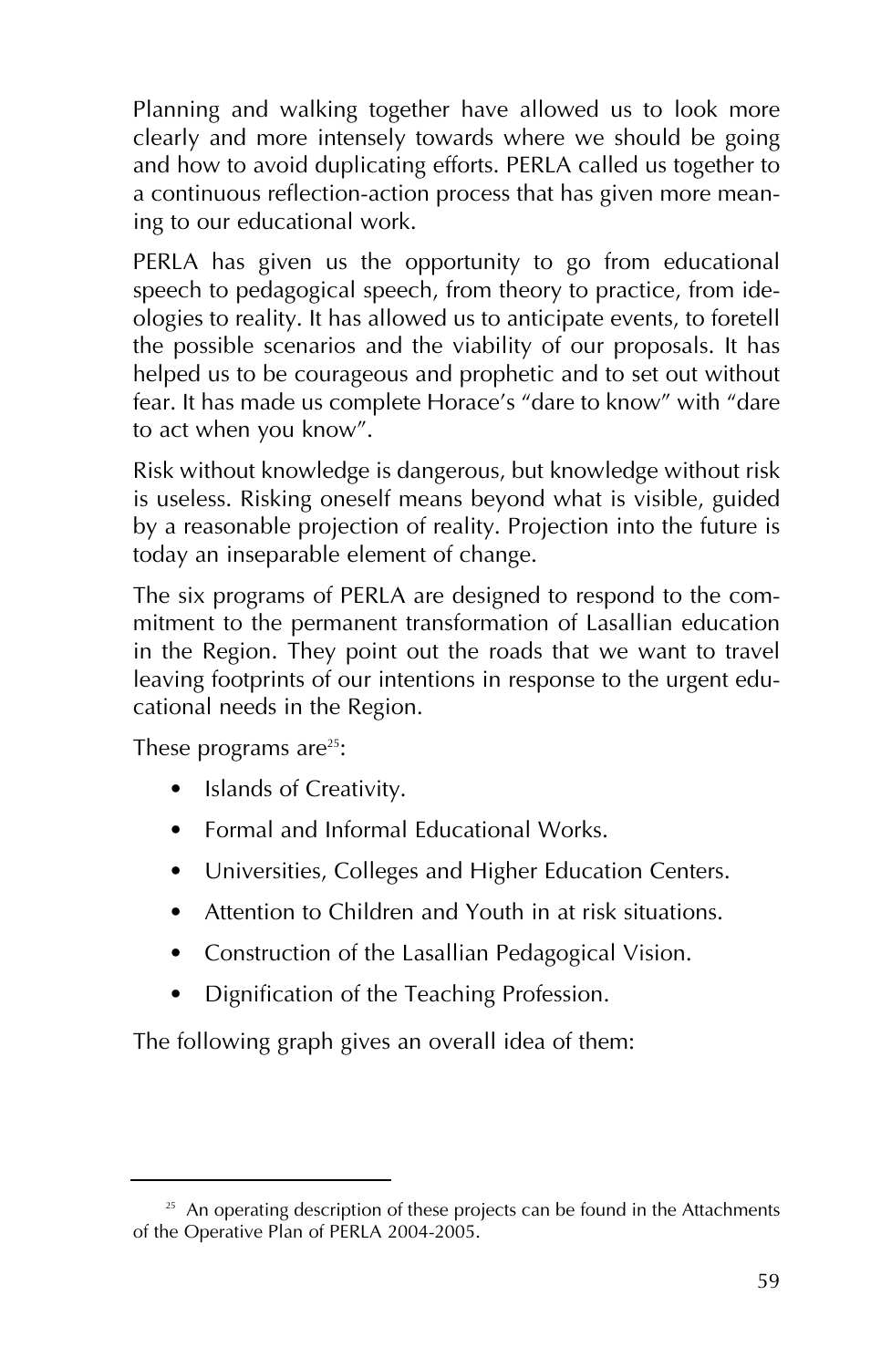Planning and walking together have allowed us to look more clearly and more intensely towards where we should be going and how to avoid duplicating efforts. PERLA called us together to a continuous reflection-action process that has given more meaning to our educational work.

PERLA has given us the opportunity to go from educational speech to pedagogical speech, from theory to practice, from ideologies to reality. It has allowed us to anticipate events, to foretell the possible scenarios and the viability of our proposals. It has helped us to be courageous and prophetic and to set out without fear. It has made us complete Horace's "dare to know" with "dare to act when you know".

Risk without knowledge is dangerous, but knowledge without risk is useless. Risking oneself means beyond what is visible, guided by a reasonable projection of reality. Projection into the future is today an inseparable element of change.

The six programs of PERLA are designed to respond to the commitment to the permanent transformation of Lasallian education in the Region. They point out the roads that we want to travel leaving footprints of our intentions in response to the urgent educational needs in the Region.

These programs are[25]:

- Islands of Creativity.
- Formal and Informal Educational Works.
- Universities, Colleges and Higher Education Centers.
- Attention to Children and Youth in at risk situations.
- Construction of the Lasallian Pedagogical Vision.
- Dignification of the Teaching Profession.

The following graph gives an overall idea of them:

---

[25] An operating description of these projects can be found in the Attachments of the Operative Plan of PERLA 2004-2005.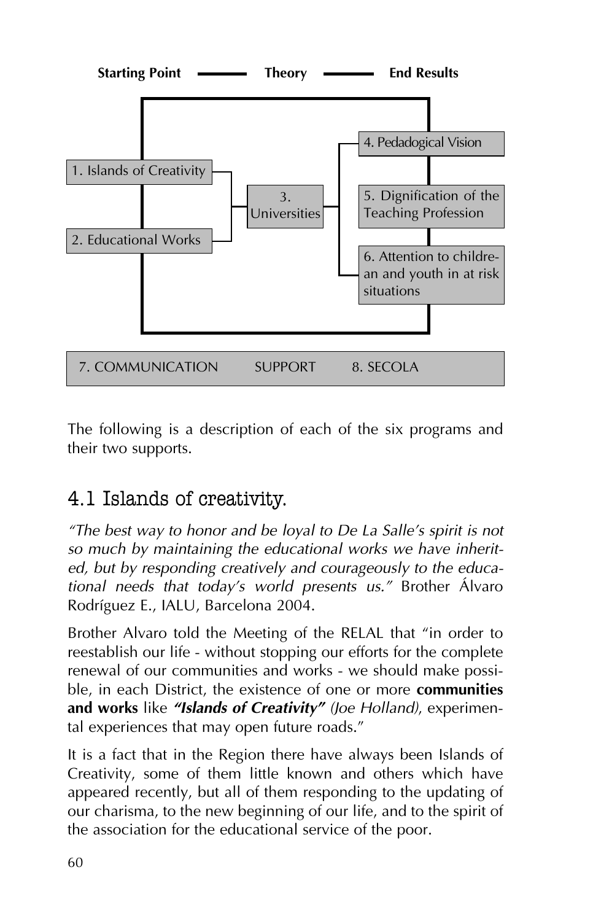**Starting Point** —— **Theory** —— **End Results**

1. Islands of Creativity
2. Educational Works
3. Universities
4. Pedagogical Vision
5. Dignification of the Teaching Profession
6. Attention to childre-an and youth in at risk situations

7. COMMUNICATION SUPPORT 8. SECOLA

The following is a description of each of the six programs and their two supports.

## 4.1 Islands of creativity.

*"The best way to honor and be loyal to De La Salle's spirit is not so much by maintaining the educational works we have inherited, but by responding creatively and courageously to the educational needs that today's world presents us."* Brother Álvaro Rodríguez E., IALU, Barcelona 2004.

Brother Alvaro told the Meeting of the RELAL that "in order to reestablish our life - without stopping our efforts for the complete renewal of our communities and works - we should make possible, in each District, the existence of one or more **communities and works** like ***"Islands of Creativity"*** *(Joe Holland)*, experimental experiences that may open future roads."

It is a fact that in the Region there have always been Islands of Creativity, some of them little known and others which have appeared recently, but all of them responding to the updating of our charisma, to the new beginning of our life, and to the spirit of the association for the educational service of the poor.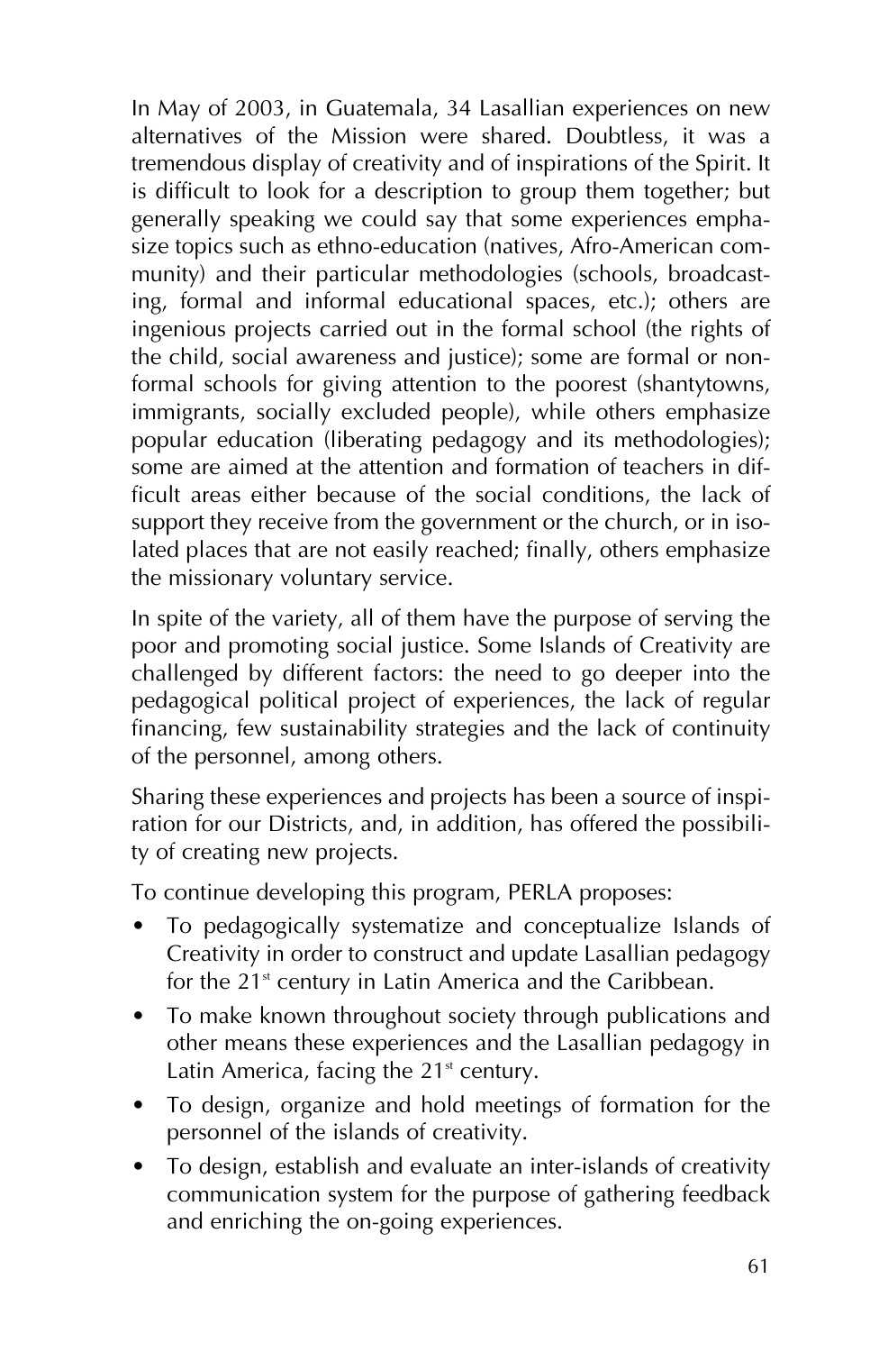In May of 2003, in Guatemala, 34 Lasallian experiences on new alternatives of the Mission were shared. Doubtless, it was a tremendous display of creativity and of inspirations of the Spirit. It is difficult to look for a description to group them together; but generally speaking we could say that some experiences emphasize topics such as ethno-education (natives, Afro-American community) and their particular methodologies (schools, broadcasting, formal and informal educational spaces, etc.); others are ingenious projects carried out in the formal school (the rights of the child, social awareness and justice); some are formal or non-formal schools for giving attention to the poorest (shantytowns, immigrants, socially excluded people), while others emphasize popular education (liberating pedagogy and its methodologies); some are aimed at the attention and formation of teachers in difficult areas either because of the social conditions, the lack of support they receive from the government or the church, or in isolated places that are not easily reached; finally, others emphasize the missionary voluntary service.

In spite of the variety, all of them have the purpose of serving the poor and promoting social justice. Some Islands of Creativity are challenged by different factors: the need to go deeper into the pedagogical political project of experiences, the lack of regular financing, few sustainability strategies and the lack of continuity of the personnel, among others.

Sharing these experiences and projects has been a source of inspiration for our Districts, and, in addition, has offered the possibility of creating new projects.

To continue developing this program, PERLA proposes:

- To pedagogically systematize and conceptualize Islands of Creativity in order to construct and update Lasallian pedagogy for the 21st century in Latin America and the Caribbean.
- To make known throughout society through publications and other means these experiences and the Lasallian pedagogy in Latin America, facing the 21st century.
- To design, organize and hold meetings of formation for the personnel of the islands of creativity.
- To design, establish and evaluate an inter-islands of creativity communication system for the purpose of gathering feedback and enriching the on-going experiences.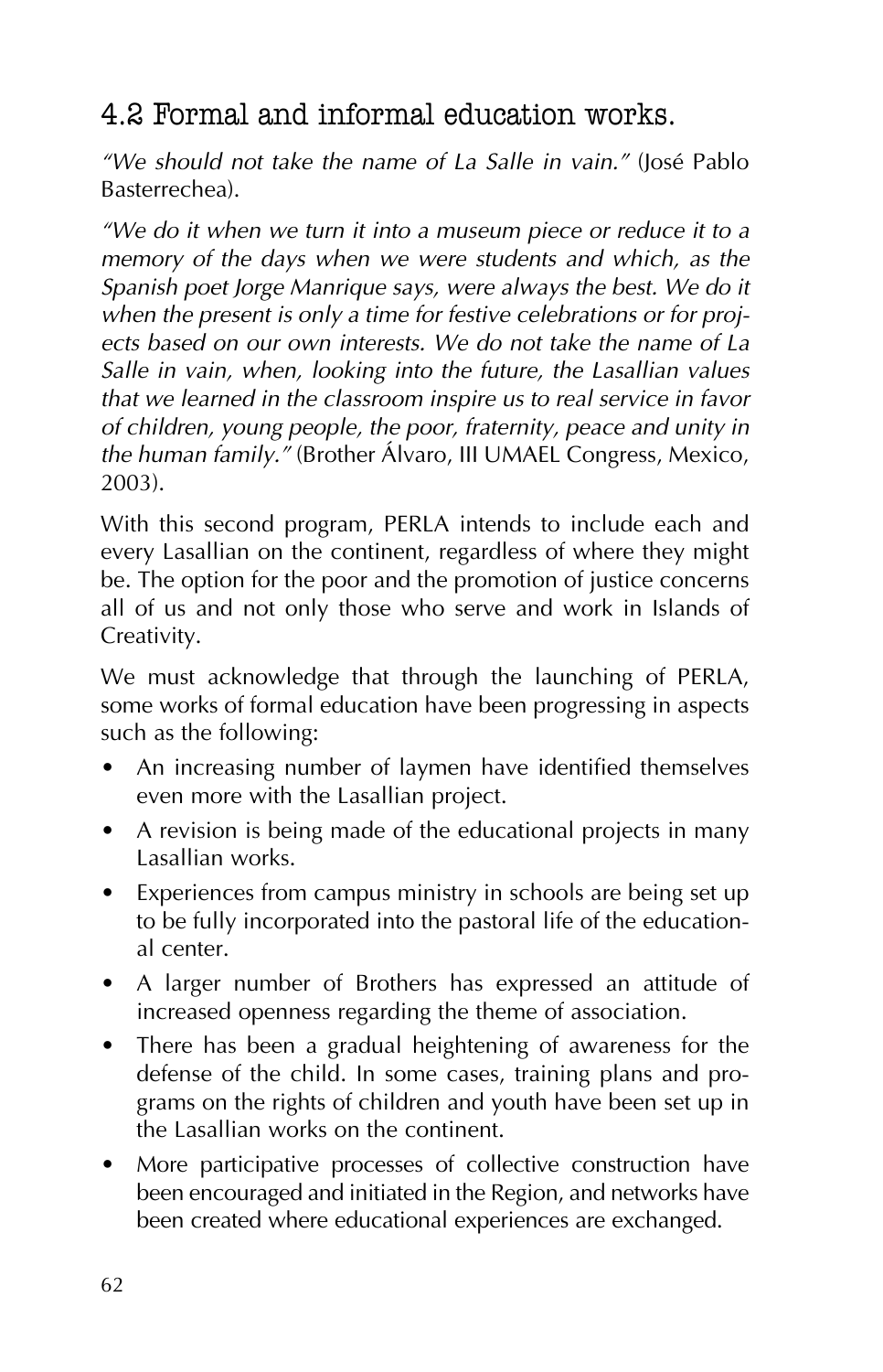## 4.2 Formal and informal education works.

*"We should not take the name of La Salle in vain."* (José Pablo Basterrechea).

*"We do it when we turn it into a museum piece or reduce it to a memory of the days when we were students and which, as the Spanish poet Jorge Manrique says, were always the best. We do it when the present is only a time for festive celebrations or for projects based on our own interests. We do not take the name of La Salle in vain, when, looking into the future, the Lasallian values that we learned in the classroom inspire us to real service in favor of children, young people, the poor, fraternity, peace and unity in the human family."* (Brother Álvaro, III UMAEL Congress, Mexico, 2003).

With this second program, PERLA intends to include each and every Lasallian on the continent, regardless of where they might be. The option for the poor and the promotion of justice concerns all of us and not only those who serve and work in Islands of Creativity.

We must acknowledge that through the launching of PERLA, some works of formal education have been progressing in aspects such as the following:

- An increasing number of laymen have identified themselves even more with the Lasallian project.
- A revision is being made of the educational projects in many Lasallian works.
- Experiences from campus ministry in schools are being set up to be fully incorporated into the pastoral life of the educational center.
- A larger number of Brothers has expressed an attitude of increased openness regarding the theme of association.
- There has been a gradual heightening of awareness for the defense of the child. In some cases, training plans and programs on the rights of children and youth have been set up in the Lasallian works on the continent.
- More participative processes of collective construction have been encouraged and initiated in the Region, and networks have been created where educational experiences are exchanged.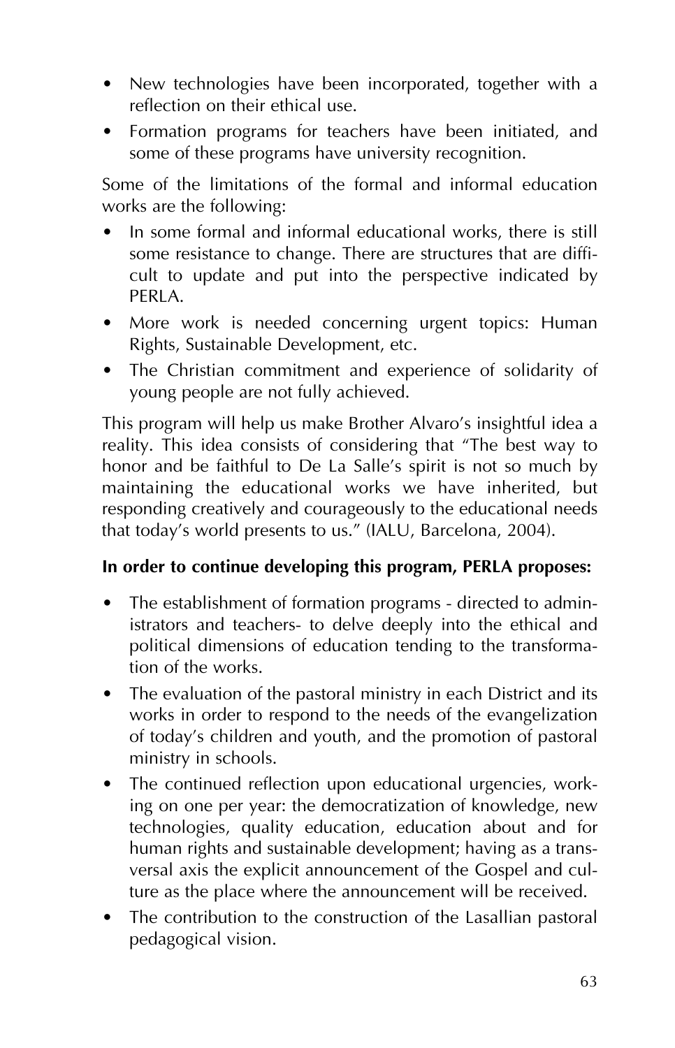- New technologies have been incorporated, together with a reflection on their ethical use.
- Formation programs for teachers have been initiated, and some of these programs have university recognition.

Some of the limitations of the formal and informal education works are the following:

- In some formal and informal educational works, there is still some resistance to change. There are structures that are difficult to update and put into the perspective indicated by PERLA.
- More work is needed concerning urgent topics: Human Rights, Sustainable Development, etc.
- The Christian commitment and experience of solidarity of young people are not fully achieved.

This program will help us make Brother Alvaro's insightful idea a reality. This idea consists of considering that "The best way to honor and be faithful to De La Salle's spirit is not so much by maintaining the educational works we have inherited, but responding creatively and courageously to the educational needs that today's world presents to us." (IALU, Barcelona, 2004).

**In order to continue developing this program, PERLA proposes:**

- The establishment of formation programs - directed to administrators and teachers- to delve deeply into the ethical and political dimensions of education tending to the transformation of the works.
- The evaluation of the pastoral ministry in each District and its works in order to respond to the needs of the evangelization of today's children and youth, and the promotion of pastoral ministry in schools.
- The continued reflection upon educational urgencies, working on one per year: the democratization of knowledge, new technologies, quality education, education about and for human rights and sustainable development; having as a transversal axis the explicit announcement of the Gospel and culture as the place where the announcement will be received.
- The contribution to the construction of the Lasallian pastoral pedagogical vision.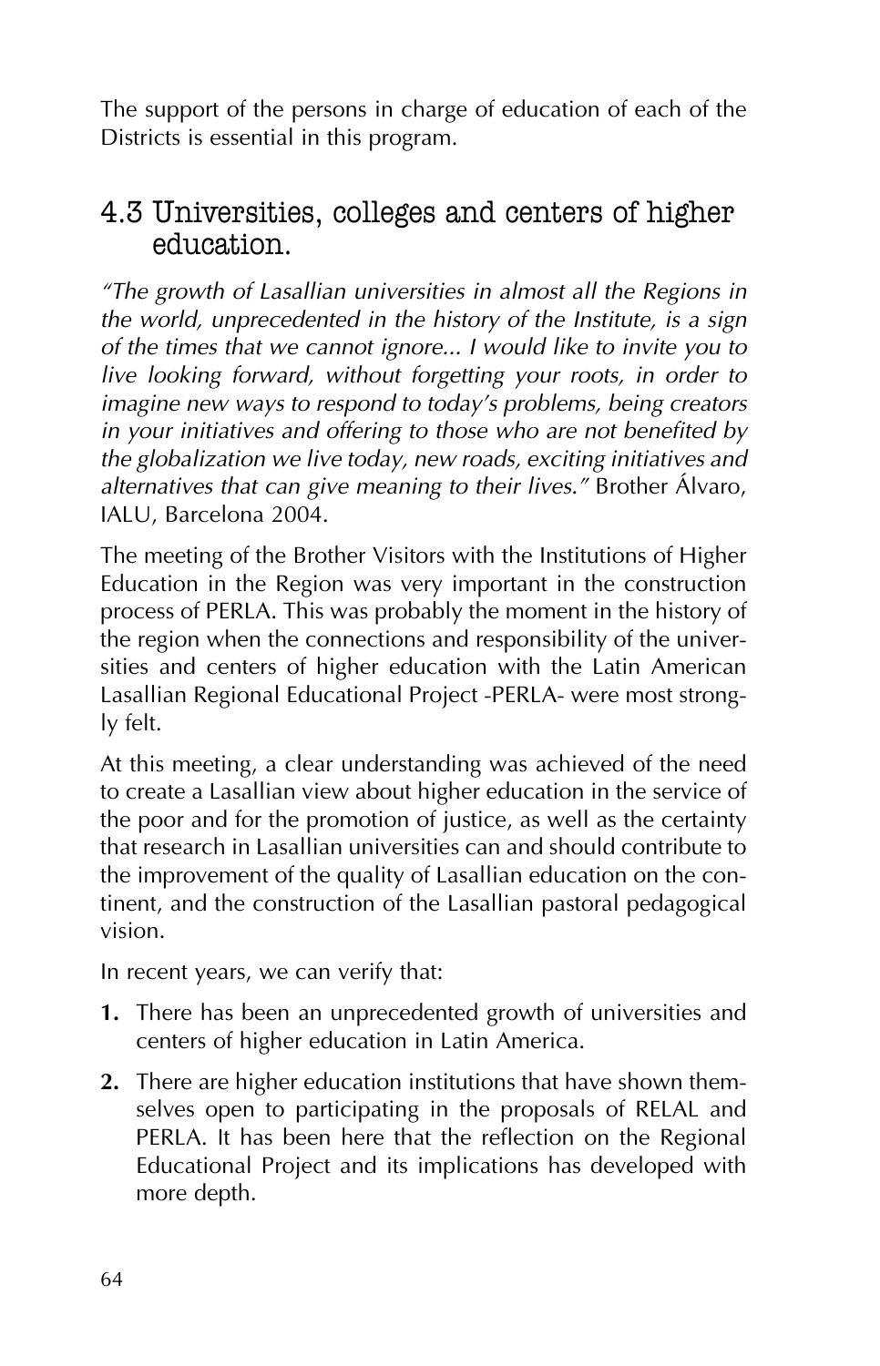The support of the persons in charge of education of each of the Districts is essential in this program.

## 4.3 Universities, colleges and centers of higher education.

*"The growth of Lasallian universities in almost all the Regions in the world, unprecedented in the history of the Institute, is a sign of the times that we cannot ignore... I would like to invite you to live looking forward, without forgetting your roots, in order to imagine new ways to respond to today's problems, being creators in your initiatives and offering to those who are not benefited by the globalization we live today, new roads, exciting initiatives and alternatives that can give meaning to their lives."* Brother Álvaro, IALU, Barcelona 2004.

The meeting of the Brother Visitors with the Institutions of Higher Education in the Region was very important in the construction process of PERLA. This was probably the moment in the history of the region when the connections and responsibility of the universities and centers of higher education with the Latin American Lasallian Regional Educational Project -PERLA- were most strongly felt.

At this meeting, a clear understanding was achieved of the need to create a Lasallian view about higher education in the service of the poor and for the promotion of justice, as well as the certainty that research in Lasallian universities can and should contribute to the improvement of the quality of Lasallian education on the continent, and the construction of the Lasallian pastoral pedagogical vision.

In recent years, we can verify that:

1. There has been an unprecedented growth of universities and centers of higher education in Latin America.
2. There are higher education institutions that have shown themselves open to participating in the proposals of RELAL and PERLA. It has been here that the reflection on the Regional Educational Project and its implications has developed with more depth.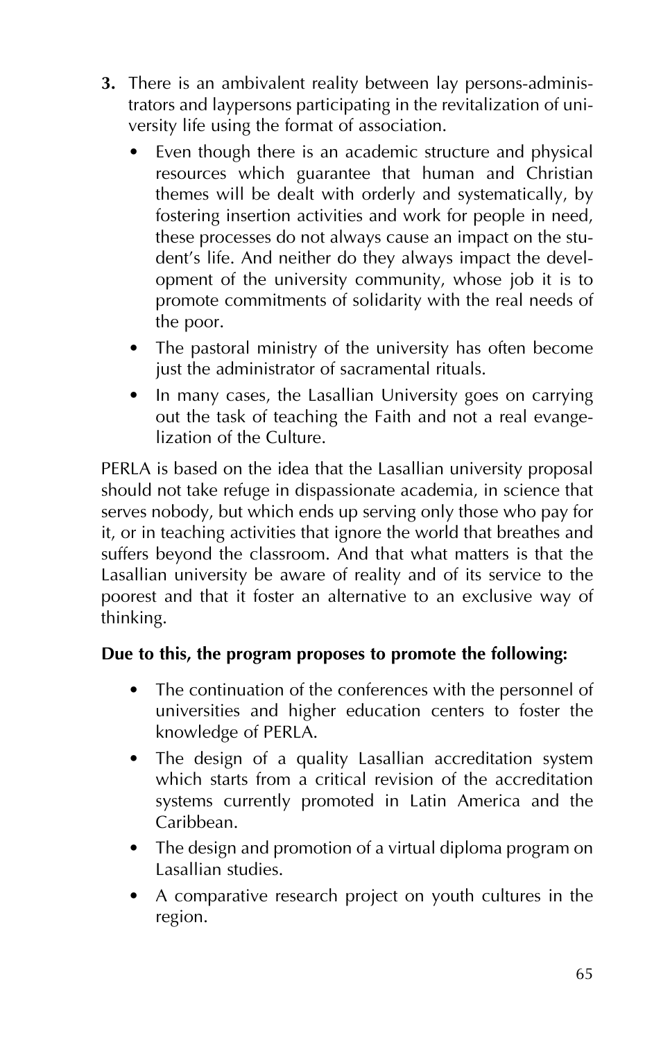3. There is an ambivalent reality between lay persons-administrators and laypersons participating in the revitalization of university life using the format of association.
   - Even though there is an academic structure and physical resources which guarantee that human and Christian themes will be dealt with orderly and systematically, by fostering insertion activities and work for people in need, these processes do not always cause an impact on the student's life. And neither do they always impact the development of the university community, whose job it is to promote commitments of solidarity with the real needs of the poor.
   - The pastoral ministry of the university has often become just the administrator of sacramental rituals.
   - In many cases, the Lasallian University goes on carrying out the task of teaching the Faith and not a real evangelization of the Culture.

PERLA is based on the idea that the Lasallian university proposal should not take refuge in dispassionate academia, in science that serves nobody, but which ends up serving only those who pay for it, or in teaching activities that ignore the world that breathes and suffers beyond the classroom. And that what matters is that the Lasallian university be aware of reality and of its service to the poorest and that it foster an alternative to an exclusive way of thinking.

**Due to this, the program proposes to promote the following:**

- The continuation of the conferences with the personnel of universities and higher education centers to foster the knowledge of PERLA.
- The design of a quality Lasallian accreditation system which starts from a critical revision of the accreditation systems currently promoted in Latin America and the Caribbean.
- The design and promotion of a virtual diploma program on Lasallian studies.
- A comparative research project on youth cultures in the region.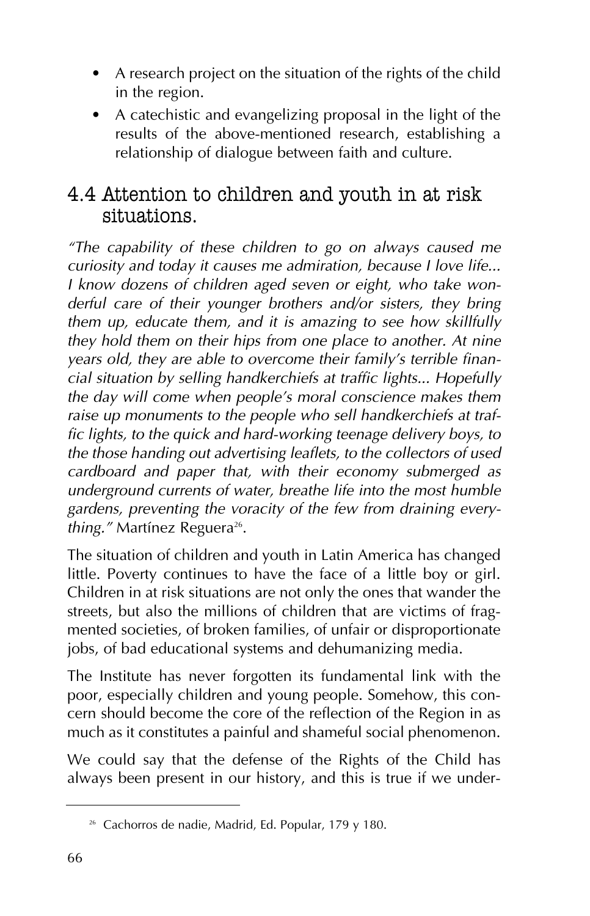- A research project on the situation of the rights of the child in the region.
- A catechistic and evangelizing proposal in the light of the results of the above-mentioned research, establishing a relationship of dialogue between faith and culture.

## 4.4 Attention to children and youth in at risk situations.

*"The capability of these children to go on always caused me curiosity and today it causes me admiration, because I love life... I know dozens of children aged seven or eight, who take wonderful care of their younger brothers and/or sisters, they bring them up, educate them, and it is amazing to see how skillfully they hold them on their hips from one place to another. At nine years old, they are able to overcome their family's terrible financial situation by selling handkerchiefs at traffic lights... Hopefully the day will come when people's moral conscience makes them raise up monuments to the people who sell handkerchiefs at traffic lights, to the quick and hard-working teenage delivery boys, to the those handing out advertising leaflets, to the collectors of used cardboard and paper that, with their economy submerged as underground currents of water, breathe life into the most humble gardens, preventing the voracity of the few from draining everything."* Martínez Reguera[26].

The situation of children and youth in Latin America has changed little. Poverty continues to have the face of a little boy or girl. Children in at risk situations are not only the ones that wander the streets, but also the millions of children that are victims of fragmented societies, of broken families, of unfair or disproportionate jobs, of bad educational systems and dehumanizing media.

The Institute has never forgotten its fundamental link with the poor, especially children and young people. Somehow, this concern should become the core of the reflection of the Region in as much as it constitutes a painful and shameful social phenomenon.

We could say that the defense of the Rights of the Child has always been present in our history, and this is true if we under-

---

[26] Cachorros de nadie, Madrid, Ed. Popular, 179 y 180.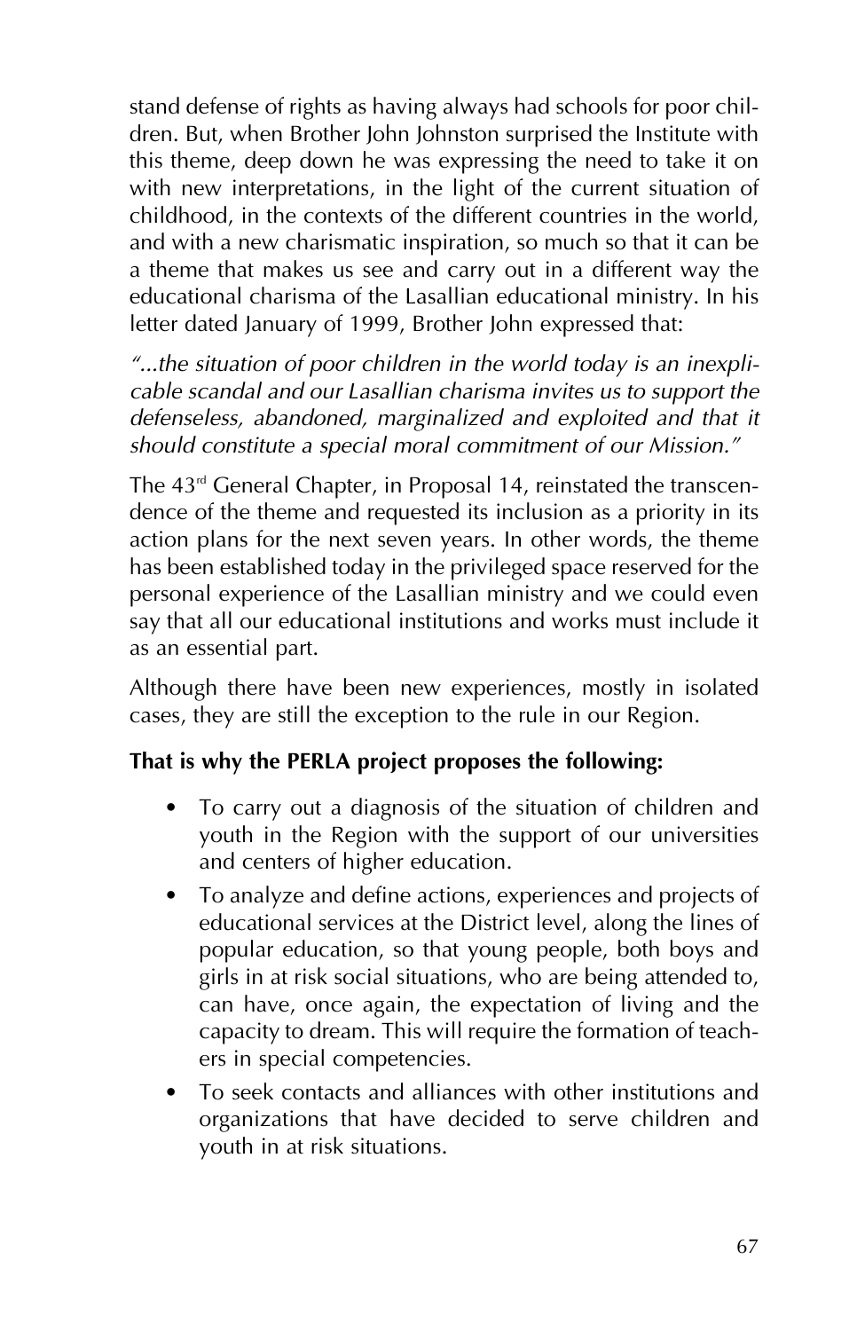stand defense of rights as having always had schools for poor children. But, when Brother John Johnston surprised the Institute with this theme, deep down he was expressing the need to take it on with new interpretations, in the light of the current situation of childhood, in the contexts of the different countries in the world, and with a new charismatic inspiration, so much so that it can be a theme that makes us see and carry out in a different way the educational charisma of the Lasallian educational ministry. In his letter dated January of 1999, Brother John expressed that:

*"...the situation of poor children in the world today is an inexplicable scandal and our Lasallian charisma invites us to support the defenseless, abandoned, marginalized and exploited and that it should constitute a special moral commitment of our Mission."*

The 43rd General Chapter, in Proposal 14, reinstated the transcendence of the theme and requested its inclusion as a priority in its action plans for the next seven years. In other words, the theme has been established today in the privileged space reserved for the personal experience of the Lasallian ministry and we could even say that all our educational institutions and works must include it as an essential part.

Although there have been new experiences, mostly in isolated cases, they are still the exception to the rule in our Region.

**That is why the PERLA project proposes the following:**

- To carry out a diagnosis of the situation of children and youth in the Region with the support of our universities and centers of higher education.
- To analyze and define actions, experiences and projects of educational services at the District level, along the lines of popular education, so that young people, both boys and girls in at risk social situations, who are being attended to, can have, once again, the expectation of living and the capacity to dream. This will require the formation of teachers in special competencies.
- To seek contacts and alliances with other institutions and organizations that have decided to serve children and youth in at risk situations.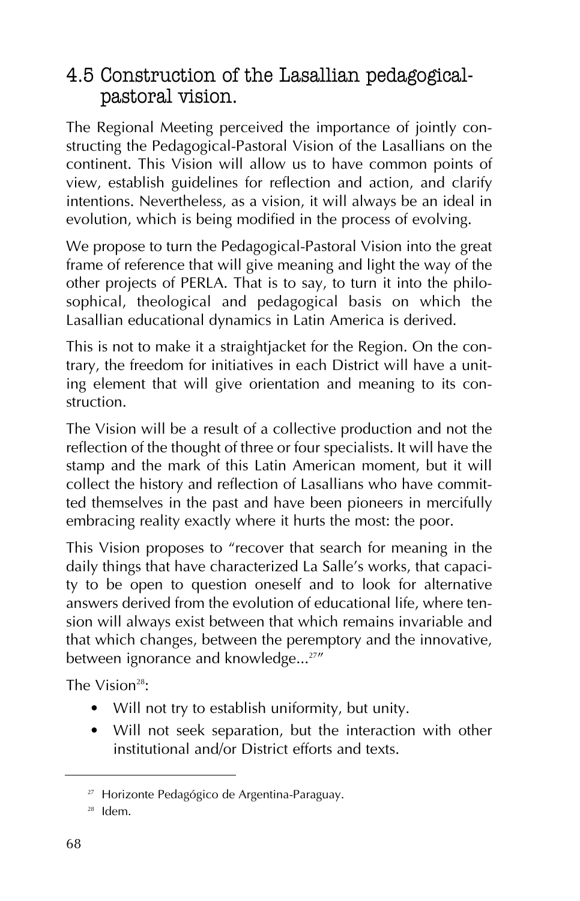## 4.5 Construction of the Lasallian pedagogical-pastoral vision.

The Regional Meeting perceived the importance of jointly constructing the Pedagogical-Pastoral Vision of the Lasallians on the continent. This Vision will allow us to have common points of view, establish guidelines for reflection and action, and clarify intentions. Nevertheless, as a vision, it will always be an ideal in evolution, which is being modified in the process of evolving.

We propose to turn the Pedagogical-Pastoral Vision into the great frame of reference that will give meaning and light the way of the other projects of PERLA. That is to say, to turn it into the philosophical, theological and pedagogical basis on which the Lasallian educational dynamics in Latin America is derived.

This is not to make it a straightjacket for the Region. On the contrary, the freedom for initiatives in each District will have a uniting element that will give orientation and meaning to its construction.

The Vision will be a result of a collective production and not the reflection of the thought of three or four specialists. It will have the stamp and the mark of this Latin American moment, but it will collect the history and reflection of Lasallians who have committed themselves in the past and have been pioneers in mercifully embracing reality exactly where it hurts the most: the poor.

This Vision proposes to "recover that search for meaning in the daily things that have characterized La Salle's works, that capacity to be open to question oneself and to look for alternative answers derived from the evolution of educational life, where tension will always exist between that which remains invariable and that which changes, between the peremptory and the innovative, between ignorance and knowledge...[27]"

The Vision[28]:

- Will not try to establish uniformity, but unity.
- Will not seek separation, but the interaction with other institutional and/or District efforts and texts.

---

[27] Horizonte Pedagógico de Argentina-Paraguay.

[28] Idem.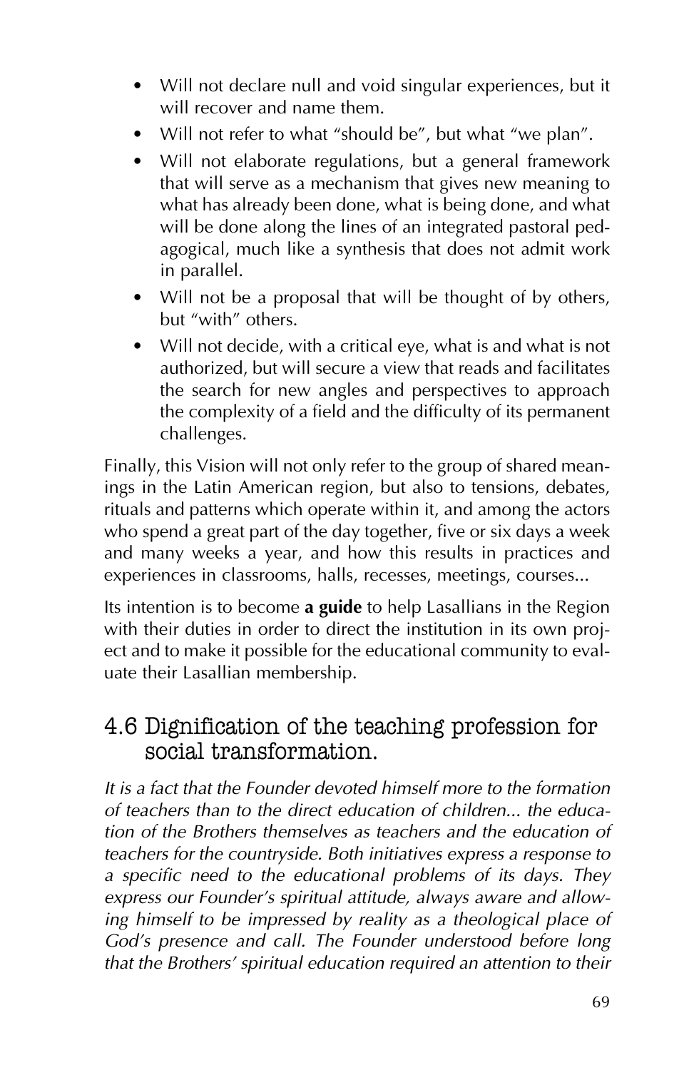- Will not declare null and void singular experiences, but it will recover and name them.
- Will not refer to what "should be", but what "we plan".
- Will not elaborate regulations, but a general framework that will serve as a mechanism that gives new meaning to what has already been done, what is being done, and what will be done along the lines of an integrated pastoral pedagogical, much like a synthesis that does not admit work in parallel.
- Will not be a proposal that will be thought of by others, but "with" others.
- Will not decide, with a critical eye, what is and what is not authorized, but will secure a view that reads and facilitates the search for new angles and perspectives to approach the complexity of a field and the difficulty of its permanent challenges.

Finally, this Vision will not only refer to the group of shared meanings in the Latin American region, but also to tensions, debates, rituals and patterns which operate within it, and among the actors who spend a great part of the day together, five or six days a week and many weeks a year, and how this results in practices and experiences in classrooms, halls, recesses, meetings, courses...

Its intention is to become **a guide** to help Lasallians in the Region with their duties in order to direct the institution in its own project and to make it possible for the educational community to evaluate their Lasallian membership.

## 4.6 Dignification of the teaching profession for social transformation.

*It is a fact that the Founder devoted himself more to the formation of teachers than to the direct education of children... the education of the Brothers themselves as teachers and the education of teachers for the countryside. Both initiatives express a response to a specific need to the educational problems of its days. They express our Founder's spiritual attitude, always aware and allowing himself to be impressed by reality as a theological place of God's presence and call. The Founder understood before long that the Brothers' spiritual education required an attention to their*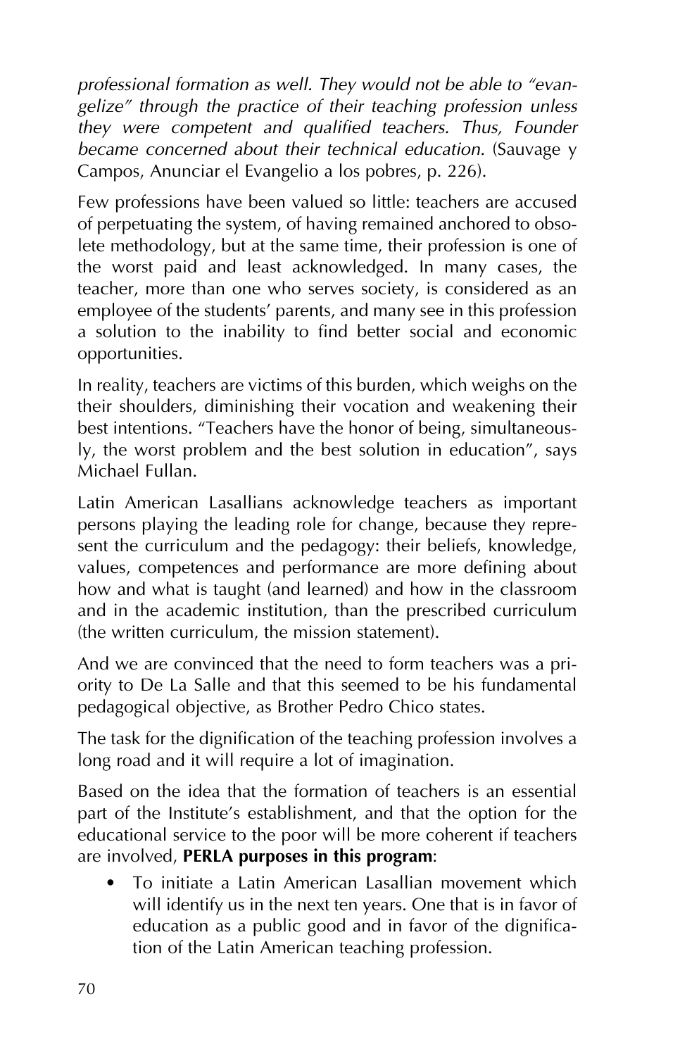*professional formation as well. They would not be able to "evangelize" through the practice of their teaching profession unless they were competent and qualified teachers. Thus, Founder became concerned about their technical education.* (Sauvage y Campos, Anunciar el Evangelio a los pobres, p. 226).

Few professions have been valued so little: teachers are accused of perpetuating the system, of having remained anchored to obsolete methodology, but at the same time, their profession is one of the worst paid and least acknowledged. In many cases, the teacher, more than one who serves society, is considered as an employee of the students' parents, and many see in this profession a solution to the inability to find better social and economic opportunities.

In reality, teachers are victims of this burden, which weighs on the their shoulders, diminishing their vocation and weakening their best intentions. "Teachers have the honor of being, simultaneously, the worst problem and the best solution in education", says Michael Fullan.

Latin American Lasallians acknowledge teachers as important persons playing the leading role for change, because they represent the curriculum and the pedagogy: their beliefs, knowledge, values, competences and performance are more defining about how and what is taught (and learned) and how in the classroom and in the academic institution, than the prescribed curriculum (the written curriculum, the mission statement).

And we are convinced that the need to form teachers was a priority to De La Salle and that this seemed to be his fundamental pedagogical objective, as Brother Pedro Chico states.

The task for the dignification of the teaching profession involves a long road and it will require a lot of imagination.

Based on the idea that the formation of teachers is an essential part of the Institute's establishment, and that the option for the educational service to the poor will be more coherent if teachers are involved, **PERLA purposes in this program**:

- To initiate a Latin American Lasallian movement which will identify us in the next ten years. One that is in favor of education as a public good and in favor of the dignification of the Latin American teaching profession.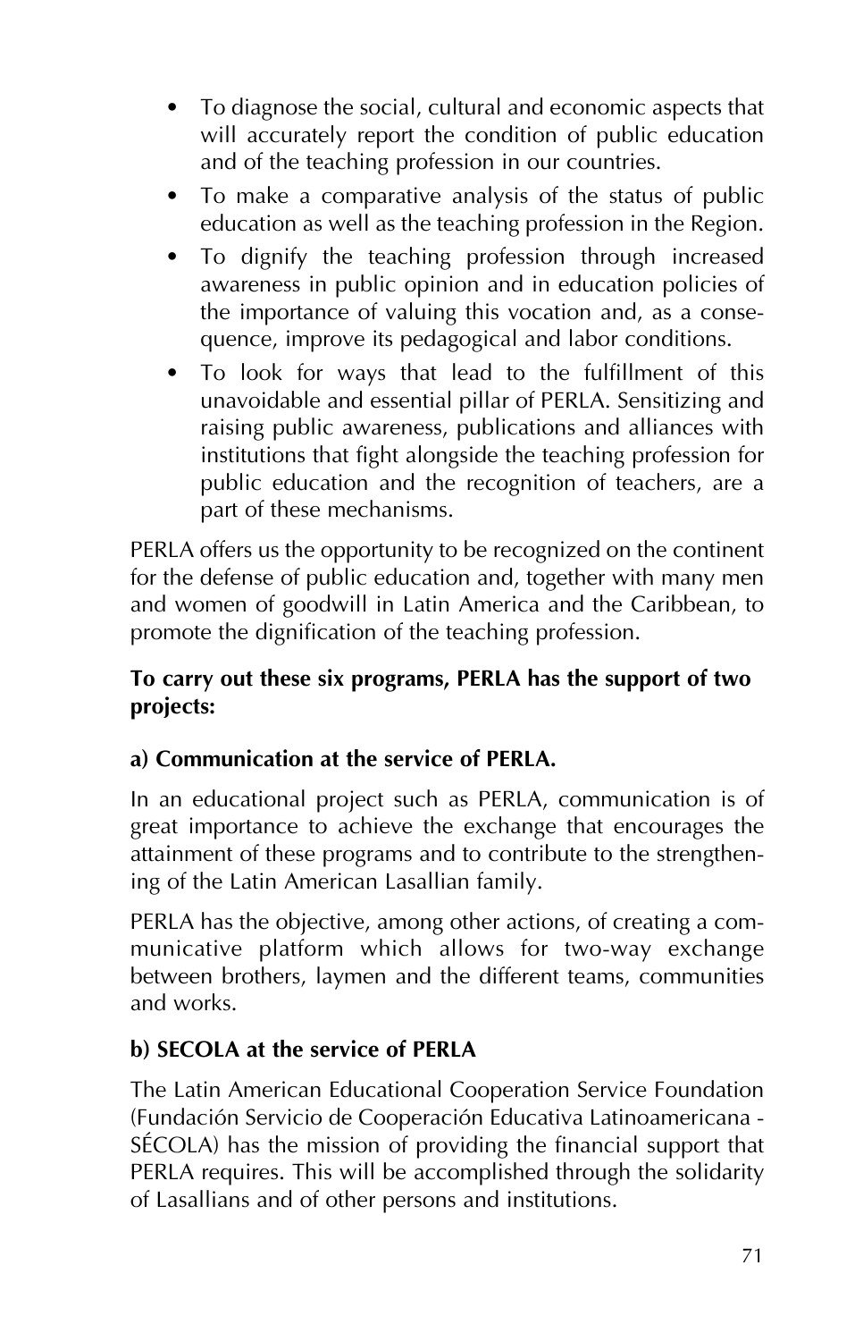- To diagnose the social, cultural and economic aspects that will accurately report the condition of public education and of the teaching profession in our countries.
- To make a comparative analysis of the status of public education as well as the teaching profession in the Region.
- To dignify the teaching profession through increased awareness in public opinion and in education policies of the importance of valuing this vocation and, as a consequence, improve its pedagogical and labor conditions.
- To look for ways that lead to the fulfillment of this unavoidable and essential pillar of PERLA. Sensitizing and raising public awareness, publications and alliances with institutions that fight alongside the teaching profession for public education and the recognition of teachers, are a part of these mechanisms.

PERLA offers us the opportunity to be recognized on the continent for the defense of public education and, together with many men and women of goodwill in Latin America and the Caribbean, to promote the dignification of the teaching profession.

**To carry out these six programs, PERLA has the support of two projects:**

**a) Communication at the service of PERLA.**

In an educational project such as PERLA, communication is of great importance to achieve the exchange that encourages the attainment of these programs and to contribute to the strengthening of the Latin American Lasallian family.

PERLA has the objective, among other actions, of creating a communicative platform which allows for two-way exchange between brothers, laymen and the different teams, communities and works.

**b) SECOLA at the service of PERLA**

The Latin American Educational Cooperation Service Foundation (Fundación Servicio de Cooperación Educativa Latinoamericana - SÉCOLA) has the mission of providing the financial support that PERLA requires. This will be accomplished through the solidarity of Lasallians and of other persons and institutions.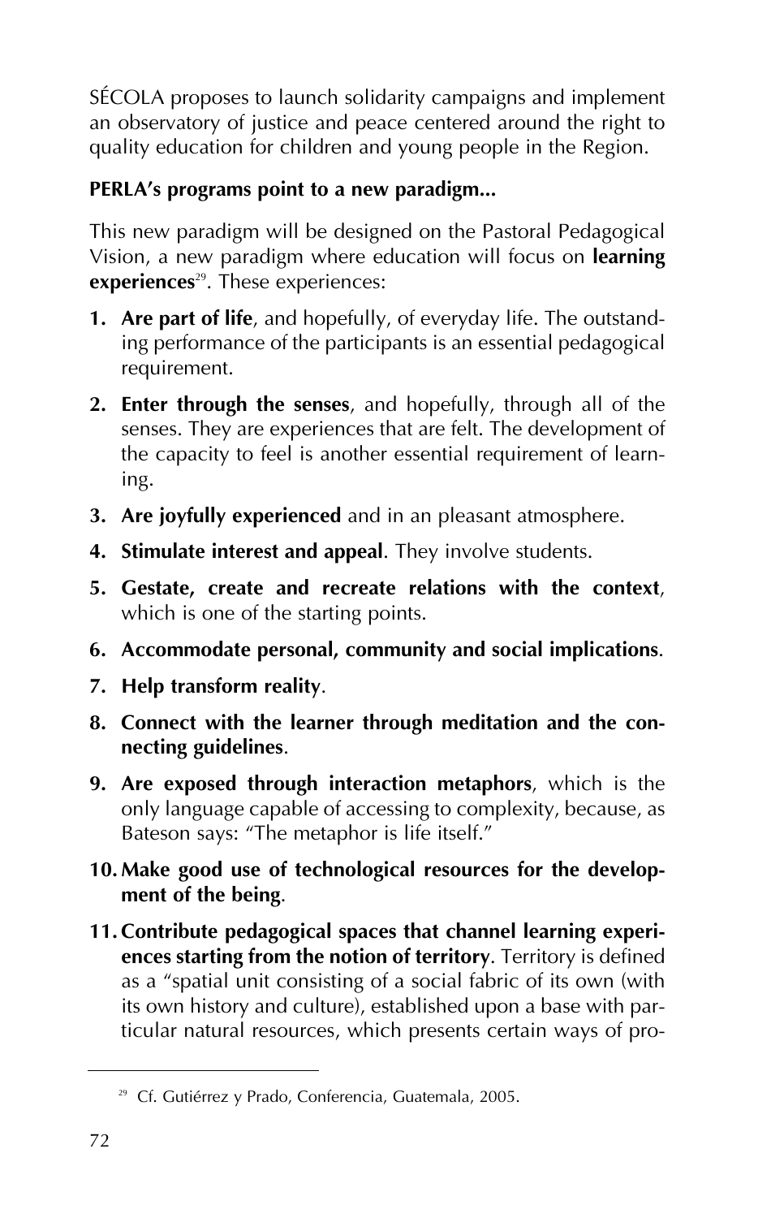SÉCOLA proposes to launch solidarity campaigns and implement an observatory of justice and peace centered around the right to quality education for children and young people in the Region.

**PERLA's programs point to a new paradigm...**

This new paradigm will be designed on the Pastoral Pedagogical Vision, a new paradigm where education will focus on **learning experiences**[29]. These experiences:

1. **Are part of life**, and hopefully, of everyday life. The outstanding performance of the participants is an essential pedagogical requirement.
2. **Enter through the senses**, and hopefully, through all of the senses. They are experiences that are felt. The development of the capacity to feel is another essential requirement of learning.
3. **Are joyfully experienced** and in an pleasant atmosphere.
4. **Stimulate interest and appeal**. They involve students.
5. **Gestate, create and recreate relations with the context**, which is one of the starting points.
6. **Accommodate personal, community and social implications**.
7. **Help transform reality**.
8. **Connect with the learner through meditation and the connecting guidelines**.
9. **Are exposed through interaction metaphors**, which is the only language capable of accessing to complexity, because, as Bateson says: "The metaphor is life itself."
10. **Make good use of technological resources for the development of the being**.
11. **Contribute pedagogical spaces that channel learning experiences starting from the notion of territory**. Territory is defined as a "spatial unit consisting of a social fabric of its own (with its own history and culture), established upon a base with particular natural resources, which presents certain ways of pro-

[29] Cf. Gutiérrez y Prado, Conferencia, Guatemala, 2005.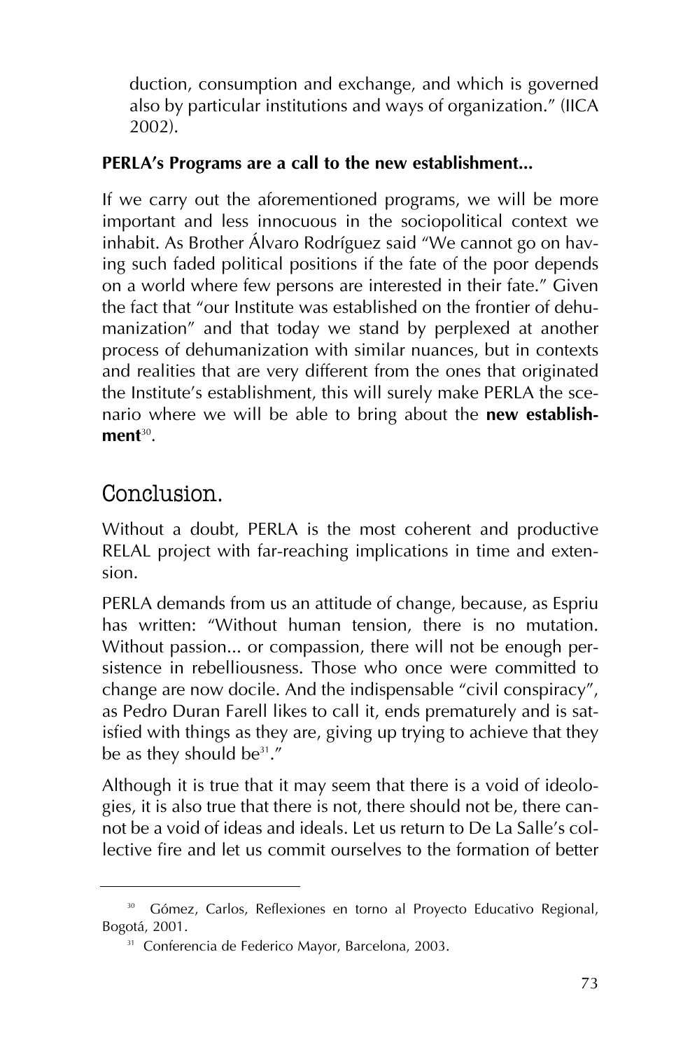duction, consumption and exchange, and which is governed also by particular institutions and ways of organization." (IICA 2002).

**PERLA's Programs are a call to the new establishment...**

If we carry out the aforementioned programs, we will be more important and less innocuous in the sociopolitical context we inhabit. As Brother Álvaro Rodríguez said "We cannot go on having such faded political positions if the fate of the poor depends on a world where few persons are interested in their fate." Given the fact that "our Institute was established on the frontier of dehumanization" and that today we stand by perplexed at another process of dehumanization with similar nuances, but in contexts and realities that are very different from the ones that originated the Institute's establishment, this will surely make PERLA the scenario where we will be able to bring about the **new establishment**[30].

## Conclusion.

Without a doubt, PERLA is the most coherent and productive RELAL project with far-reaching implications in time and extension.

PERLA demands from us an attitude of change, because, as Espriu has written: "Without human tension, there is no mutation. Without passion... or compassion, there will not be enough persistence in rebelliousness. Those who once were committed to change are now docile. And the indispensable "civil conspiracy", as Pedro Duran Farell likes to call it, ends prematurely and is satisfied with things as they are, giving up trying to achieve that they be as they should be[31]."

Although it is true that it may seem that there is a void of ideologies, it is also true that there is not, there should not be, there cannot be a void of ideas and ideals. Let us return to De La Salle's collective fire and let us commit ourselves to the formation of better

---

[30] Gómez, Carlos, Reflexiones en torno al Proyecto Educativo Regional, Bogotá, 2001.

[31] Conferencia de Federico Mayor, Barcelona, 2003.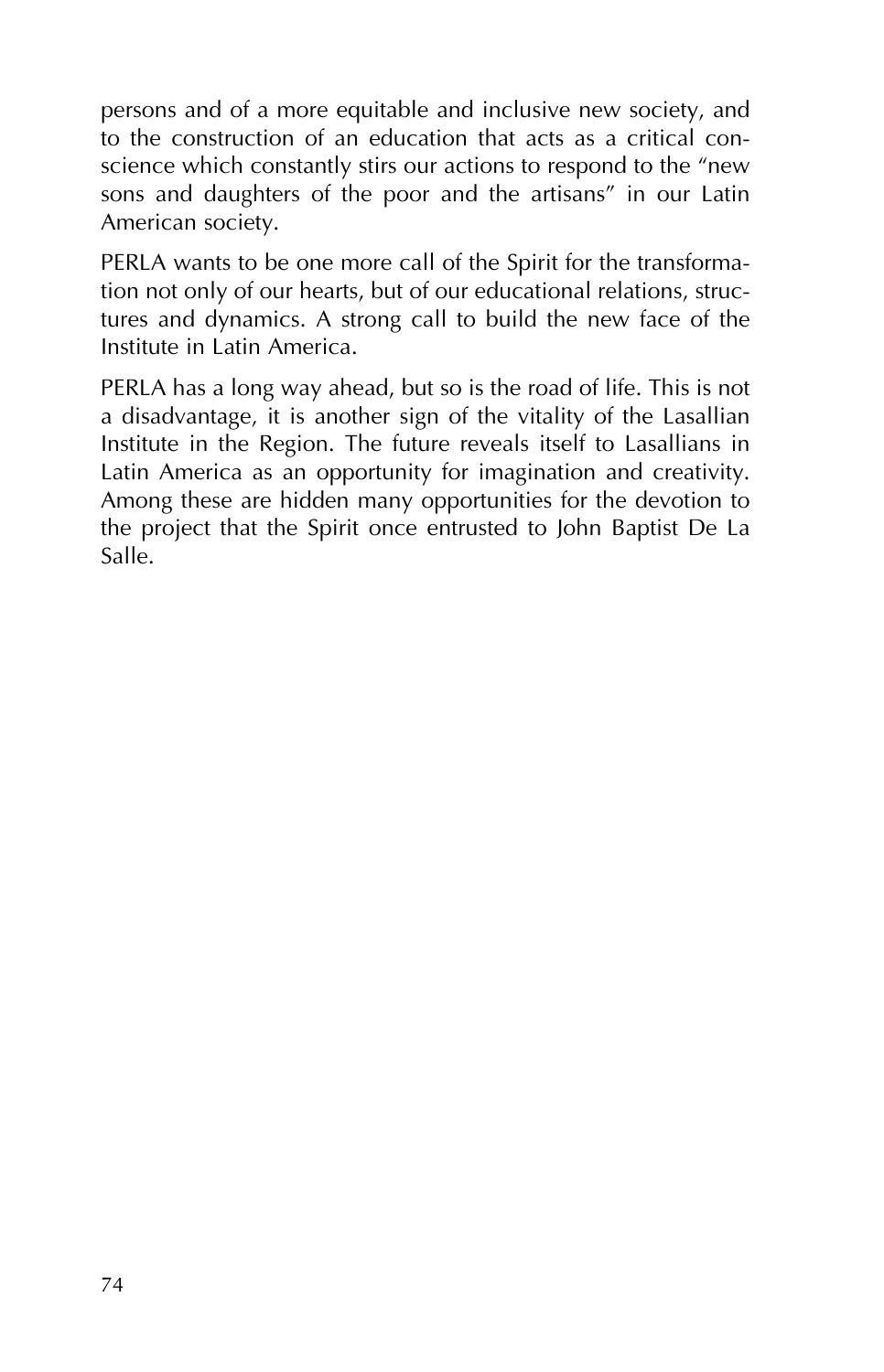persons and of a more equitable and inclusive new society, and to the construction of an education that acts as a critical conscience which constantly stirs our actions to respond to the "new sons and daughters of the poor and the artisans" in our Latin American society.

PERLA wants to be one more call of the Spirit for the transformation not only of our hearts, but of our educational relations, structures and dynamics. A strong call to build the new face of the Institute in Latin America.

PERLA has a long way ahead, but so is the road of life. This is not a disadvantage, it is another sign of the vitality of the Lasallian Institute in the Region. The future reveals itself to Lasallians in Latin America as an opportunity for imagination and creativity. Among these are hidden many opportunities for the devotion to the project that the Spirit once entrusted to John Baptist De La Salle.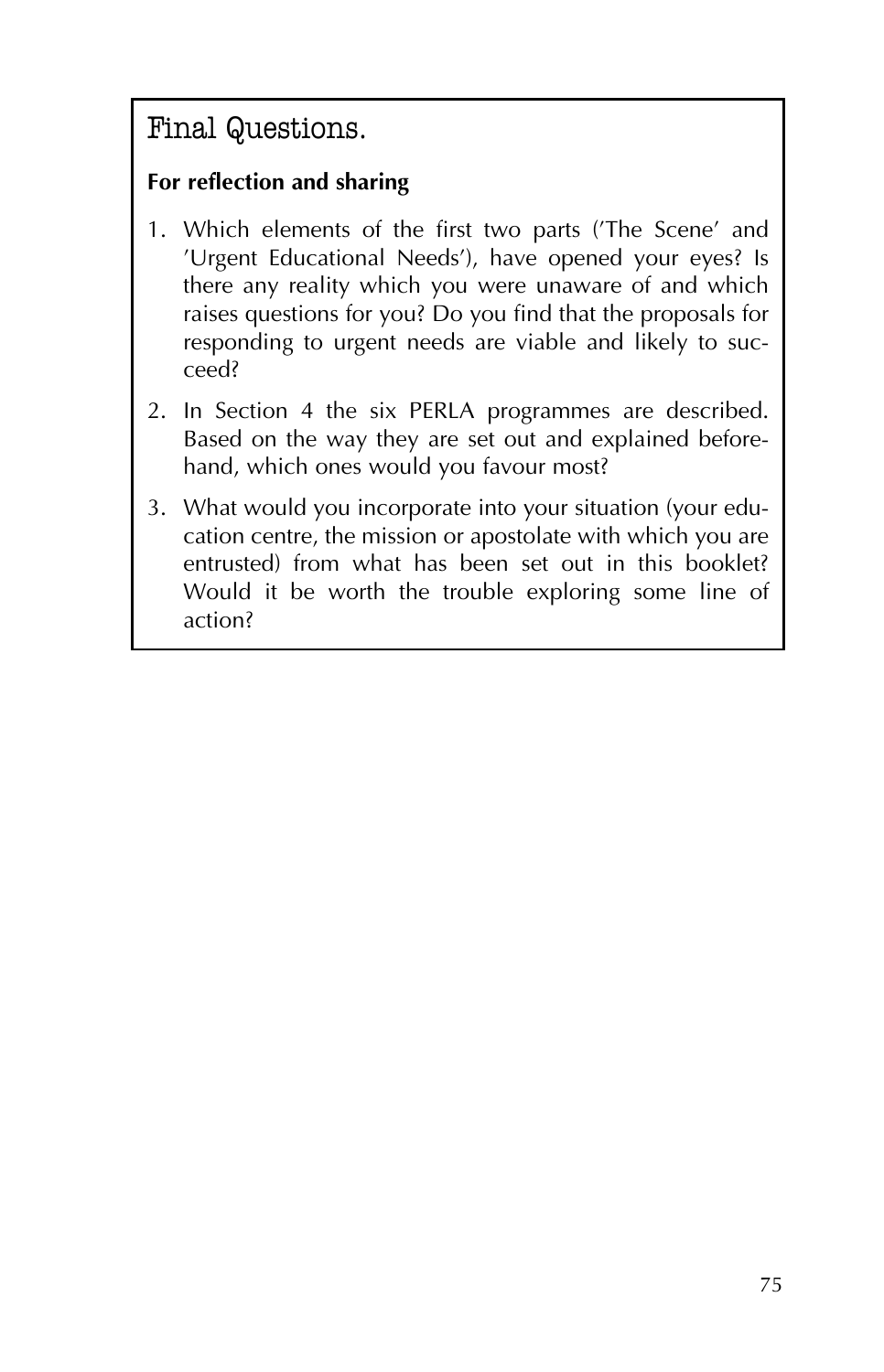## Final Questions.

**For reflection and sharing**

1. Which elements of the first two parts ('The Scene' and 'Urgent Educational Needs'), have opened your eyes? Is there any reality which you were unaware of and which raises questions for you? Do you find that the proposals for responding to urgent needs are viable and likely to succeed?
2. In Section 4 the six PERLA programmes are described. Based on the way they are set out and explained beforehand, which ones would you favour most?
3. What would you incorporate into your situation (your education centre, the mission or apostolate with which you are entrusted) from what has been set out in this booklet? Would it be worth the trouble exploring some line of action?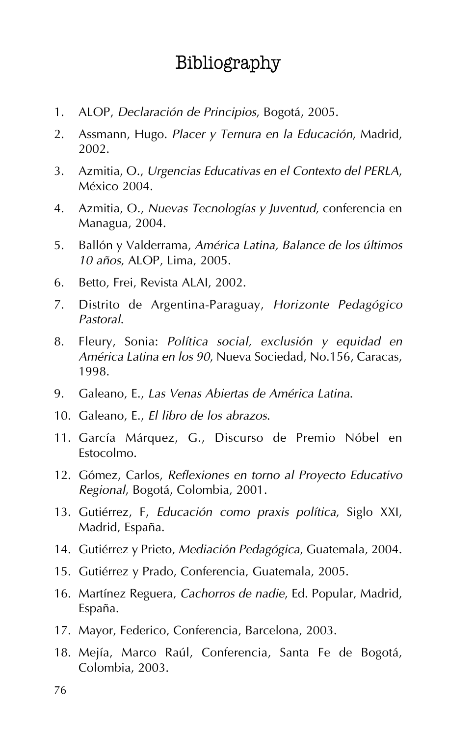# Bibliography

1. ALOP, *Declaración de Principios*, Bogotá, 2005.
2. Assmann, Hugo. *Placer y Ternura en la Educación*, Madrid, 2002.
3. Azmitia, O., *Urgencias Educativas en el Contexto del PERLA*, México 2004.
4. Azmitia, O., *Nuevas Tecnologías y Juventud*, conferencia en Managua, 2004.
5. Ballón y Valderrama, *América Latina, Balance de los últimos 10 años*, ALOP, Lima, 2005.
6. Betto, Frei, Revista ALAI, 2002.
7. Distrito de Argentina-Paraguay, *Horizonte Pedagógico Pastoral*.
8. Fleury, Sonia: *Política social, exclusión y equidad en América Latina en los 90*, Nueva Sociedad, No.156, Caracas, 1998.
9. Galeano, E., *Las Venas Abiertas de América Latina*.
10. Galeano, E., *El libro de los abrazos*.
11. García Márquez, G., Discurso de Premio Nóbel en Estocolmo.
12. Gómez, Carlos, *Reflexiones en torno al Proyecto Educativo Regional*, Bogotá, Colombia, 2001.
13. Gutiérrez, F, *Educación como praxis política*, Siglo XXI, Madrid, España.
14. Gutiérrez y Prieto, *Mediación Pedagógica*, Guatemala, 2004.
15. Gutiérrez y Prado, Conferencia, Guatemala, 2005.
16. Martínez Reguera, *Cachorros de nadie*, Ed. Popular, Madrid, España.
17. Mayor, Federico, Conferencia, Barcelona, 2003.
18. Mejía, Marco Raúl, Conferencia, Santa Fe de Bogotá, Colombia, 2003.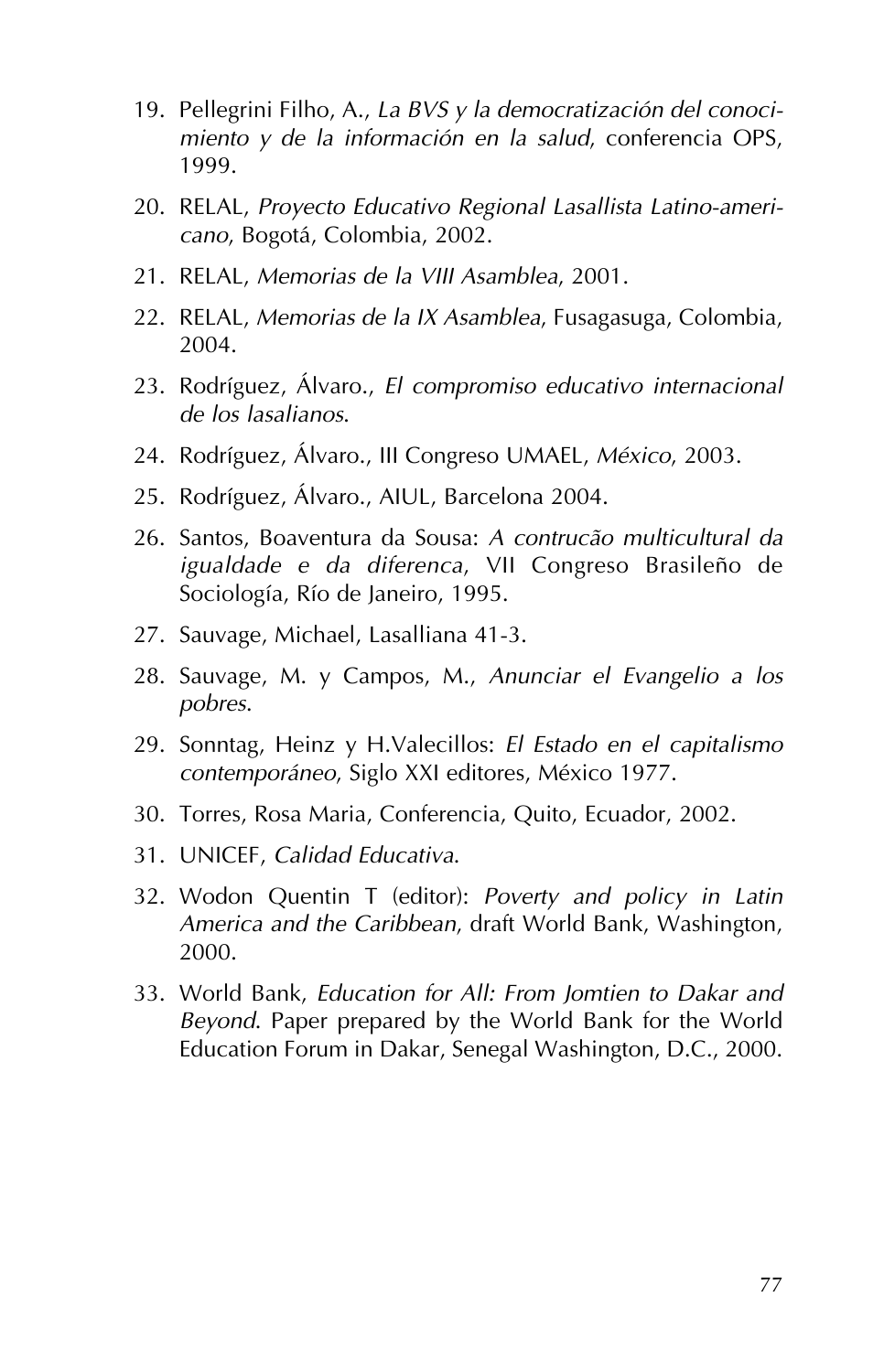19. Pellegrini Filho, A., *La BVS y la democratización del conocimiento y de la información en la salud*, conferencia OPS, 1999.
20. RELAL, *Proyecto Educativo Regional Lasallista Latino-americano*, Bogotá, Colombia, 2002.
21. RELAL, *Memorias de la VIII Asamblea*, 2001.
22. RELAL, *Memorias de la IX Asamblea*, Fusagasuga, Colombia, 2004.
23. Rodríguez, Álvaro., *El compromiso educativo internacional de los lasalianos*.
24. Rodríguez, Álvaro., III Congreso UMAEL, *México*, 2003.
25. Rodríguez, Álvaro., AIUL, Barcelona 2004.
26. Santos, Boaventura da Sousa: *A contrucão multicultural da igualdade e da diferenca*, VII Congreso Brasileño de Sociología, Río de Janeiro, 1995.
27. Sauvage, Michael, Lasalliana 41-3.
28. Sauvage, M. y Campos, M., *Anunciar el Evangelio a los pobres*.
29. Sonntag, Heinz y H.Valecillos: *El Estado en el capitalismo contemporáneo*, Siglo XXI editores, México 1977.
30. Torres, Rosa Maria, Conferencia, Quito, Ecuador, 2002.
31. UNICEF, *Calidad Educativa*.
32. Wodon Quentin T (editor): *Poverty and policy in Latin America and the Caribbean*, draft World Bank, Washington, 2000.
33. World Bank, *Education for All: From Jomtien to Dakar and Beyond*. Paper prepared by the World Bank for the World Education Forum in Dakar, Senegal Washington, D.C., 2000.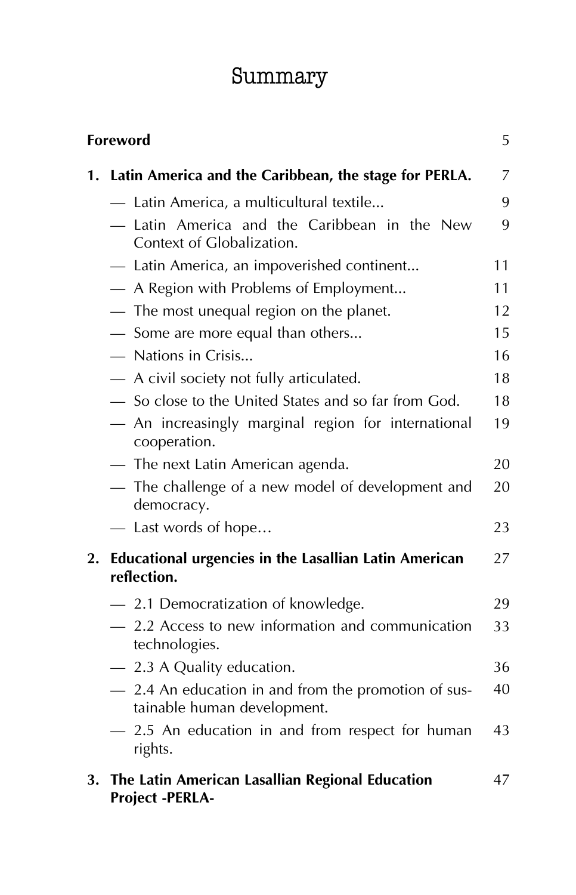# Summary

| | |
|---|---|
| **Foreword** | 5 |
| **1. Latin America and the Caribbean, the stage for PERLA.** | 7 |
| — Latin America, a multicultural textile... | 9 |
| — Latin America and the Caribbean in the New Context of Globalization. | 9 |
| — Latin America, an impoverished continent... | 11 |
| — A Region with Problems of Employment... | 11 |
| — The most unequal region on the planet. | 12 |
| — Some are more equal than others... | 15 |
| — Nations in Crisis... | 16 |
| — A civil society not fully articulated. | 18 |
| — So close to the United States and so far from God. | 18 |
| — An increasingly marginal region for international cooperation. | 19 |
| — The next Latin American agenda. | 20 |
| — The challenge of a new model of development and democracy. | 20 |
| — Last words of hope… | 23 |
| **2. Educational urgencies in the Lasallian Latin American reflection.** | 27 |
| — 2.1 Democratization of knowledge. | 29 |
| — 2.2 Access to new information and communication technologies. | 33 |
| — 2.3 A Quality education. | 36 |
| — 2.4 An education in and from the promotion of sustainable human development. | 40 |
| — 2.5 An education in and from respect for human rights. | 43 |
| **3. The Latin American Lasallian Regional Education Project -PERLA-** | 47 |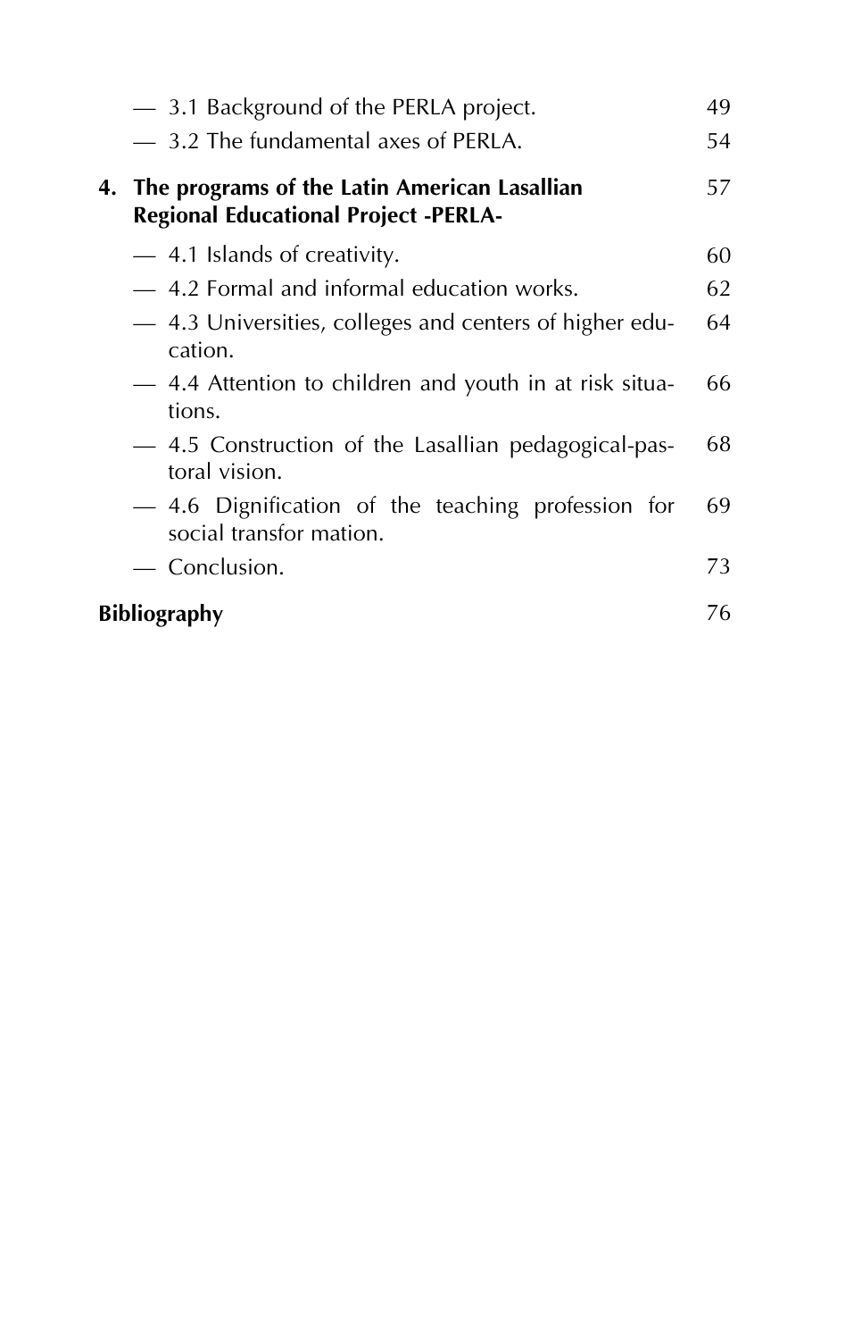— 3.1 Background of the PERLA project. 49

— 3.2 The fundamental axes of PERLA. 54

**4. The programs of the Latin American Lasallian Regional Educational Project -PERLA-** 57

— 4.1 Islands of creativity. 60

— 4.2 Formal and informal education works. 62

— 4.3 Universities, colleges and centers of higher education. 64

— 4.4 Attention to children and youth in at risk situations. 66

— 4.5 Construction of the Lasallian pedagogical-pastoral vision. 68

— 4.6 Dignification of the teaching profession for social transfor mation. 69

— Conclusion. 73

**Bibliography** 76